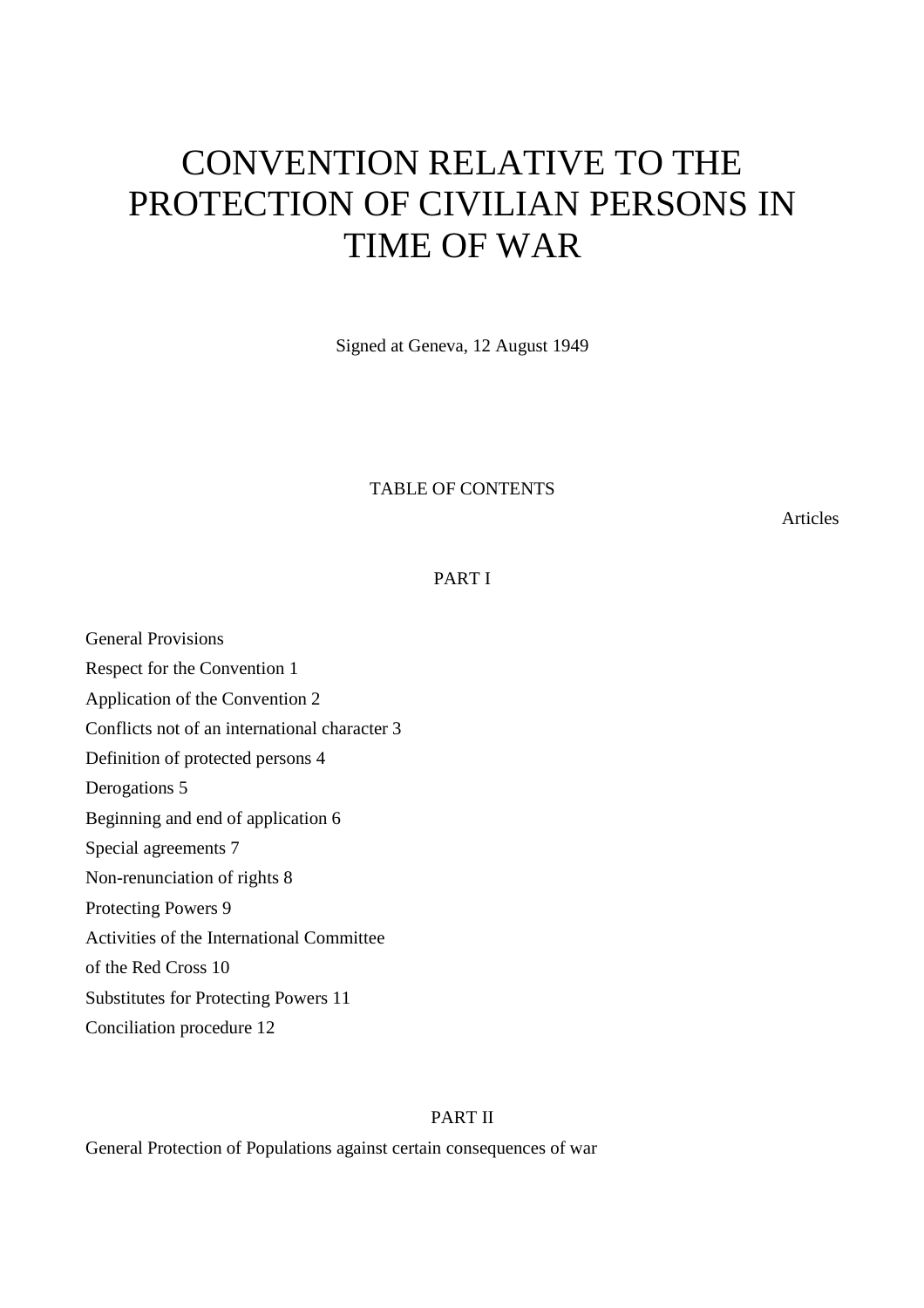# CONVENTION RELATIVE TO THE PROTECTION OF CIVILIAN PERSONS IN TIME OF WAR

Signed at Geneva, 12 August 1949

TABLE OF CONTENTS

Articles

PART I

General Provisions

Respect for the Convention 1

Application of the Convention 2

Conflicts not of an international character 3

Definition of protected persons 4

Derogations 5

Beginning and end of application 6

Special agreements 7

Non-renunciation of rights 8

Protecting Powers 9

Activities of the International Committee of the Red Cross 10

Substitutes for Protecting Powers 11

Conciliation procedure 12

PART II

General Protection of Populations against certain consequences of war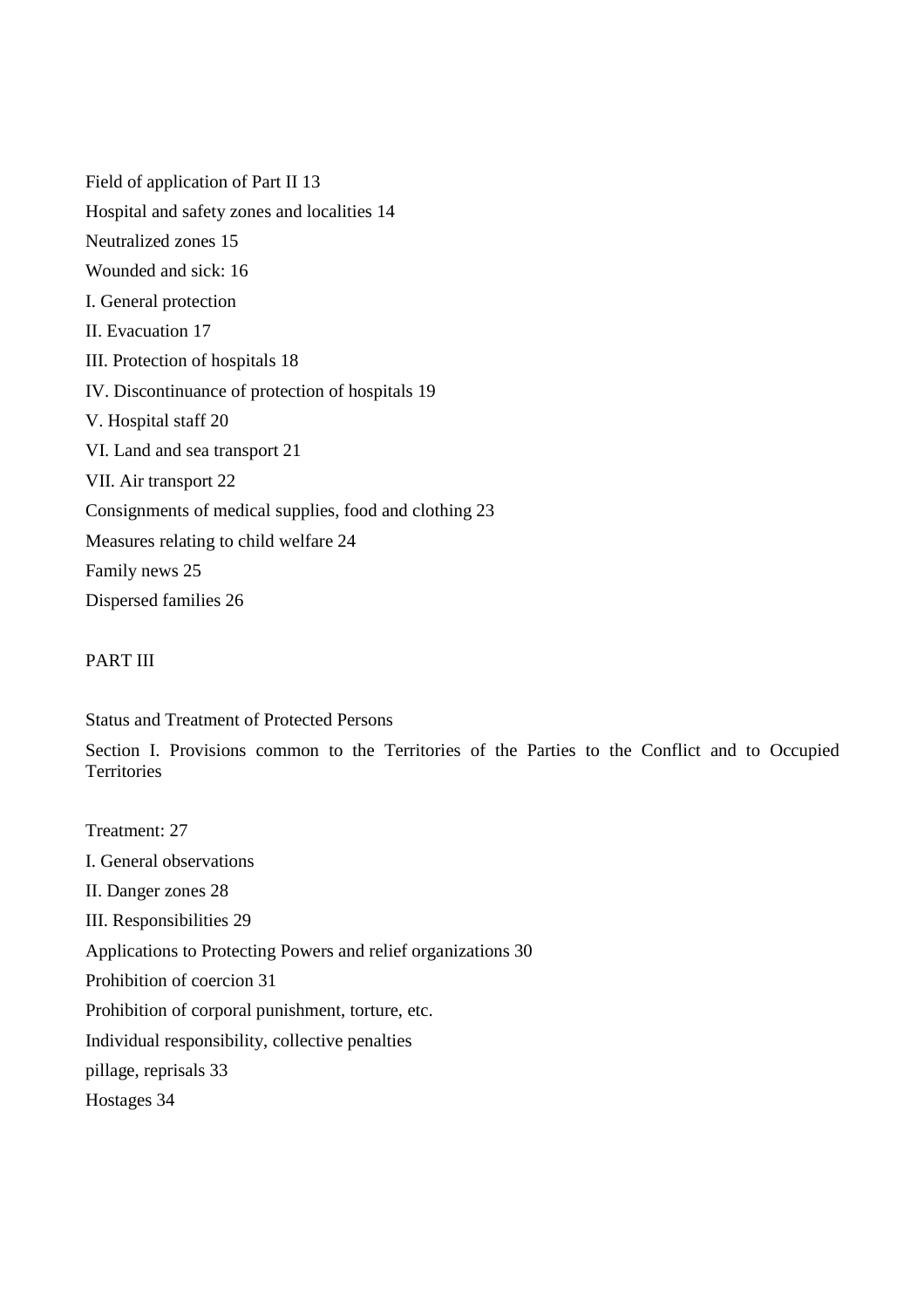Field of application of Part II 13

Hospital and safety zones and localities 14

Neutralized zones 15

Wounded and sick: 16

I. General protection

II. Evacuation 17

III. Protection of hospitals 18

IV. Discontinuance of protection of hospitals 19

V. Hospital staff 20

VI. Land and sea transport 21

VII. Air transport 22

Consignments of medical supplies, food and clothing 23

Measures relating to child welfare 24

Family news 25

Dispersed families 26

PART III

Status and Treatment of Protected Persons

Section I. Provisions common to the Territories of the Parties to the Conflict and to Occupied Territories

Treatment: 27

I. General observations

II. Danger zones 28

III. Responsibilities 29

Applications to Protecting Powers and relief organizations 30

Prohibition of coercion 31

Prohibition of corporal punishment, torture, etc.

Individual responsibility, collective penalties

pillage, reprisals 33

Hostages 34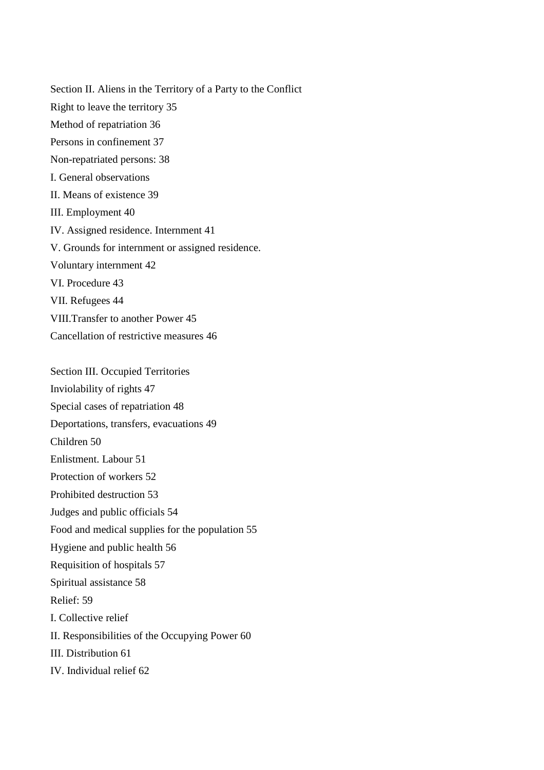Section II. Aliens in the Territory of a Party to the Conflict

Right to leave the territory 35

Method of repatriation 36

Persons in confinement 37

Non-repatriated persons: 38

I. General observations

II. Means of existence 39

III. Employment 40

IV. Assigned residence. Internment 41

V. Grounds for internment or assigned residence.

Voluntary internment 42

VI. Procedure 43

VII. Refugees 44

VIII.Transfer to another Power 45

Cancellation of restrictive measures 46

Section III. Occupied Territories

Inviolability of rights 47

Special cases of repatriation 48

Deportations, transfers, evacuations 49

Children 50

Enlistment. Labour 51

Protection of workers 52

Prohibited destruction 53

Judges and public officials 54

Food and medical supplies for the population 55

Hygiene and public health 56

Requisition of hospitals 57

Spiritual assistance 58

Relief: 59

I. Collective relief

II. Responsibilities of the Occupying Power 60

III. Distribution 61

IV. Individual relief 62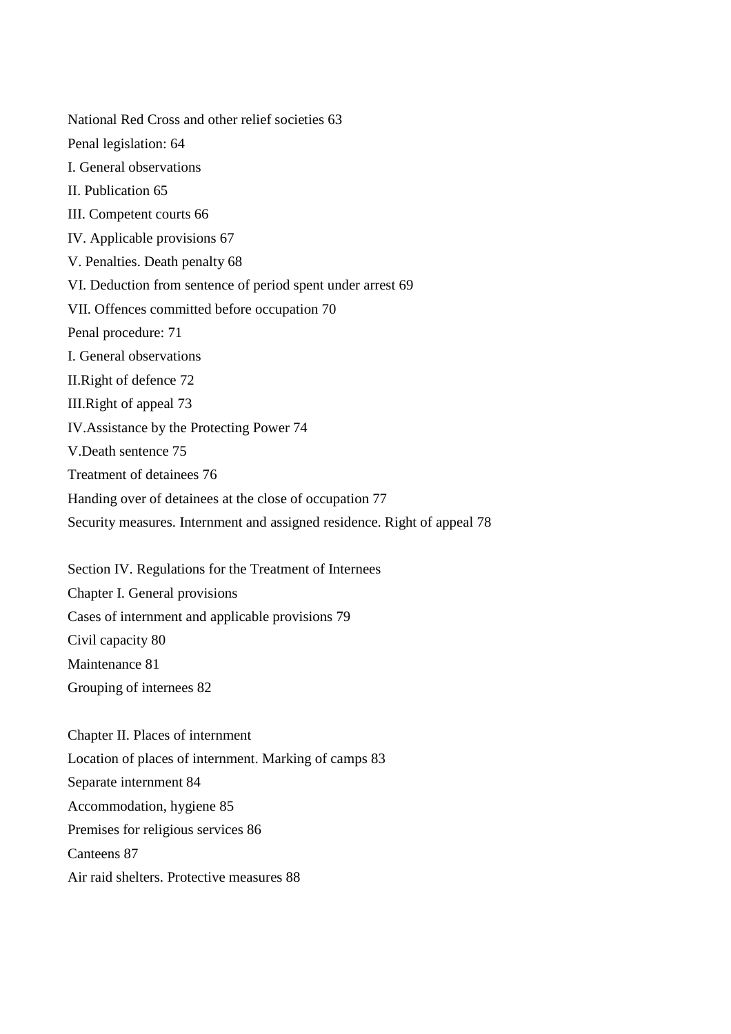National Red Cross and other relief societies 63

Penal legislation: 64

I. General observations

II. Publication 65

III. Competent courts 66

IV. Applicable provisions 67

V. Penalties. Death penalty 68

VI. Deduction from sentence of period spent under arrest 69

VII. Offences committed before occupation 70

Penal procedure: 71

I. General observations

II.Right of defence 72

III.Right of appeal 73

IV.Assistance by the Protecting Power 74

V.Death sentence 75

Treatment of detainees 76

Handing over of detainees at the close of occupation 77

Security measures. Internment and assigned residence. Right of appeal 78

Section IV. Regulations for the Treatment of Internees

Chapter I. General provisions

Cases of internment and applicable provisions 79

Civil capacity 80

Maintenance 81

Grouping of internees 82

Chapter II. Places of internment

Location of places of internment. Marking of camps 83

Separate internment 84

Accommodation, hygiene 85

Premises for religious services 86

Canteens 87

Air raid shelters. Protective measures 88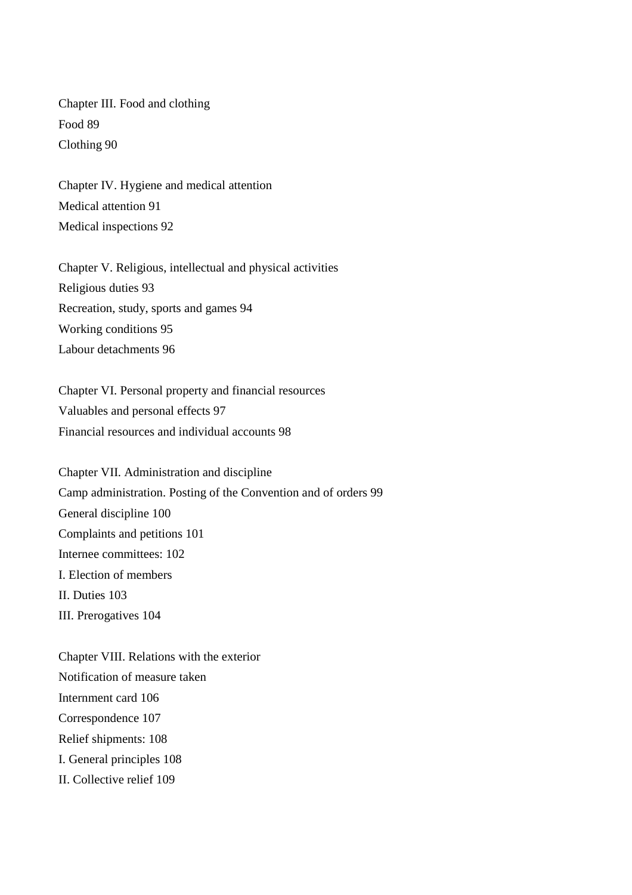Chapter III. Food and clothing
Food 89
Clothing 90

Chapter IV. Hygiene and medical attention
Medical attention 91
Medical inspections 92

Chapter V. Religious, intellectual and physical activities
Religious duties 93
Recreation, study, sports and games 94
Working conditions 95
Labour detachments 96

Chapter VI. Personal property and financial resources
Valuables and personal effects 97
Financial resources and individual accounts 98

Chapter VII. Administration and discipline
Camp administration. Posting of the Convention and of orders 99
General discipline 100
Complaints and petitions 101
Internee committees: 102
I. Election of members
II. Duties 103
III. Prerogatives 104

Chapter VIII. Relations with the exterior
Notification of measure taken
Internment card 106
Correspondence 107
Relief shipments: 108
I. General principles 108
II. Collective relief 109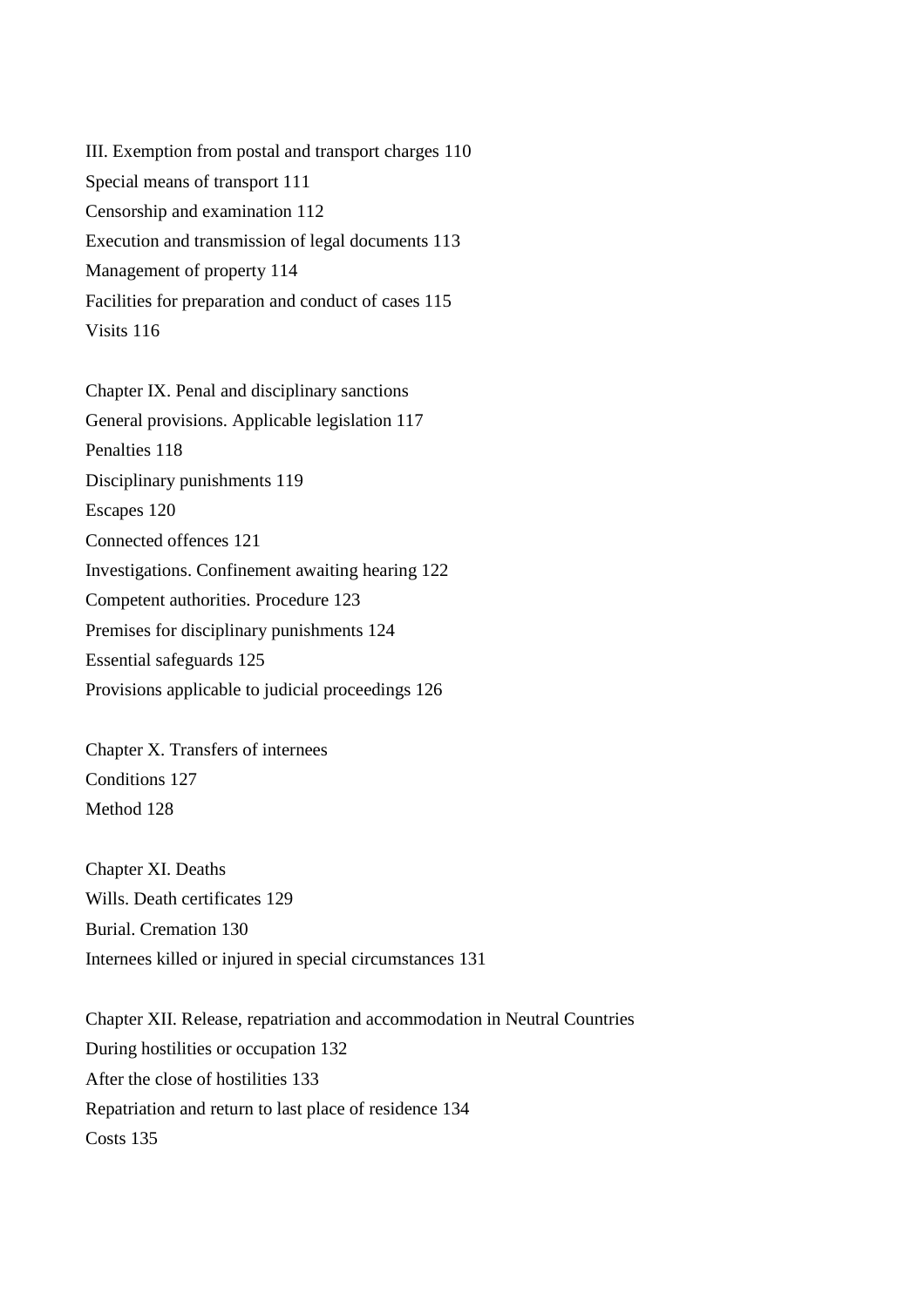III. Exemption from postal and transport charges 110

Special means of transport 111

Censorship and examination 112

Execution and transmission of legal documents 113

Management of property 114

Facilities for preparation and conduct of cases 115

Visits 116

Chapter IX. Penal and disciplinary sanctions

General provisions. Applicable legislation 117

Penalties 118

Disciplinary punishments 119

Escapes 120

Connected offences 121

Investigations. Confinement awaiting hearing 122

Competent authorities. Procedure 123

Premises for disciplinary punishments 124

Essential safeguards 125

Provisions applicable to judicial proceedings 126

Chapter X. Transfers of internees

Conditions 127

Method 128

Chapter XI. Deaths

Wills. Death certificates 129

Burial. Cremation 130

Internees killed or injured in special circumstances 131

Chapter XII. Release, repatriation and accommodation in Neutral Countries

During hostilities or occupation 132

After the close of hostilities 133

Repatriation and return to last place of residence 134

Costs 135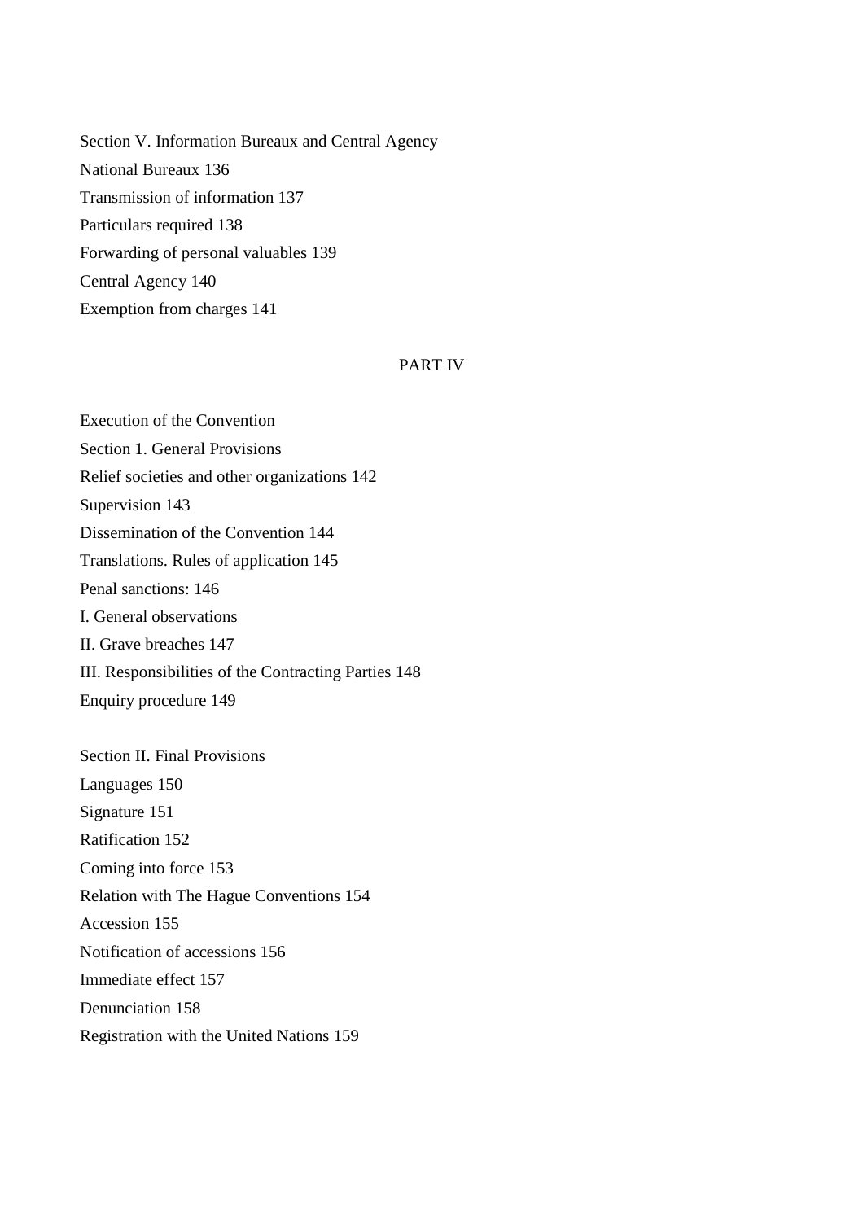Section V. Information Bureaux and Central Agency

National Bureaux 136

Transmission of information 137

Particulars required 138

Forwarding of personal valuables 139

Central Agency 140

Exemption from charges 141

## PART IV

Execution of the Convention

Section 1. General Provisions

Relief societies and other organizations 142

Supervision 143

Dissemination of the Convention 144

Translations. Rules of application 145

Penal sanctions: 146

I. General observations

II. Grave breaches 147

III. Responsibilities of the Contracting Parties 148

Enquiry procedure 149

Section II. Final Provisions

Languages 150

Signature 151

Ratification 152

Coming into force 153

Relation with The Hague Conventions 154

Accession 155

Notification of accessions 156

Immediate effect 157

Denunciation 158

Registration with the United Nations 159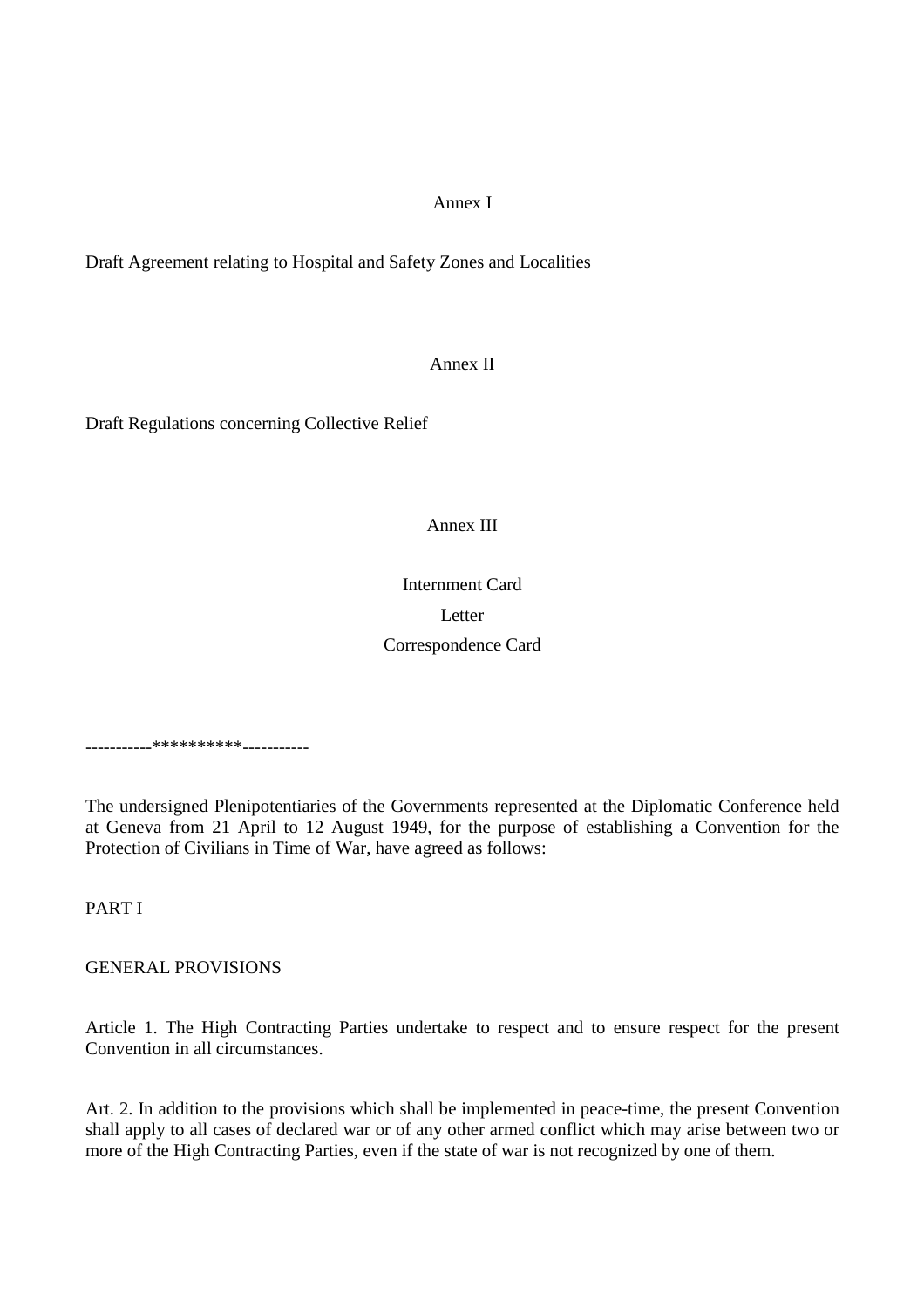Annex I

Draft Agreement relating to Hospital and Safety Zones and Localities

Annex II

Draft Regulations concerning Collective Relief

Annex III

Internment Card

Letter

Correspondence Card

-----------**********-----------

The undersigned Plenipotentiaries of the Governments represented at the Diplomatic Conference held at Geneva from 21 April to 12 August 1949, for the purpose of establishing a Convention for the Protection of Civilians in Time of War, have agreed as follows:

PART I

GENERAL PROVISIONS

Article 1. The High Contracting Parties undertake to respect and to ensure respect for the present Convention in all circumstances.

Art. 2. In addition to the provisions which shall be implemented in peace-time, the present Convention shall apply to all cases of declared war or of any other armed conflict which may arise between two or more of the High Contracting Parties, even if the state of war is not recognized by one of them.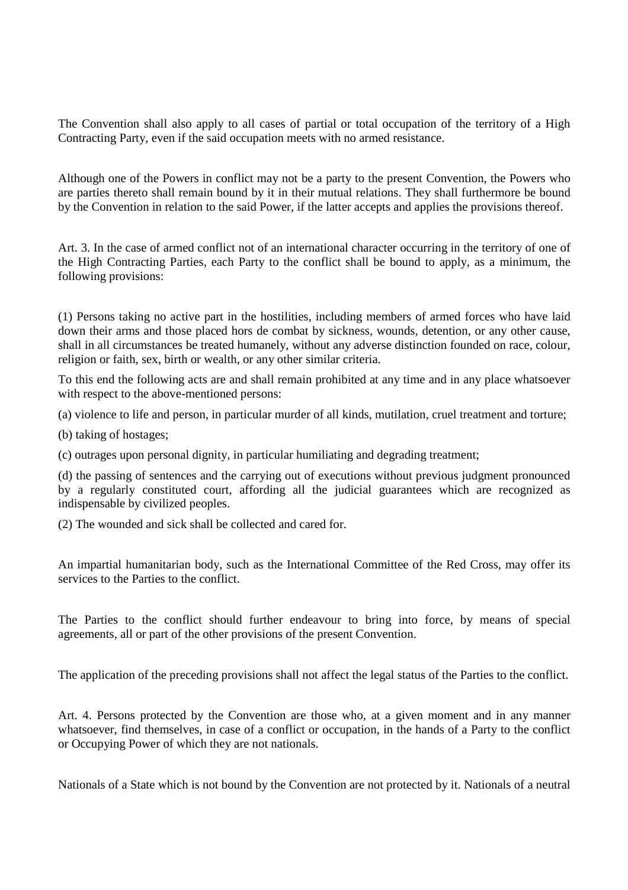The Convention shall also apply to all cases of partial or total occupation of the territory of a High Contracting Party, even if the said occupation meets with no armed resistance.

Although one of the Powers in conflict may not be a party to the present Convention, the Powers who are parties thereto shall remain bound by it in their mutual relations. They shall furthermore be bound by the Convention in relation to the said Power, if the latter accepts and applies the provisions thereof.

Art. 3. In the case of armed conflict not of an international character occurring in the territory of one of the High Contracting Parties, each Party to the conflict shall be bound to apply, as a minimum, the following provisions:

(1) Persons taking no active part in the hostilities, including members of armed forces who have laid down their arms and those placed hors de combat by sickness, wounds, detention, or any other cause, shall in all circumstances be treated humanely, without any adverse distinction founded on race, colour, religion or faith, sex, birth or wealth, or any other similar criteria.

To this end the following acts are and shall remain prohibited at any time and in any place whatsoever with respect to the above-mentioned persons:

(a) violence to life and person, in particular murder of all kinds, mutilation, cruel treatment and torture;

(b) taking of hostages;

(c) outrages upon personal dignity, in particular humiliating and degrading treatment;

(d) the passing of sentences and the carrying out of executions without previous judgment pronounced by a regularly constituted court, affording all the judicial guarantees which are recognized as indispensable by civilized peoples.

(2) The wounded and sick shall be collected and cared for.

An impartial humanitarian body, such as the International Committee of the Red Cross, may offer its services to the Parties to the conflict.

The Parties to the conflict should further endeavour to bring into force, by means of special agreements, all or part of the other provisions of the present Convention.

The application of the preceding provisions shall not affect the legal status of the Parties to the conflict.

Art. 4. Persons protected by the Convention are those who, at a given moment and in any manner whatsoever, find themselves, in case of a conflict or occupation, in the hands of a Party to the conflict or Occupying Power of which they are not nationals.

Nationals of a State which is not bound by the Convention are not protected by it. Nationals of a neutral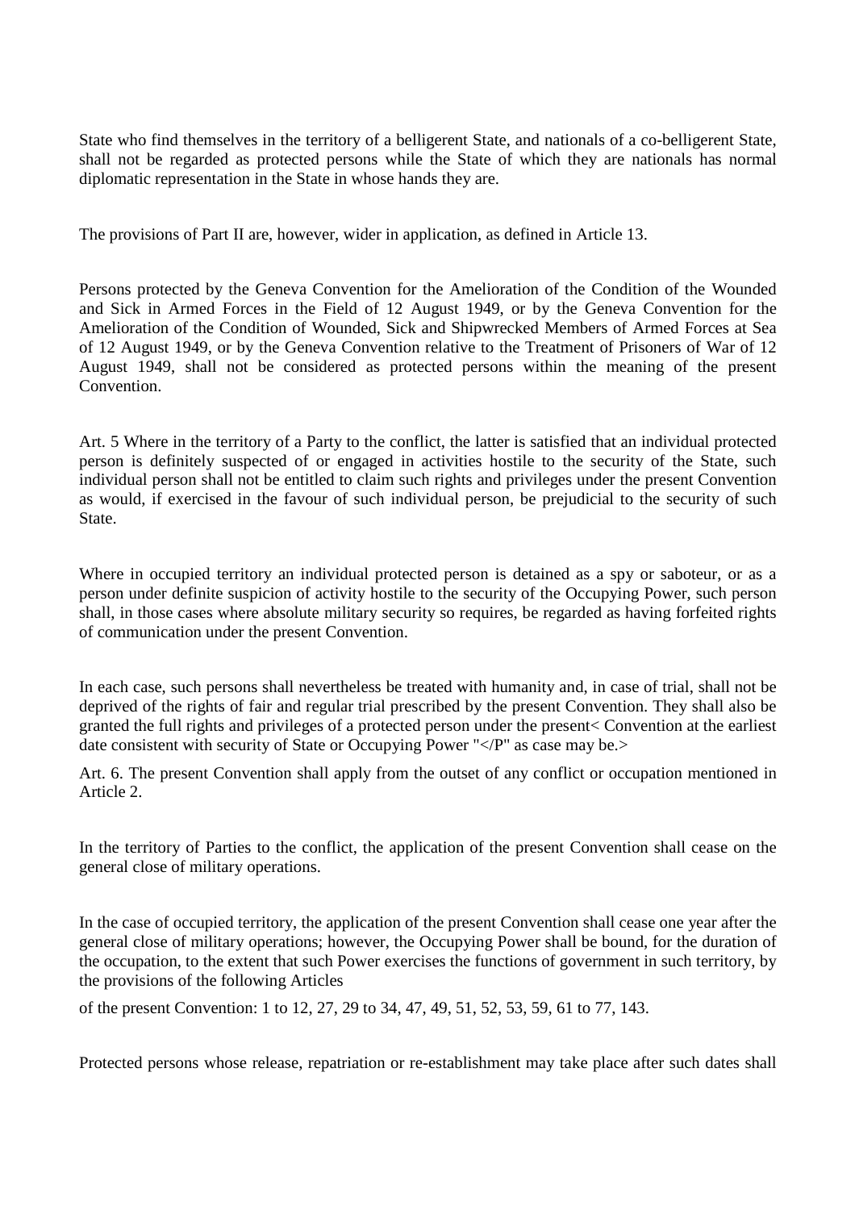State who find themselves in the territory of a belligerent State, and nationals of a co-belligerent State, shall not be regarded as protected persons while the State of which they are nationals has normal diplomatic representation in the State in whose hands they are.

The provisions of Part II are, however, wider in application, as defined in Article 13.

Persons protected by the Geneva Convention for the Amelioration of the Condition of the Wounded and Sick in Armed Forces in the Field of 12 August 1949, or by the Geneva Convention for the Amelioration of the Condition of Wounded, Sick and Shipwrecked Members of Armed Forces at Sea of 12 August 1949, or by the Geneva Convention relative to the Treatment of Prisoners of War of 12 August 1949, shall not be considered as protected persons within the meaning of the present Convention.

Art. 5 Where in the territory of a Party to the conflict, the latter is satisfied that an individual protected person is definitely suspected of or engaged in activities hostile to the security of the State, such individual person shall not be entitled to claim such rights and privileges under the present Convention as would, if exercised in the favour of such individual person, be prejudicial to the security of such State.

Where in occupied territory an individual protected person is detained as a spy or saboteur, or as a person under definite suspicion of activity hostile to the security of the Occupying Power, such person shall, in those cases where absolute military security so requires, be regarded as having forfeited rights of communication under the present Convention.

In each case, such persons shall nevertheless be treated with humanity and, in case of trial, shall not be deprived of the rights of fair and regular trial prescribed by the present Convention. They shall also be granted the full rights and privileges of a protected person under the present< Convention at the earliest date consistent with security of State or Occupying Power "</P" as case may be.>

Art. 6. The present Convention shall apply from the outset of any conflict or occupation mentioned in Article 2.

In the territory of Parties to the conflict, the application of the present Convention shall cease on the general close of military operations.

In the case of occupied territory, the application of the present Convention shall cease one year after the general close of military operations; however, the Occupying Power shall be bound, for the duration of the occupation, to the extent that such Power exercises the functions of government in such territory, by the provisions of the following Articles

of the present Convention: 1 to 12, 27, 29 to 34, 47, 49, 51, 52, 53, 59, 61 to 77, 143.

Protected persons whose release, repatriation or re-establishment may take place after such dates shall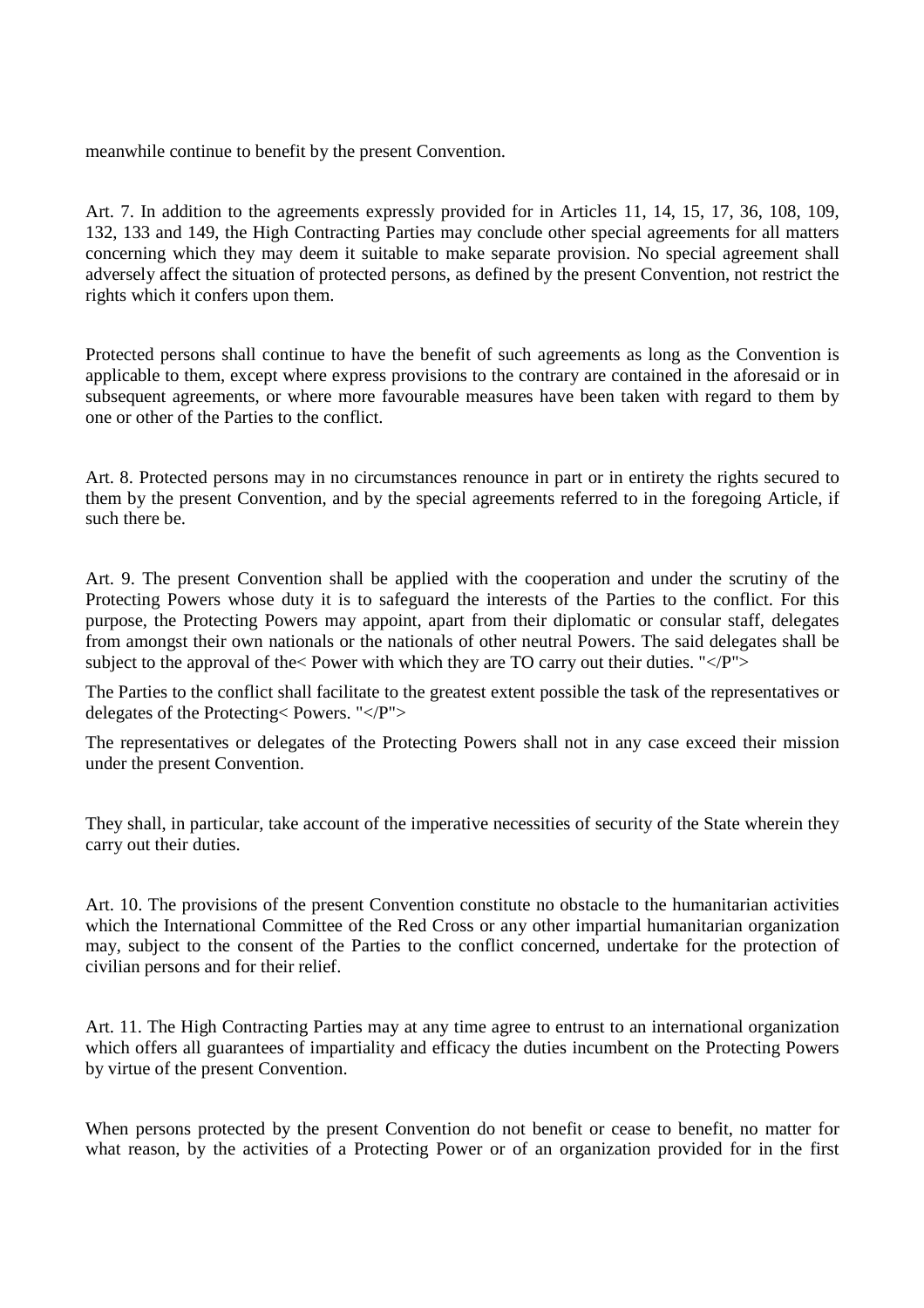meanwhile continue to benefit by the present Convention.

Art. 7. In addition to the agreements expressly provided for in Articles 11, 14, 15, 17, 36, 108, 109, 132, 133 and 149, the High Contracting Parties may conclude other special agreements for all matters concerning which they may deem it suitable to make separate provision. No special agreement shall adversely affect the situation of protected persons, as defined by the present Convention, not restrict the rights which it confers upon them.

Protected persons shall continue to have the benefit of such agreements as long as the Convention is applicable to them, except where express provisions to the contrary are contained in the aforesaid or in subsequent agreements, or where more favourable measures have been taken with regard to them by one or other of the Parties to the conflict.

Art. 8. Protected persons may in no circumstances renounce in part or in entirety the rights secured to them by the present Convention, and by the special agreements referred to in the foregoing Article, if such there be.

Art. 9. The present Convention shall be applied with the cooperation and under the scrutiny of the Protecting Powers whose duty it is to safeguard the interests of the Parties to the conflict. For this purpose, the Protecting Powers may appoint, apart from their diplomatic or consular staff, delegates from amongst their own nationals or the nationals of other neutral Powers. The said delegates shall be subject to the approval of the< Power with which they are TO carry out their duties. "</P">

The Parties to the conflict shall facilitate to the greatest extent possible the task of the representatives or delegates of the Protecting< Powers. "</P">

The representatives or delegates of the Protecting Powers shall not in any case exceed their mission under the present Convention.

They shall, in particular, take account of the imperative necessities of security of the State wherein they carry out their duties.

Art. 10. The provisions of the present Convention constitute no obstacle to the humanitarian activities which the International Committee of the Red Cross or any other impartial humanitarian organization may, subject to the consent of the Parties to the conflict concerned, undertake for the protection of civilian persons and for their relief.

Art. 11. The High Contracting Parties may at any time agree to entrust to an international organization which offers all guarantees of impartiality and efficacy the duties incumbent on the Protecting Powers by virtue of the present Convention.

When persons protected by the present Convention do not benefit or cease to benefit, no matter for what reason, by the activities of a Protecting Power or of an organization provided for in the first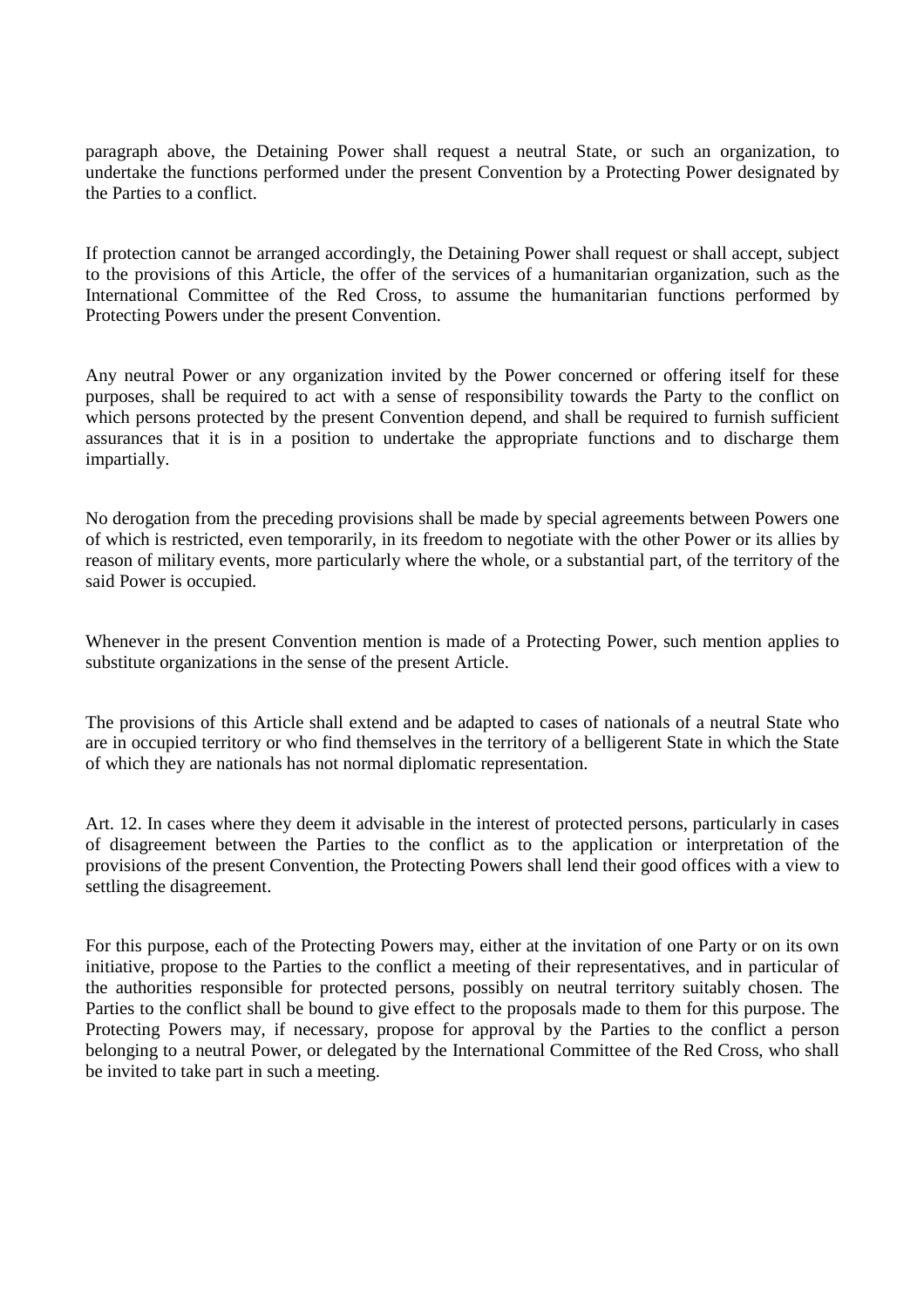paragraph above, the Detaining Power shall request a neutral State, or such an organization, to undertake the functions performed under the present Convention by a Protecting Power designated by the Parties to a conflict.

If protection cannot be arranged accordingly, the Detaining Power shall request or shall accept, subject to the provisions of this Article, the offer of the services of a humanitarian organization, such as the International Committee of the Red Cross, to assume the humanitarian functions performed by Protecting Powers under the present Convention.

Any neutral Power or any organization invited by the Power concerned or offering itself for these purposes, shall be required to act with a sense of responsibility towards the Party to the conflict on which persons protected by the present Convention depend, and shall be required to furnish sufficient assurances that it is in a position to undertake the appropriate functions and to discharge them impartially.

No derogation from the preceding provisions shall be made by special agreements between Powers one of which is restricted, even temporarily, in its freedom to negotiate with the other Power or its allies by reason of military events, more particularly where the whole, or a substantial part, of the territory of the said Power is occupied.

Whenever in the present Convention mention is made of a Protecting Power, such mention applies to substitute organizations in the sense of the present Article.

The provisions of this Article shall extend and be adapted to cases of nationals of a neutral State who are in occupied territory or who find themselves in the territory of a belligerent State in which the State of which they are nationals has not normal diplomatic representation.

Art. 12. In cases where they deem it advisable in the interest of protected persons, particularly in cases of disagreement between the Parties to the conflict as to the application or interpretation of the provisions of the present Convention, the Protecting Powers shall lend their good offices with a view to settling the disagreement.

For this purpose, each of the Protecting Powers may, either at the invitation of one Party or on its own initiative, propose to the Parties to the conflict a meeting of their representatives, and in particular of the authorities responsible for protected persons, possibly on neutral territory suitably chosen. The Parties to the conflict shall be bound to give effect to the proposals made to them for this purpose. The Protecting Powers may, if necessary, propose for approval by the Parties to the conflict a person belonging to a neutral Power, or delegated by the International Committee of the Red Cross, who shall be invited to take part in such a meeting.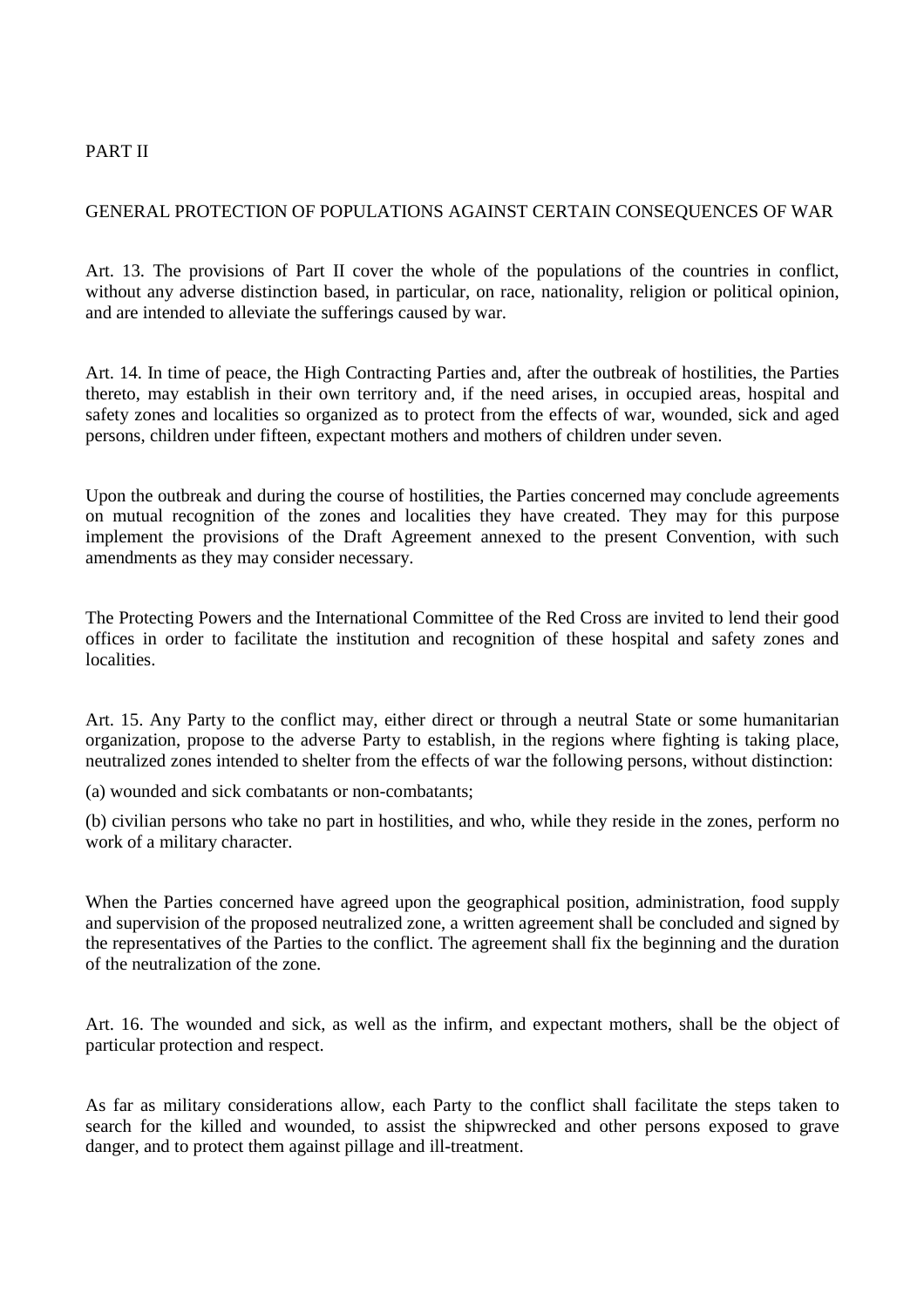## PART II

## GENERAL PROTECTION OF POPULATIONS AGAINST CERTAIN CONSEQUENCES OF WAR

Art. 13. The provisions of Part II cover the whole of the populations of the countries in conflict, without any adverse distinction based, in particular, on race, nationality, religion or political opinion, and are intended to alleviate the sufferings caused by war.

Art. 14. In time of peace, the High Contracting Parties and, after the outbreak of hostilities, the Parties thereto, may establish in their own territory and, if the need arises, in occupied areas, hospital and safety zones and localities so organized as to protect from the effects of war, wounded, sick and aged persons, children under fifteen, expectant mothers and mothers of children under seven.

Upon the outbreak and during the course of hostilities, the Parties concerned may conclude agreements on mutual recognition of the zones and localities they have created. They may for this purpose implement the provisions of the Draft Agreement annexed to the present Convention, with such amendments as they may consider necessary.

The Protecting Powers and the International Committee of the Red Cross are invited to lend their good offices in order to facilitate the institution and recognition of these hospital and safety zones and localities.

Art. 15. Any Party to the conflict may, either direct or through a neutral State or some humanitarian organization, propose to the adverse Party to establish, in the regions where fighting is taking place, neutralized zones intended to shelter from the effects of war the following persons, without distinction:

(a) wounded and sick combatants or non-combatants;

(b) civilian persons who take no part in hostilities, and who, while they reside in the zones, perform no work of a military character.

When the Parties concerned have agreed upon the geographical position, administration, food supply and supervision of the proposed neutralized zone, a written agreement shall be concluded and signed by the representatives of the Parties to the conflict. The agreement shall fix the beginning and the duration of the neutralization of the zone.

Art. 16. The wounded and sick, as well as the infirm, and expectant mothers, shall be the object of particular protection and respect.

As far as military considerations allow, each Party to the conflict shall facilitate the steps taken to search for the killed and wounded, to assist the shipwrecked and other persons exposed to grave danger, and to protect them against pillage and ill-treatment.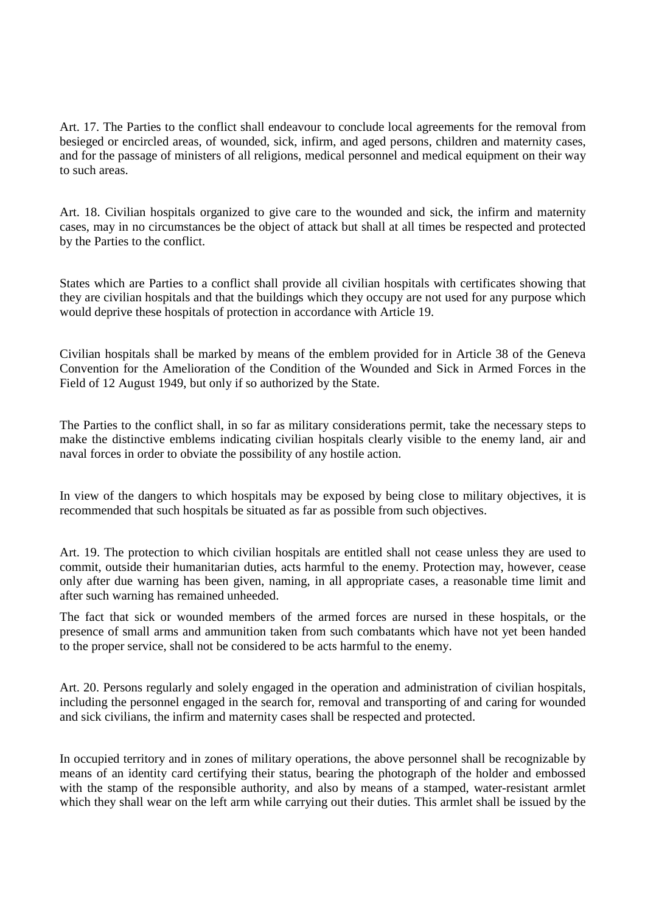Art. 17. The Parties to the conflict shall endeavour to conclude local agreements for the removal from besieged or encircled areas, of wounded, sick, infirm, and aged persons, children and maternity cases, and for the passage of ministers of all religions, medical personnel and medical equipment on their way to such areas.

Art. 18. Civilian hospitals organized to give care to the wounded and sick, the infirm and maternity cases, may in no circumstances be the object of attack but shall at all times be respected and protected by the Parties to the conflict.

States which are Parties to a conflict shall provide all civilian hospitals with certificates showing that they are civilian hospitals and that the buildings which they occupy are not used for any purpose which would deprive these hospitals of protection in accordance with Article 19.

Civilian hospitals shall be marked by means of the emblem provided for in Article 38 of the Geneva Convention for the Amelioration of the Condition of the Wounded and Sick in Armed Forces in the Field of 12 August 1949, but only if so authorized by the State.

The Parties to the conflict shall, in so far as military considerations permit, take the necessary steps to make the distinctive emblems indicating civilian hospitals clearly visible to the enemy land, air and naval forces in order to obviate the possibility of any hostile action.

In view of the dangers to which hospitals may be exposed by being close to military objectives, it is recommended that such hospitals be situated as far as possible from such objectives.

Art. 19. The protection to which civilian hospitals are entitled shall not cease unless they are used to commit, outside their humanitarian duties, acts harmful to the enemy. Protection may, however, cease only after due warning has been given, naming, in all appropriate cases, a reasonable time limit and after such warning has remained unheeded.

The fact that sick or wounded members of the armed forces are nursed in these hospitals, or the presence of small arms and ammunition taken from such combatants which have not yet been handed to the proper service, shall not be considered to be acts harmful to the enemy.

Art. 20. Persons regularly and solely engaged in the operation and administration of civilian hospitals, including the personnel engaged in the search for, removal and transporting of and caring for wounded and sick civilians, the infirm and maternity cases shall be respected and protected.

In occupied territory and in zones of military operations, the above personnel shall be recognizable by means of an identity card certifying their status, bearing the photograph of the holder and embossed with the stamp of the responsible authority, and also by means of a stamped, water-resistant armlet which they shall wear on the left arm while carrying out their duties. This armlet shall be issued by the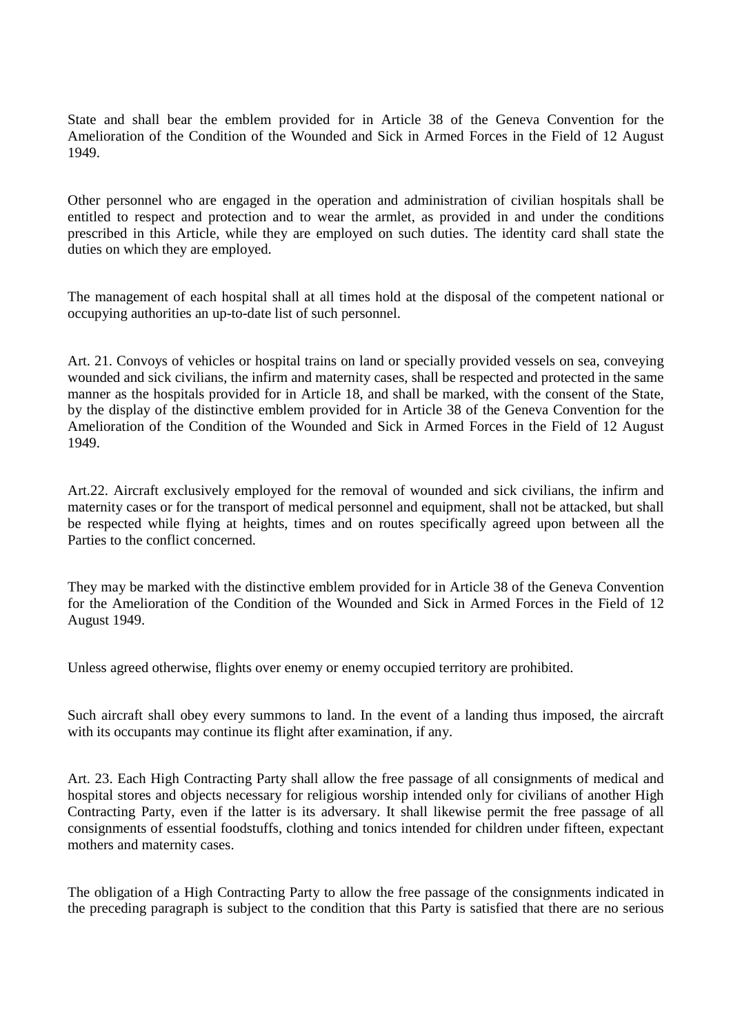State and shall bear the emblem provided for in Article 38 of the Geneva Convention for the Amelioration of the Condition of the Wounded and Sick in Armed Forces in the Field of 12 August 1949.

Other personnel who are engaged in the operation and administration of civilian hospitals shall be entitled to respect and protection and to wear the armlet, as provided in and under the conditions prescribed in this Article, while they are employed on such duties. The identity card shall state the duties on which they are employed.

The management of each hospital shall at all times hold at the disposal of the competent national or occupying authorities an up-to-date list of such personnel.

Art. 21. Convoys of vehicles or hospital trains on land or specially provided vessels on sea, conveying wounded and sick civilians, the infirm and maternity cases, shall be respected and protected in the same manner as the hospitals provided for in Article 18, and shall be marked, with the consent of the State, by the display of the distinctive emblem provided for in Article 38 of the Geneva Convention for the Amelioration of the Condition of the Wounded and Sick in Armed Forces in the Field of 12 August 1949.

Art.22. Aircraft exclusively employed for the removal of wounded and sick civilians, the infirm and maternity cases or for the transport of medical personnel and equipment, shall not be attacked, but shall be respected while flying at heights, times and on routes specifically agreed upon between all the Parties to the conflict concerned.

They may be marked with the distinctive emblem provided for in Article 38 of the Geneva Convention for the Amelioration of the Condition of the Wounded and Sick in Armed Forces in the Field of 12 August 1949.

Unless agreed otherwise, flights over enemy or enemy occupied territory are prohibited.

Such aircraft shall obey every summons to land. In the event of a landing thus imposed, the aircraft with its occupants may continue its flight after examination, if any.

Art. 23. Each High Contracting Party shall allow the free passage of all consignments of medical and hospital stores and objects necessary for religious worship intended only for civilians of another High Contracting Party, even if the latter is its adversary. It shall likewise permit the free passage of all consignments of essential foodstuffs, clothing and tonics intended for children under fifteen, expectant mothers and maternity cases.

The obligation of a High Contracting Party to allow the free passage of the consignments indicated in the preceding paragraph is subject to the condition that this Party is satisfied that there are no serious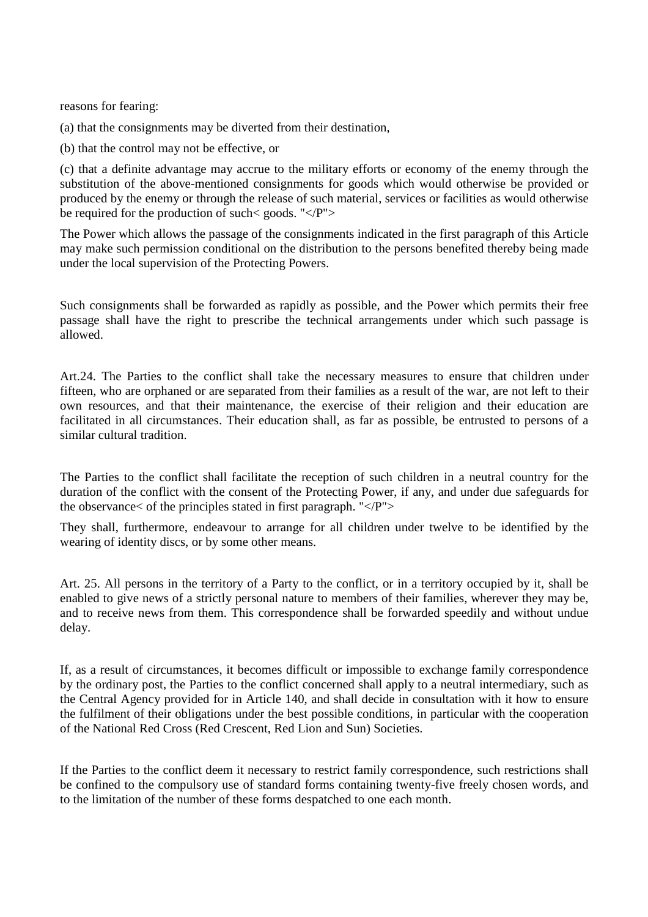reasons for fearing:

(a) that the consignments may be diverted from their destination,

(b) that the control may not be effective, or

(c) that a definite advantage may accrue to the military efforts or economy of the enemy through the substitution of the above-mentioned consignments for goods which would otherwise be provided or produced by the enemy or through the release of such material, services or facilities as would otherwise be required for the production of such< goods. "</P">

The Power which allows the passage of the consignments indicated in the first paragraph of this Article may make such permission conditional on the distribution to the persons benefited thereby being made under the local supervision of the Protecting Powers.

Such consignments shall be forwarded as rapidly as possible, and the Power which permits their free passage shall have the right to prescribe the technical arrangements under which such passage is allowed.

Art.24. The Parties to the conflict shall take the necessary measures to ensure that children under fifteen, who are orphaned or are separated from their families as a result of the war, are not left to their own resources, and that their maintenance, the exercise of their religion and their education are facilitated in all circumstances. Their education shall, as far as possible, be entrusted to persons of a similar cultural tradition.

The Parties to the conflict shall facilitate the reception of such children in a neutral country for the duration of the conflict with the consent of the Protecting Power, if any, and under due safeguards for the observance< of the principles stated in first paragraph. "</P">

They shall, furthermore, endeavour to arrange for all children under twelve to be identified by the wearing of identity discs, or by some other means.

Art. 25. All persons in the territory of a Party to the conflict, or in a territory occupied by it, shall be enabled to give news of a strictly personal nature to members of their families, wherever they may be, and to receive news from them. This correspondence shall be forwarded speedily and without undue delay.

If, as a result of circumstances, it becomes difficult or impossible to exchange family correspondence by the ordinary post, the Parties to the conflict concerned shall apply to a neutral intermediary, such as the Central Agency provided for in Article 140, and shall decide in consultation with it how to ensure the fulfilment of their obligations under the best possible conditions, in particular with the cooperation of the National Red Cross (Red Crescent, Red Lion and Sun) Societies.

If the Parties to the conflict deem it necessary to restrict family correspondence, such restrictions shall be confined to the compulsory use of standard forms containing twenty-five freely chosen words, and to the limitation of the number of these forms despatched to one each month.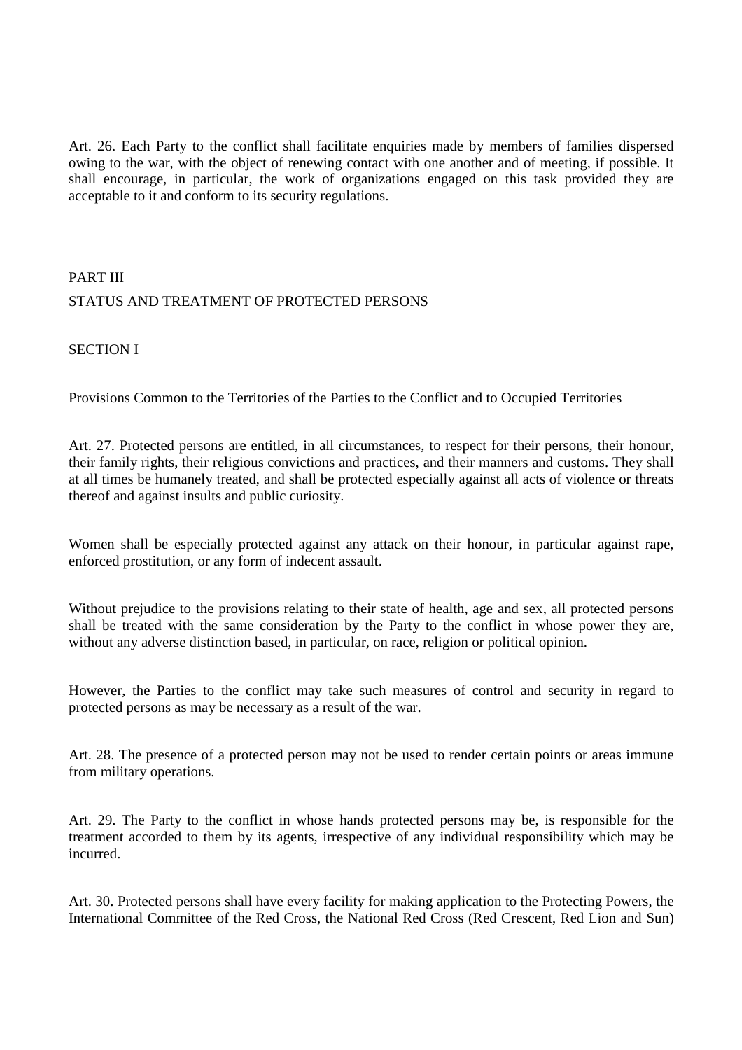Art. 26. Each Party to the conflict shall facilitate enquiries made by members of families dispersed owing to the war, with the object of renewing contact with one another and of meeting, if possible. It shall encourage, in particular, the work of organizations engaged on this task provided they are acceptable to it and conform to its security regulations.

## PART III

## STATUS AND TREATMENT OF PROTECTED PERSONS

### SECTION I

Provisions Common to the Territories of the Parties to the Conflict and to Occupied Territories

Art. 27. Protected persons are entitled, in all circumstances, to respect for their persons, their honour, their family rights, their religious convictions and practices, and their manners and customs. They shall at all times be humanely treated, and shall be protected especially against all acts of violence or threats thereof and against insults and public curiosity.

Women shall be especially protected against any attack on their honour, in particular against rape, enforced prostitution, or any form of indecent assault.

Without prejudice to the provisions relating to their state of health, age and sex, all protected persons shall be treated with the same consideration by the Party to the conflict in whose power they are, without any adverse distinction based, in particular, on race, religion or political opinion.

However, the Parties to the conflict may take such measures of control and security in regard to protected persons as may be necessary as a result of the war.

Art. 28. The presence of a protected person may not be used to render certain points or areas immune from military operations.

Art. 29. The Party to the conflict in whose hands protected persons may be, is responsible for the treatment accorded to them by its agents, irrespective of any individual responsibility which may be incurred.

Art. 30. Protected persons shall have every facility for making application to the Protecting Powers, the International Committee of the Red Cross, the National Red Cross (Red Crescent, Red Lion and Sun)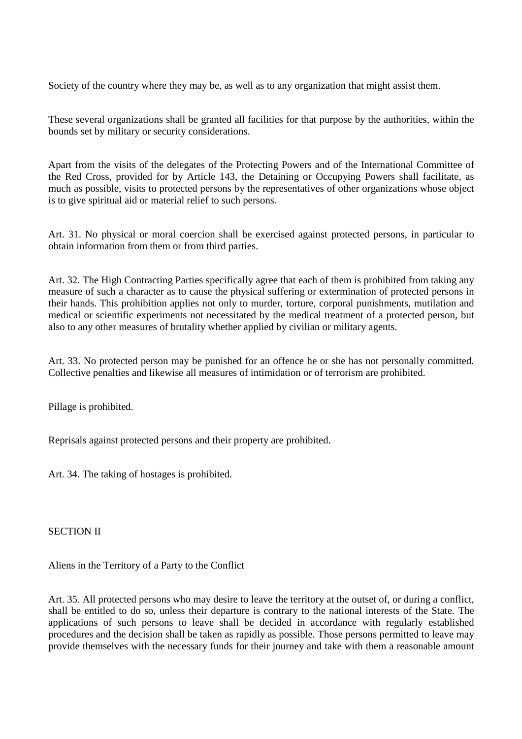Society of the country where they may be, as well as to any organization that might assist them.

These several organizations shall be granted all facilities for that purpose by the authorities, within the bounds set by military or security considerations.

Apart from the visits of the delegates of the Protecting Powers and of the International Committee of the Red Cross, provided for by Article 143, the Detaining or Occupying Powers shall facilitate, as much as possible, visits to protected persons by the representatives of other organizations whose object is to give spiritual aid or material relief to such persons.

Art. 31. No physical or moral coercion shall be exercised against protected persons, in particular to obtain information from them or from third parties.

Art. 32. The High Contracting Parties specifically agree that each of them is prohibited from taking any measure of such a character as to cause the physical suffering or extermination of protected persons in their hands. This prohibition applies not only to murder, torture, corporal punishments, mutilation and medical or scientific experiments not necessitated by the medical treatment of a protected person, but also to any other measures of brutality whether applied by civilian or military agents.

Art. 33. No protected person may be punished for an offence he or she has not personally committed. Collective penalties and likewise all measures of intimidation or of terrorism are prohibited.

Pillage is prohibited.

Reprisals against protected persons and their property are prohibited.

Art. 34. The taking of hostages is prohibited.

## SECTION II

### Aliens in the Territory of a Party to the Conflict

Art. 35. All protected persons who may desire to leave the territory at the outset of, or during a conflict, shall be entitled to do so, unless their departure is contrary to the national interests of the State. The applications of such persons to leave shall be decided in accordance with regularly established procedures and the decision shall be taken as rapidly as possible. Those persons permitted to leave may provide themselves with the necessary funds for their journey and take with them a reasonable amount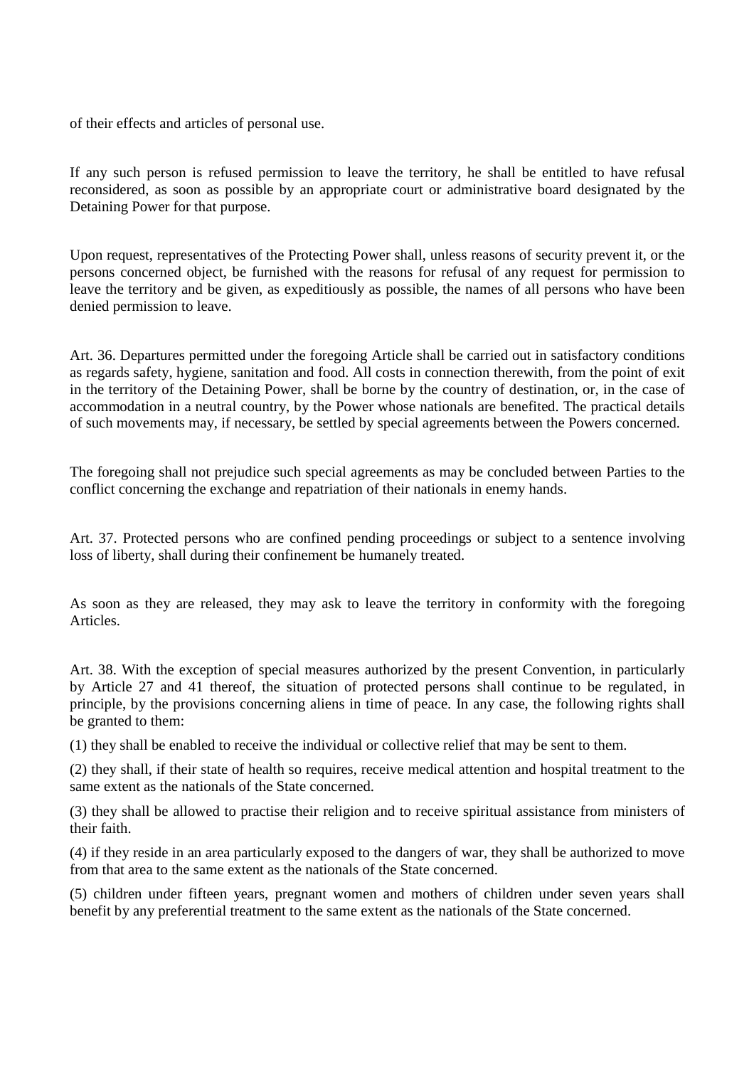of their effects and articles of personal use.

If any such person is refused permission to leave the territory, he shall be entitled to have refusal reconsidered, as soon as possible by an appropriate court or administrative board designated by the Detaining Power for that purpose.

Upon request, representatives of the Protecting Power shall, unless reasons of security prevent it, or the persons concerned object, be furnished with the reasons for refusal of any request for permission to leave the territory and be given, as expeditiously as possible, the names of all persons who have been denied permission to leave.

Art. 36. Departures permitted under the foregoing Article shall be carried out in satisfactory conditions as regards safety, hygiene, sanitation and food. All costs in connection therewith, from the point of exit in the territory of the Detaining Power, shall be borne by the country of destination, or, in the case of accommodation in a neutral country, by the Power whose nationals are benefited. The practical details of such movements may, if necessary, be settled by special agreements between the Powers concerned.

The foregoing shall not prejudice such special agreements as may be concluded between Parties to the conflict concerning the exchange and repatriation of their nationals in enemy hands.

Art. 37. Protected persons who are confined pending proceedings or subject to a sentence involving loss of liberty, shall during their confinement be humanely treated.

As soon as they are released, they may ask to leave the territory in conformity with the foregoing Articles.

Art. 38. With the exception of special measures authorized by the present Convention, in particularly by Article 27 and 41 thereof, the situation of protected persons shall continue to be regulated, in principle, by the provisions concerning aliens in time of peace. In any case, the following rights shall be granted to them:

(1) they shall be enabled to receive the individual or collective relief that may be sent to them.

(2) they shall, if their state of health so requires, receive medical attention and hospital treatment to the same extent as the nationals of the State concerned.

(3) they shall be allowed to practise their religion and to receive spiritual assistance from ministers of their faith.

(4) if they reside in an area particularly exposed to the dangers of war, they shall be authorized to move from that area to the same extent as the nationals of the State concerned.

(5) children under fifteen years, pregnant women and mothers of children under seven years shall benefit by any preferential treatment to the same extent as the nationals of the State concerned.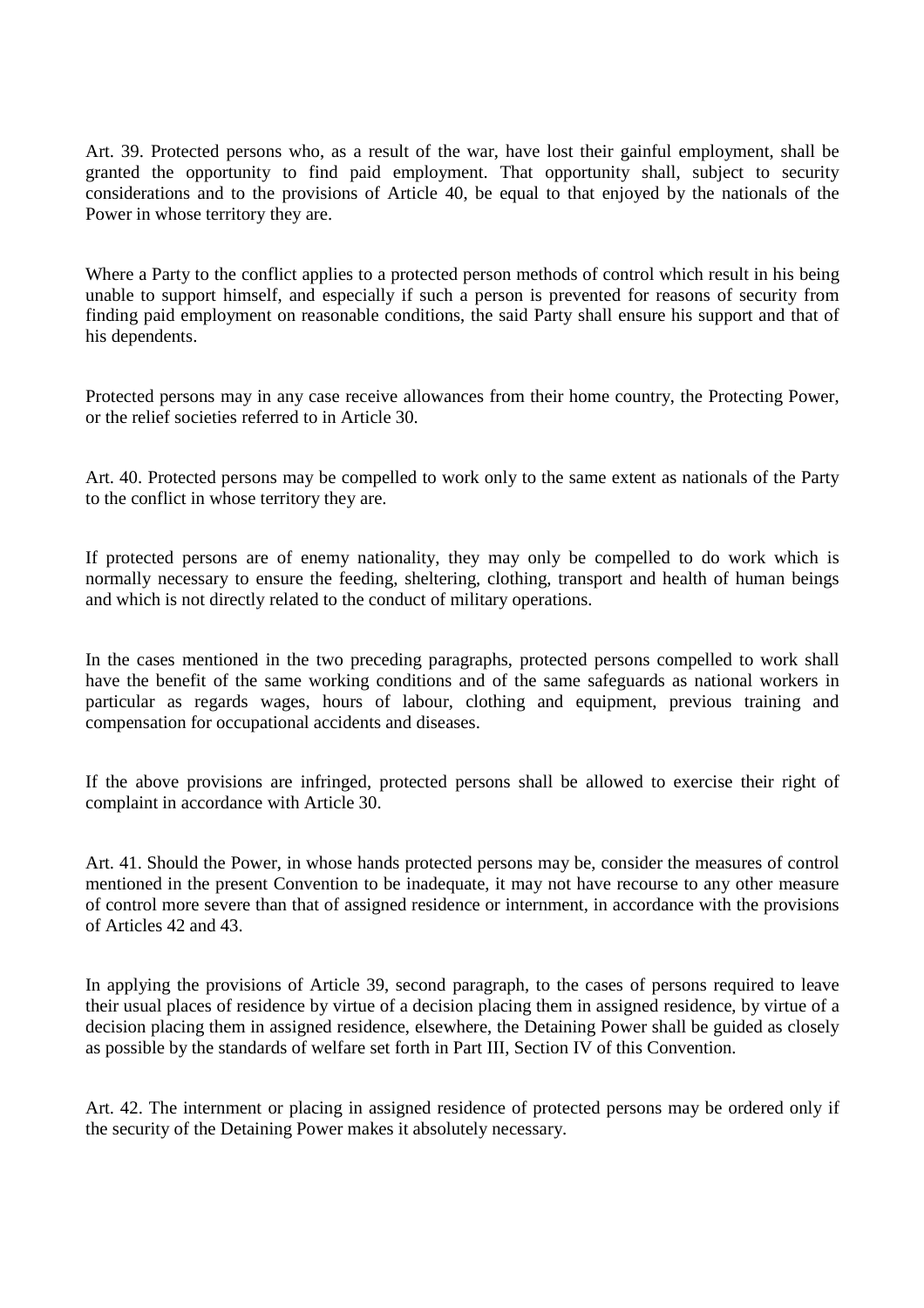Art. 39. Protected persons who, as a result of the war, have lost their gainful employment, shall be granted the opportunity to find paid employment. That opportunity shall, subject to security considerations and to the provisions of Article 40, be equal to that enjoyed by the nationals of the Power in whose territory they are.

Where a Party to the conflict applies to a protected person methods of control which result in his being unable to support himself, and especially if such a person is prevented for reasons of security from finding paid employment on reasonable conditions, the said Party shall ensure his support and that of his dependents.

Protected persons may in any case receive allowances from their home country, the Protecting Power, or the relief societies referred to in Article 30.

Art. 40. Protected persons may be compelled to work only to the same extent as nationals of the Party to the conflict in whose territory they are.

If protected persons are of enemy nationality, they may only be compelled to do work which is normally necessary to ensure the feeding, sheltering, clothing, transport and health of human beings and which is not directly related to the conduct of military operations.

In the cases mentioned in the two preceding paragraphs, protected persons compelled to work shall have the benefit of the same working conditions and of the same safeguards as national workers in particular as regards wages, hours of labour, clothing and equipment, previous training and compensation for occupational accidents and diseases.

If the above provisions are infringed, protected persons shall be allowed to exercise their right of complaint in accordance with Article 30.

Art. 41. Should the Power, in whose hands protected persons may be, consider the measures of control mentioned in the present Convention to be inadequate, it may not have recourse to any other measure of control more severe than that of assigned residence or internment, in accordance with the provisions of Articles 42 and 43.

In applying the provisions of Article 39, second paragraph, to the cases of persons required to leave their usual places of residence by virtue of a decision placing them in assigned residence, by virtue of a decision placing them in assigned residence, elsewhere, the Detaining Power shall be guided as closely as possible by the standards of welfare set forth in Part III, Section IV of this Convention.

Art. 42. The internment or placing in assigned residence of protected persons may be ordered only if the security of the Detaining Power makes it absolutely necessary.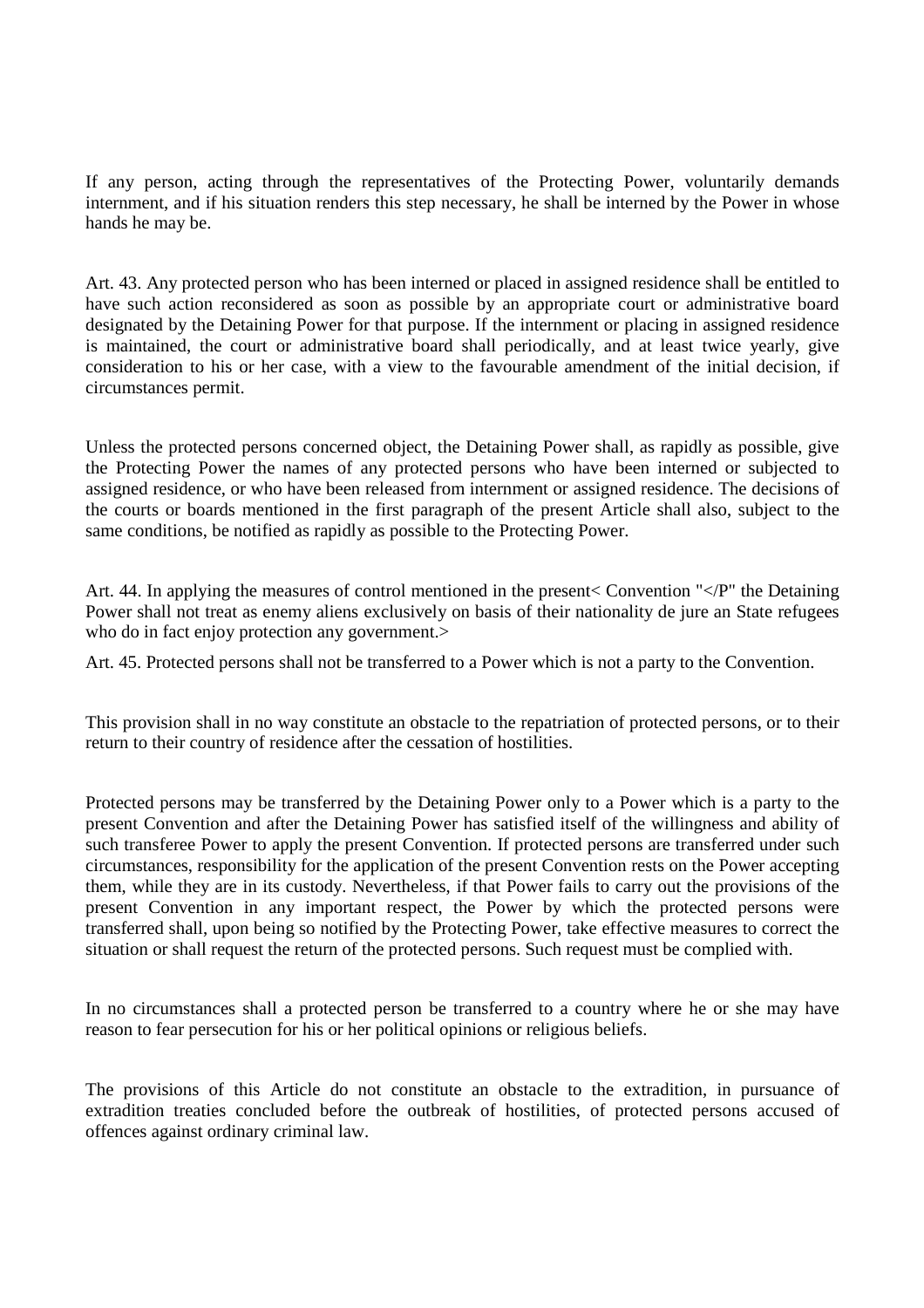If any person, acting through the representatives of the Protecting Power, voluntarily demands internment, and if his situation renders this step necessary, he shall be interned by the Power in whose hands he may be.

Art. 43. Any protected person who has been interned or placed in assigned residence shall be entitled to have such action reconsidered as soon as possible by an appropriate court or administrative board designated by the Detaining Power for that purpose. If the internment or placing in assigned residence is maintained, the court or administrative board shall periodically, and at least twice yearly, give consideration to his or her case, with a view to the favourable amendment of the initial decision, if circumstances permit.

Unless the protected persons concerned object, the Detaining Power shall, as rapidly as possible, give the Protecting Power the names of any protected persons who have been interned or subjected to assigned residence, or who have been released from internment or assigned residence. The decisions of the courts or boards mentioned in the first paragraph of the present Article shall also, subject to the same conditions, be notified as rapidly as possible to the Protecting Power.

Art. 44. In applying the measures of control mentioned in the present< Convention "</P" the Detaining Power shall not treat as enemy aliens exclusively on basis of their nationality de jure an State refugees who do in fact enjoy protection any government.>

Art. 45. Protected persons shall not be transferred to a Power which is not a party to the Convention.

This provision shall in no way constitute an obstacle to the repatriation of protected persons, or to their return to their country of residence after the cessation of hostilities.

Protected persons may be transferred by the Detaining Power only to a Power which is a party to the present Convention and after the Detaining Power has satisfied itself of the willingness and ability of such transferee Power to apply the present Convention. If protected persons are transferred under such circumstances, responsibility for the application of the present Convention rests on the Power accepting them, while they are in its custody. Nevertheless, if that Power fails to carry out the provisions of the present Convention in any important respect, the Power by which the protected persons were transferred shall, upon being so notified by the Protecting Power, take effective measures to correct the situation or shall request the return of the protected persons. Such request must be complied with.

In no circumstances shall a protected person be transferred to a country where he or she may have reason to fear persecution for his or her political opinions or religious beliefs.

The provisions of this Article do not constitute an obstacle to the extradition, in pursuance of extradition treaties concluded before the outbreak of hostilities, of protected persons accused of offences against ordinary criminal law.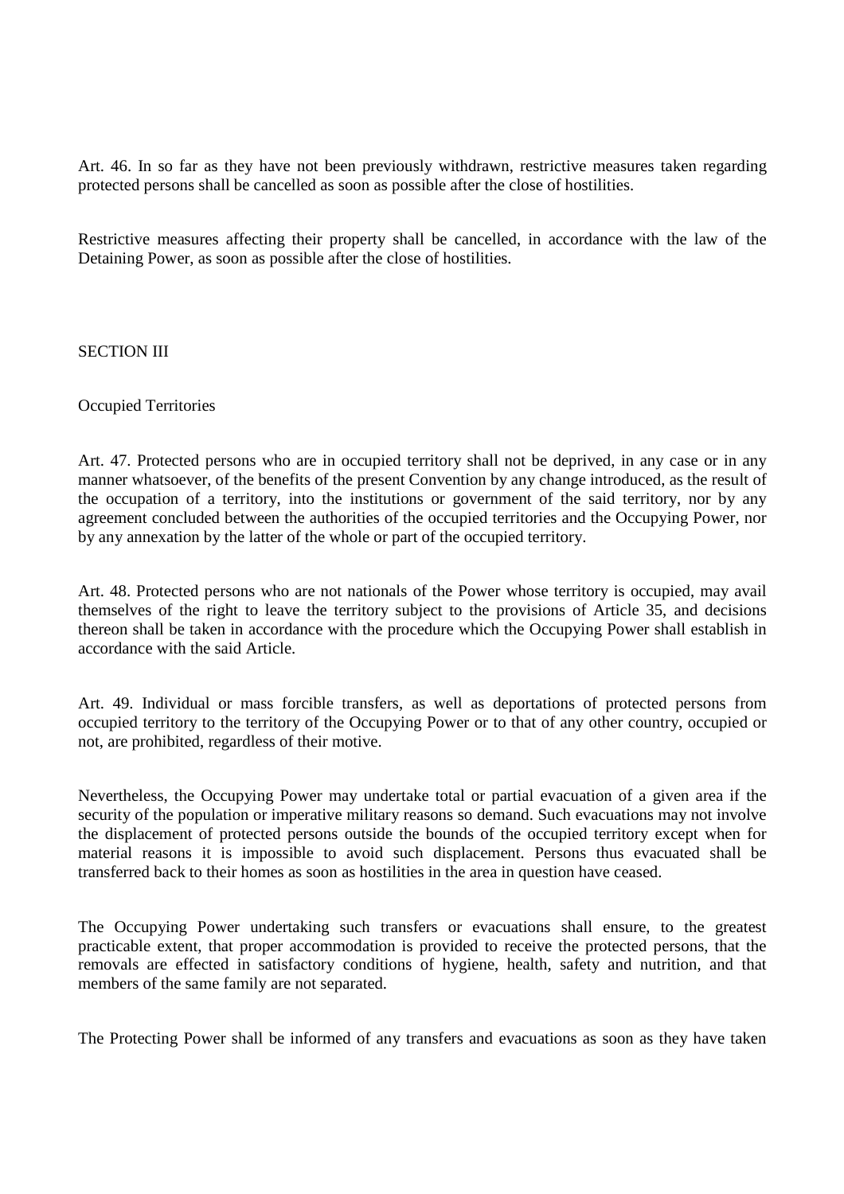Art. 46. In so far as they have not been previously withdrawn, restrictive measures taken regarding protected persons shall be cancelled as soon as possible after the close of hostilities.

Restrictive measures affecting their property shall be cancelled, in accordance with the law of the Detaining Power, as soon as possible after the close of hostilities.

## SECTION III

### Occupied Territories

Art. 47. Protected persons who are in occupied territory shall not be deprived, in any case or in any manner whatsoever, of the benefits of the present Convention by any change introduced, as the result of the occupation of a territory, into the institutions or government of the said territory, nor by any agreement concluded between the authorities of the occupied territories and the Occupying Power, nor by any annexation by the latter of the whole or part of the occupied territory.

Art. 48. Protected persons who are not nationals of the Power whose territory is occupied, may avail themselves of the right to leave the territory subject to the provisions of Article 35, and decisions thereon shall be taken in accordance with the procedure which the Occupying Power shall establish in accordance with the said Article.

Art. 49. Individual or mass forcible transfers, as well as deportations of protected persons from occupied territory to the territory of the Occupying Power or to that of any other country, occupied or not, are prohibited, regardless of their motive.

Nevertheless, the Occupying Power may undertake total or partial evacuation of a given area if the security of the population or imperative military reasons so demand. Such evacuations may not involve the displacement of protected persons outside the bounds of the occupied territory except when for material reasons it is impossible to avoid such displacement. Persons thus evacuated shall be transferred back to their homes as soon as hostilities in the area in question have ceased.

The Occupying Power undertaking such transfers or evacuations shall ensure, to the greatest practicable extent, that proper accommodation is provided to receive the protected persons, that the removals are effected in satisfactory conditions of hygiene, health, safety and nutrition, and that members of the same family are not separated.

The Protecting Power shall be informed of any transfers and evacuations as soon as they have taken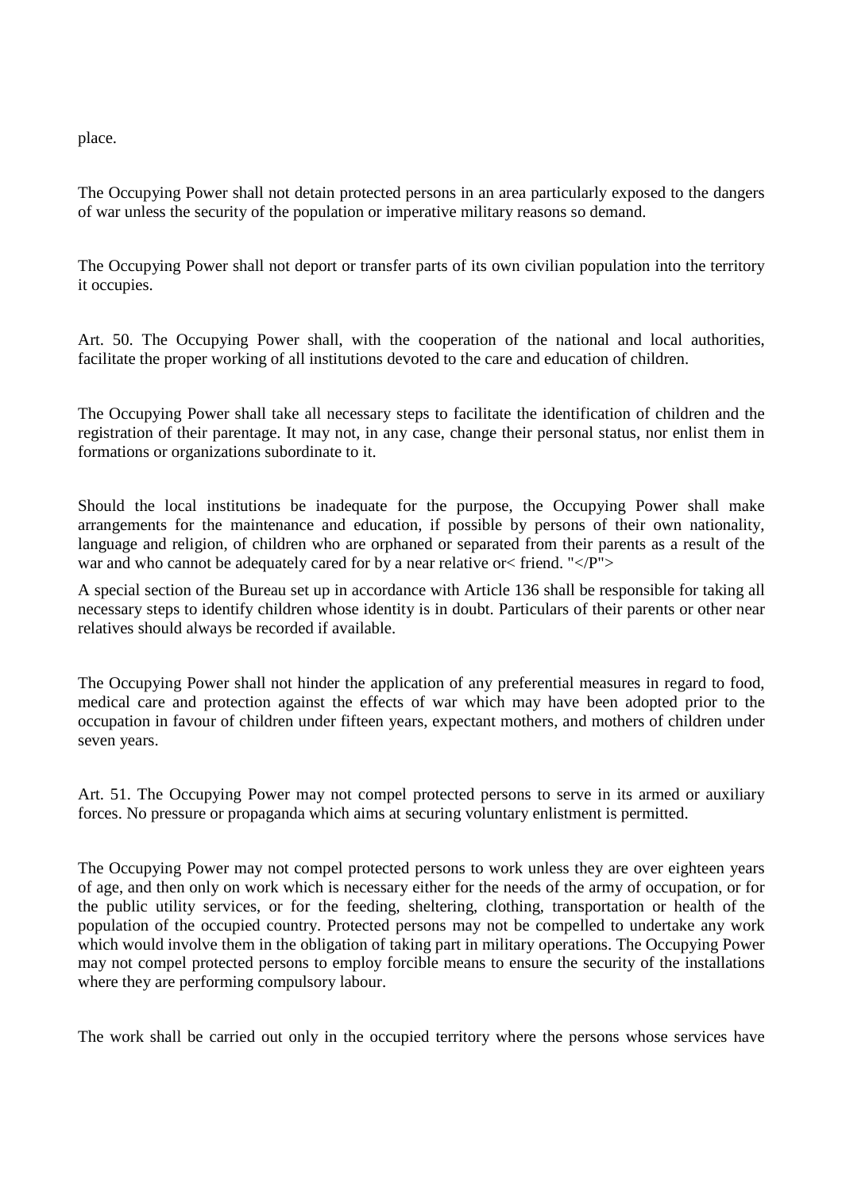place.

The Occupying Power shall not detain protected persons in an area particularly exposed to the dangers of war unless the security of the population or imperative military reasons so demand.

The Occupying Power shall not deport or transfer parts of its own civilian population into the territory it occupies.

Art. 50. The Occupying Power shall, with the cooperation of the national and local authorities, facilitate the proper working of all institutions devoted to the care and education of children.

The Occupying Power shall take all necessary steps to facilitate the identification of children and the registration of their parentage. It may not, in any case, change their personal status, nor enlist them in formations or organizations subordinate to it.

Should the local institutions be inadequate for the purpose, the Occupying Power shall make arrangements for the maintenance and education, if possible by persons of their own nationality, language and religion, of children who are orphaned or separated from their parents as a result of the war and who cannot be adequately cared for by a near relative or< friend. "</P">

A special section of the Bureau set up in accordance with Article 136 shall be responsible for taking all necessary steps to identify children whose identity is in doubt. Particulars of their parents or other near relatives should always be recorded if available.

The Occupying Power shall not hinder the application of any preferential measures in regard to food, medical care and protection against the effects of war which may have been adopted prior to the occupation in favour of children under fifteen years, expectant mothers, and mothers of children under seven years.

Art. 51. The Occupying Power may not compel protected persons to serve in its armed or auxiliary forces. No pressure or propaganda which aims at securing voluntary enlistment is permitted.

The Occupying Power may not compel protected persons to work unless they are over eighteen years of age, and then only on work which is necessary either for the needs of the army of occupation, or for the public utility services, or for the feeding, sheltering, clothing, transportation or health of the population of the occupied country. Protected persons may not be compelled to undertake any work which would involve them in the obligation of taking part in military operations. The Occupying Power may not compel protected persons to employ forcible means to ensure the security of the installations where they are performing compulsory labour.

The work shall be carried out only in the occupied territory where the persons whose services have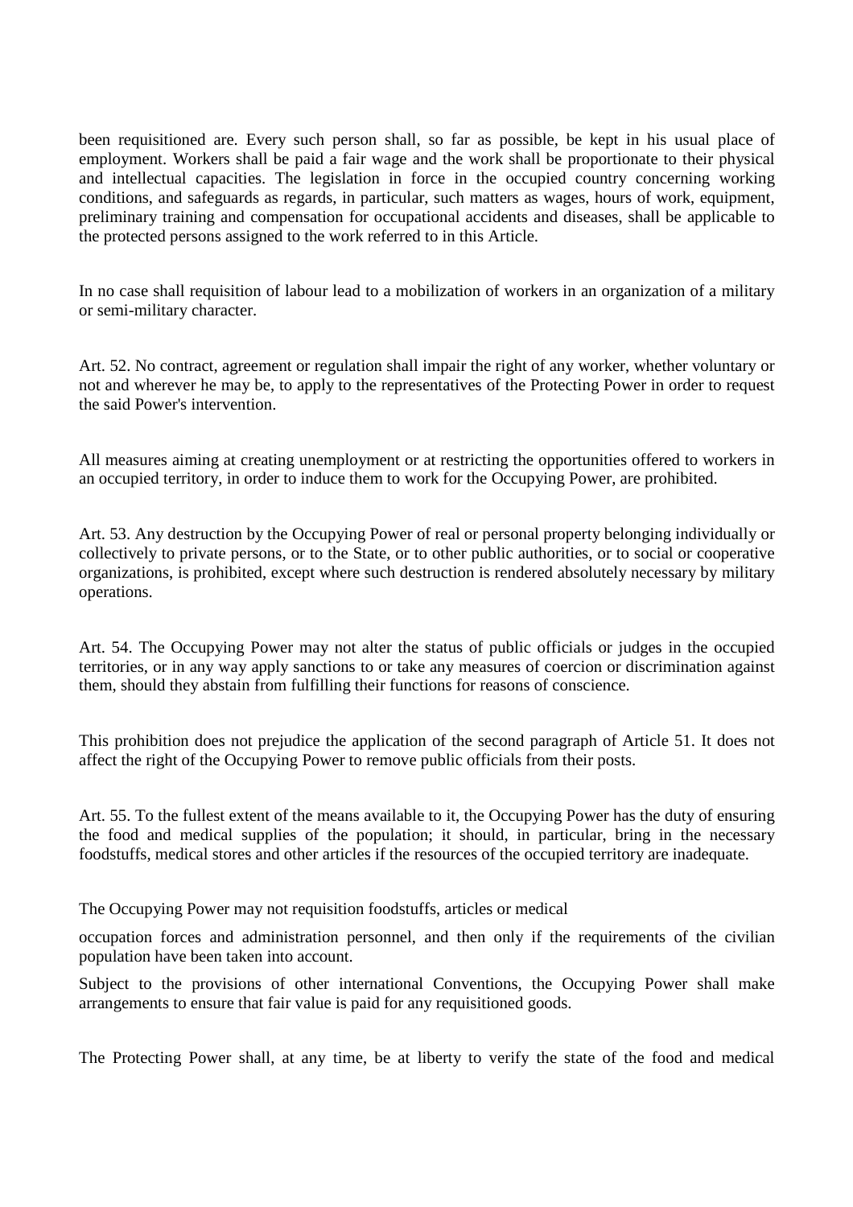been requisitioned are. Every such person shall, so far as possible, be kept in his usual place of employment. Workers shall be paid a fair wage and the work shall be proportionate to their physical and intellectual capacities. The legislation in force in the occupied country concerning working conditions, and safeguards as regards, in particular, such matters as wages, hours of work, equipment, preliminary training and compensation for occupational accidents and diseases, shall be applicable to the protected persons assigned to the work referred to in this Article.

In no case shall requisition of labour lead to a mobilization of workers in an organization of a military or semi-military character.

Art. 52. No contract, agreement or regulation shall impair the right of any worker, whether voluntary or not and wherever he may be, to apply to the representatives of the Protecting Power in order to request the said Power's intervention.

All measures aiming at creating unemployment or at restricting the opportunities offered to workers in an occupied territory, in order to induce them to work for the Occupying Power, are prohibited.

Art. 53. Any destruction by the Occupying Power of real or personal property belonging individually or collectively to private persons, or to the State, or to other public authorities, or to social or cooperative organizations, is prohibited, except where such destruction is rendered absolutely necessary by military operations.

Art. 54. The Occupying Power may not alter the status of public officials or judges in the occupied territories, or in any way apply sanctions to or take any measures of coercion or discrimination against them, should they abstain from fulfilling their functions for reasons of conscience.

This prohibition does not prejudice the application of the second paragraph of Article 51. It does not affect the right of the Occupying Power to remove public officials from their posts.

Art. 55. To the fullest extent of the means available to it, the Occupying Power has the duty of ensuring the food and medical supplies of the population; it should, in particular, bring in the necessary foodstuffs, medical stores and other articles if the resources of the occupied territory are inadequate.

The Occupying Power may not requisition foodstuffs, articles or medical

occupation forces and administration personnel, and then only if the requirements of the civilian population have been taken into account.

Subject to the provisions of other international Conventions, the Occupying Power shall make arrangements to ensure that fair value is paid for any requisitioned goods.

The Protecting Power shall, at any time, be at liberty to verify the state of the food and medical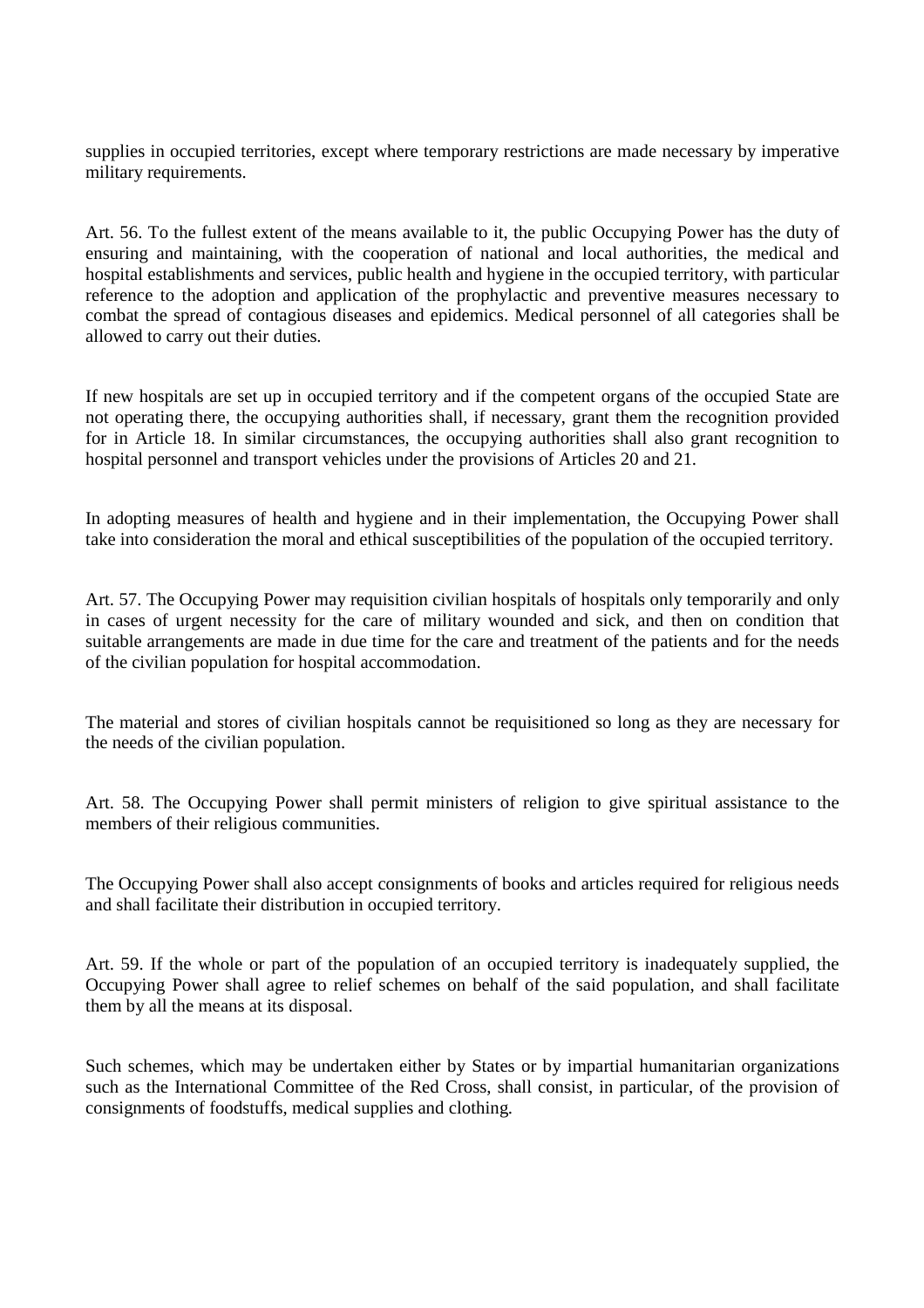supplies in occupied territories, except where temporary restrictions are made necessary by imperative military requirements.

Art. 56. To the fullest extent of the means available to it, the public Occupying Power has the duty of ensuring and maintaining, with the cooperation of national and local authorities, the medical and hospital establishments and services, public health and hygiene in the occupied territory, with particular reference to the adoption and application of the prophylactic and preventive measures necessary to combat the spread of contagious diseases and epidemics. Medical personnel of all categories shall be allowed to carry out their duties.

If new hospitals are set up in occupied territory and if the competent organs of the occupied State are not operating there, the occupying authorities shall, if necessary, grant them the recognition provided for in Article 18. In similar circumstances, the occupying authorities shall also grant recognition to hospital personnel and transport vehicles under the provisions of Articles 20 and 21.

In adopting measures of health and hygiene and in their implementation, the Occupying Power shall take into consideration the moral and ethical susceptibilities of the population of the occupied territory.

Art. 57. The Occupying Power may requisition civilian hospitals of hospitals only temporarily and only in cases of urgent necessity for the care of military wounded and sick, and then on condition that suitable arrangements are made in due time for the care and treatment of the patients and for the needs of the civilian population for hospital accommodation.

The material and stores of civilian hospitals cannot be requisitioned so long as they are necessary for the needs of the civilian population.

Art. 58. The Occupying Power shall permit ministers of religion to give spiritual assistance to the members of their religious communities.

The Occupying Power shall also accept consignments of books and articles required for religious needs and shall facilitate their distribution in occupied territory.

Art. 59. If the whole or part of the population of an occupied territory is inadequately supplied, the Occupying Power shall agree to relief schemes on behalf of the said population, and shall facilitate them by all the means at its disposal.

Such schemes, which may be undertaken either by States or by impartial humanitarian organizations such as the International Committee of the Red Cross, shall consist, in particular, of the provision of consignments of foodstuffs, medical supplies and clothing.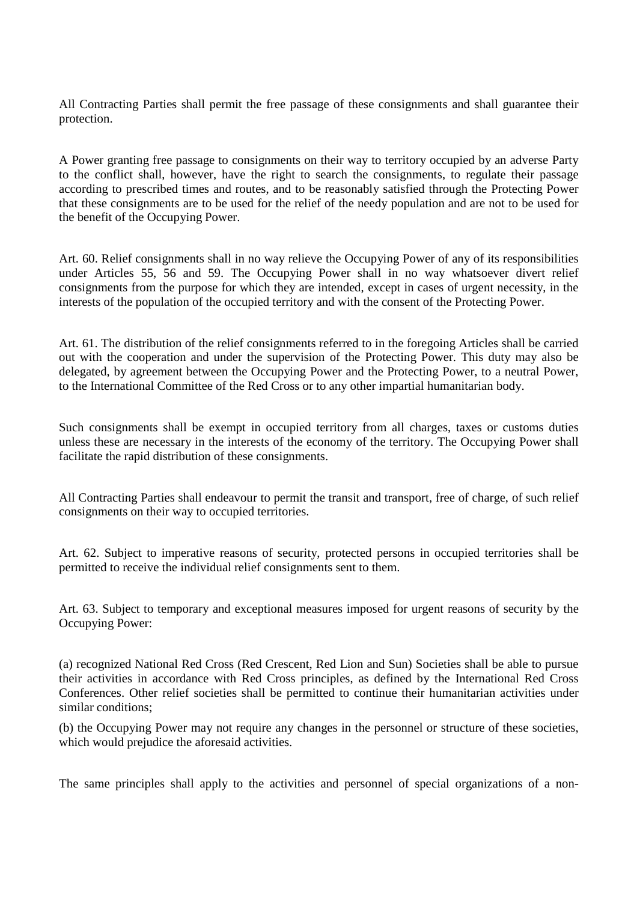All Contracting Parties shall permit the free passage of these consignments and shall guarantee their protection.

A Power granting free passage to consignments on their way to territory occupied by an adverse Party to the conflict shall, however, have the right to search the consignments, to regulate their passage according to prescribed times and routes, and to be reasonably satisfied through the Protecting Power that these consignments are to be used for the relief of the needy population and are not to be used for the benefit of the Occupying Power.

Art. 60. Relief consignments shall in no way relieve the Occupying Power of any of its responsibilities under Articles 55, 56 and 59. The Occupying Power shall in no way whatsoever divert relief consignments from the purpose for which they are intended, except in cases of urgent necessity, in the interests of the population of the occupied territory and with the consent of the Protecting Power.

Art. 61. The distribution of the relief consignments referred to in the foregoing Articles shall be carried out with the cooperation and under the supervision of the Protecting Power. This duty may also be delegated, by agreement between the Occupying Power and the Protecting Power, to a neutral Power, to the International Committee of the Red Cross or to any other impartial humanitarian body.

Such consignments shall be exempt in occupied territory from all charges, taxes or customs duties unless these are necessary in the interests of the economy of the territory. The Occupying Power shall facilitate the rapid distribution of these consignments.

All Contracting Parties shall endeavour to permit the transit and transport, free of charge, of such relief consignments on their way to occupied territories.

Art. 62. Subject to imperative reasons of security, protected persons in occupied territories shall be permitted to receive the individual relief consignments sent to them.

Art. 63. Subject to temporary and exceptional measures imposed for urgent reasons of security by the Occupying Power:

(a) recognized National Red Cross (Red Crescent, Red Lion and Sun) Societies shall be able to pursue their activities in accordance with Red Cross principles, as defined by the International Red Cross Conferences. Other relief societies shall be permitted to continue their humanitarian activities under similar conditions;

(b) the Occupying Power may not require any changes in the personnel or structure of these societies, which would prejudice the aforesaid activities.

The same principles shall apply to the activities and personnel of special organizations of a non-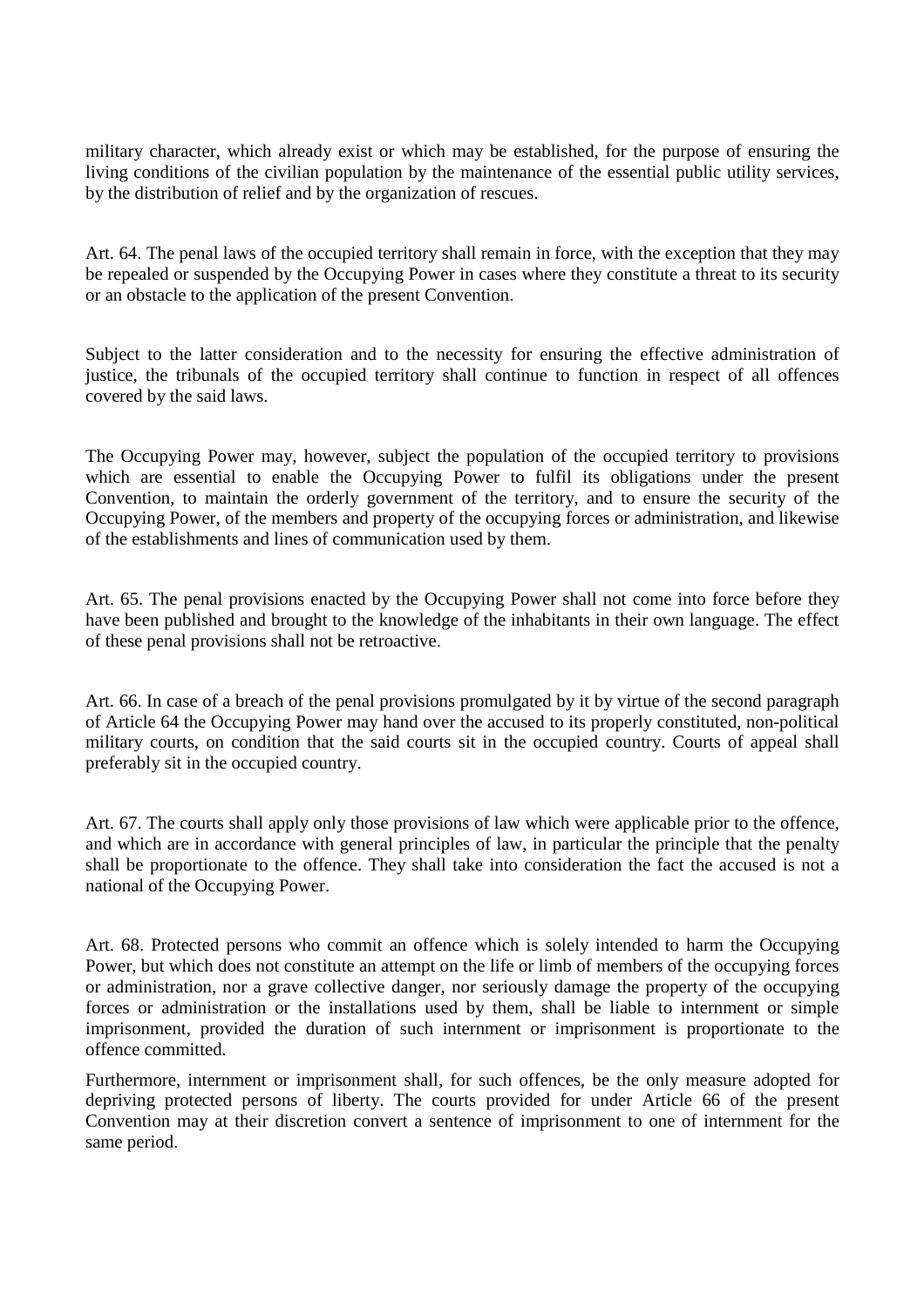military character, which already exist or which may be established, for the purpose of ensuring the living conditions of the civilian population by the maintenance of the essential public utility services, by the distribution of relief and by the organization of rescues.

Art. 64. The penal laws of the occupied territory shall remain in force, with the exception that they may be repealed or suspended by the Occupying Power in cases where they constitute a threat to its security or an obstacle to the application of the present Convention.

Subject to the latter consideration and to the necessity for ensuring the effective administration of justice, the tribunals of the occupied territory shall continue to function in respect of all offences covered by the said laws.

The Occupying Power may, however, subject the population of the occupied territory to provisions which are essential to enable the Occupying Power to fulfil its obligations under the present Convention, to maintain the orderly government of the territory, and to ensure the security of the Occupying Power, of the members and property of the occupying forces or administration, and likewise of the establishments and lines of communication used by them.

Art. 65. The penal provisions enacted by the Occupying Power shall not come into force before they have been published and brought to the knowledge of the inhabitants in their own language. The effect of these penal provisions shall not be retroactive.

Art. 66. In case of a breach of the penal provisions promulgated by it by virtue of the second paragraph of Article 64 the Occupying Power may hand over the accused to its properly constituted, non-political military courts, on condition that the said courts sit in the occupied country. Courts of appeal shall preferably sit in the occupied country.

Art. 67. The courts shall apply only those provisions of law which were applicable prior to the offence, and which are in accordance with general principles of law, in particular the principle that the penalty shall be proportionate to the offence. They shall take into consideration the fact the accused is not a national of the Occupying Power.

Art. 68. Protected persons who commit an offence which is solely intended to harm the Occupying Power, but which does not constitute an attempt on the life or limb of members of the occupying forces or administration, nor a grave collective danger, nor seriously damage the property of the occupying forces or administration or the installations used by them, shall be liable to internment or simple imprisonment, provided the duration of such internment or imprisonment is proportionate to the offence committed.

Furthermore, internment or imprisonment shall, for such offences, be the only measure adopted for depriving protected persons of liberty. The courts provided for under Article 66 of the present Convention may at their discretion convert a sentence of imprisonment to one of internment for the same period.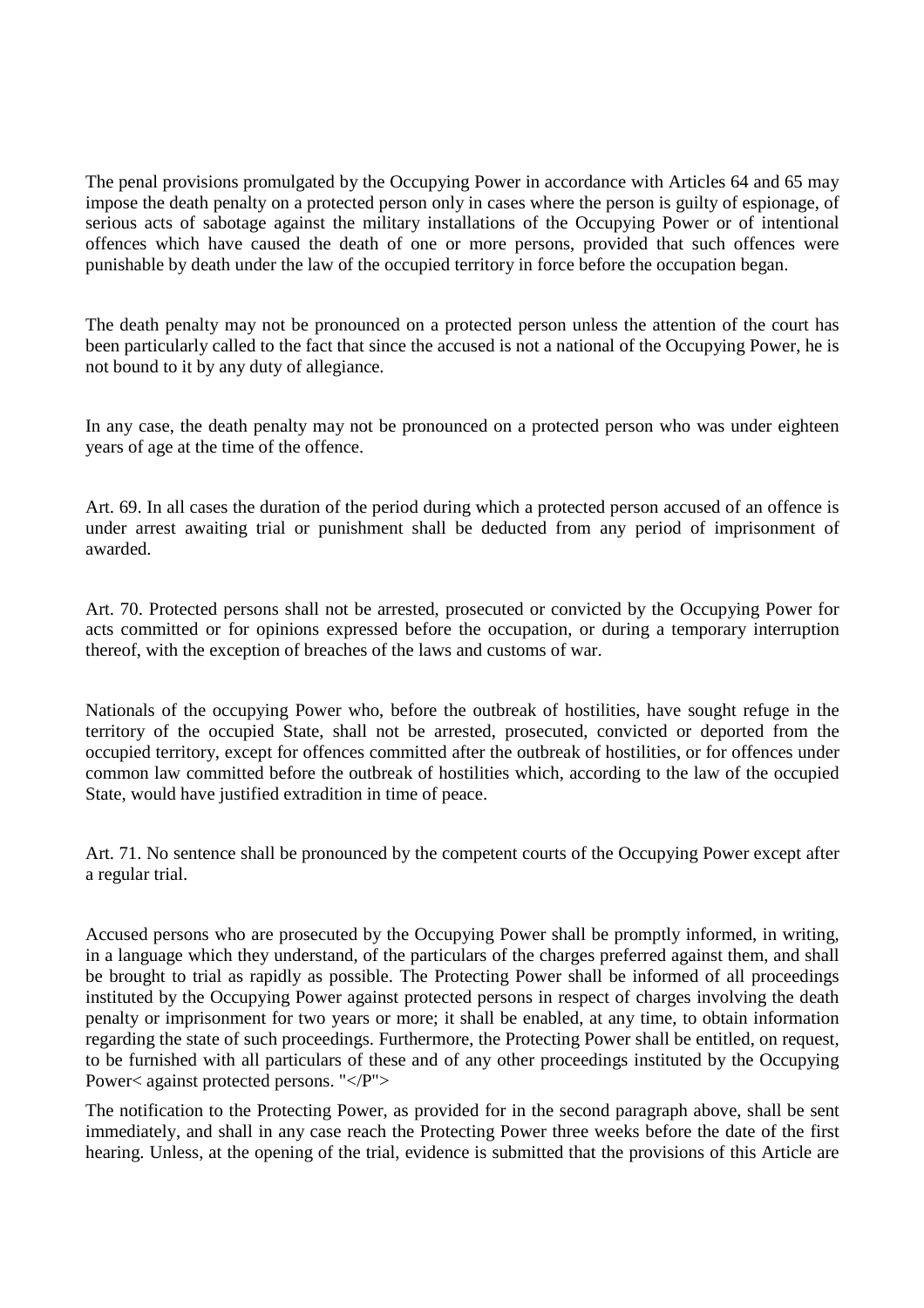The penal provisions promulgated by the Occupying Power in accordance with Articles 64 and 65 may impose the death penalty on a protected person only in cases where the person is guilty of espionage, of serious acts of sabotage against the military installations of the Occupying Power or of intentional offences which have caused the death of one or more persons, provided that such offences were punishable by death under the law of the occupied territory in force before the occupation began.

The death penalty may not be pronounced on a protected person unless the attention of the court has been particularly called to the fact that since the accused is not a national of the Occupying Power, he is not bound to it by any duty of allegiance.

In any case, the death penalty may not be pronounced on a protected person who was under eighteen years of age at the time of the offence.

Art. 69. In all cases the duration of the period during which a protected person accused of an offence is under arrest awaiting trial or punishment shall be deducted from any period of imprisonment of awarded.

Art. 70. Protected persons shall not be arrested, prosecuted or convicted by the Occupying Power for acts committed or for opinions expressed before the occupation, or during a temporary interruption thereof, with the exception of breaches of the laws and customs of war.

Nationals of the occupying Power who, before the outbreak of hostilities, have sought refuge in the territory of the occupied State, shall not be arrested, prosecuted, convicted or deported from the occupied territory, except for offences committed after the outbreak of hostilities, or for offences under common law committed before the outbreak of hostilities which, according to the law of the occupied State, would have justified extradition in time of peace.

Art. 71. No sentence shall be pronounced by the competent courts of the Occupying Power except after a regular trial.

Accused persons who are prosecuted by the Occupying Power shall be promptly informed, in writing, in a language which they understand, of the particulars of the charges preferred against them, and shall be brought to trial as rapidly as possible. The Protecting Power shall be informed of all proceedings instituted by the Occupying Power against protected persons in respect of charges involving the death penalty or imprisonment for two years or more; it shall be enabled, at any time, to obtain information regarding the state of such proceedings. Furthermore, the Protecting Power shall be entitled, on request, to be furnished with all particulars of these and of any other proceedings instituted by the Occupying Power< against protected persons. "</P">

The notification to the Protecting Power, as provided for in the second paragraph above, shall be sent immediately, and shall in any case reach the Protecting Power three weeks before the date of the first hearing. Unless, at the opening of the trial, evidence is submitted that the provisions of this Article are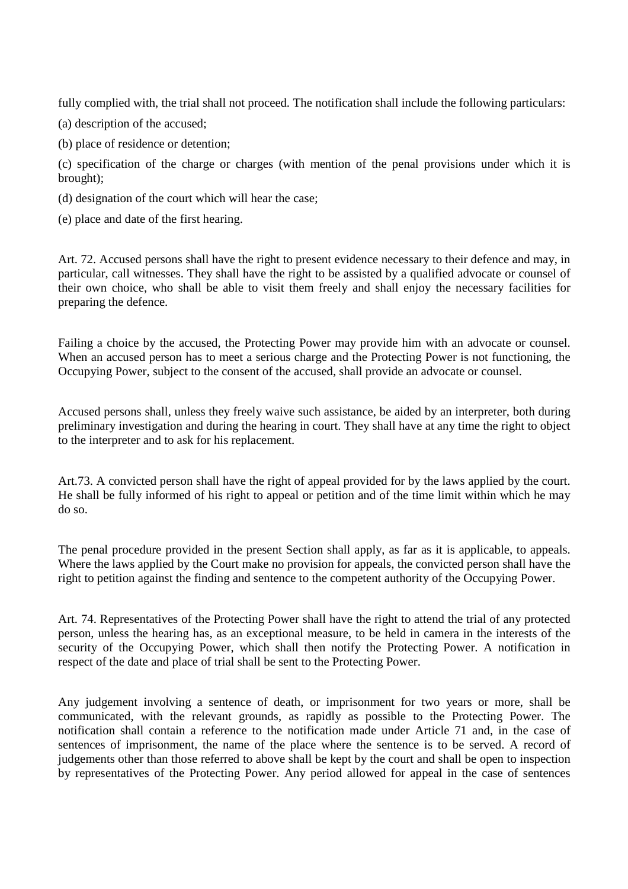fully complied with, the trial shall not proceed. The notification shall include the following particulars:

(a) description of the accused;

(b) place of residence or detention;

(c) specification of the charge or charges (with mention of the penal provisions under which it is brought);

(d) designation of the court which will hear the case;

(e) place and date of the first hearing.

Art. 72. Accused persons shall have the right to present evidence necessary to their defence and may, in particular, call witnesses. They shall have the right to be assisted by a qualified advocate or counsel of their own choice, who shall be able to visit them freely and shall enjoy the necessary facilities for preparing the defence.

Failing a choice by the accused, the Protecting Power may provide him with an advocate or counsel. When an accused person has to meet a serious charge and the Protecting Power is not functioning, the Occupying Power, subject to the consent of the accused, shall provide an advocate or counsel.

Accused persons shall, unless they freely waive such assistance, be aided by an interpreter, both during preliminary investigation and during the hearing in court. They shall have at any time the right to object to the interpreter and to ask for his replacement.

Art.73. A convicted person shall have the right of appeal provided for by the laws applied by the court. He shall be fully informed of his right to appeal or petition and of the time limit within which he may do so.

The penal procedure provided in the present Section shall apply, as far as it is applicable, to appeals. Where the laws applied by the Court make no provision for appeals, the convicted person shall have the right to petition against the finding and sentence to the competent authority of the Occupying Power.

Art. 74. Representatives of the Protecting Power shall have the right to attend the trial of any protected person, unless the hearing has, as an exceptional measure, to be held in camera in the interests of the security of the Occupying Power, which shall then notify the Protecting Power. A notification in respect of the date and place of trial shall be sent to the Protecting Power.

Any judgement involving a sentence of death, or imprisonment for two years or more, shall be communicated, with the relevant grounds, as rapidly as possible to the Protecting Power. The notification shall contain a reference to the notification made under Article 71 and, in the case of sentences of imprisonment, the name of the place where the sentence is to be served. A record of judgements other than those referred to above shall be kept by the court and shall be open to inspection by representatives of the Protecting Power. Any period allowed for appeal in the case of sentences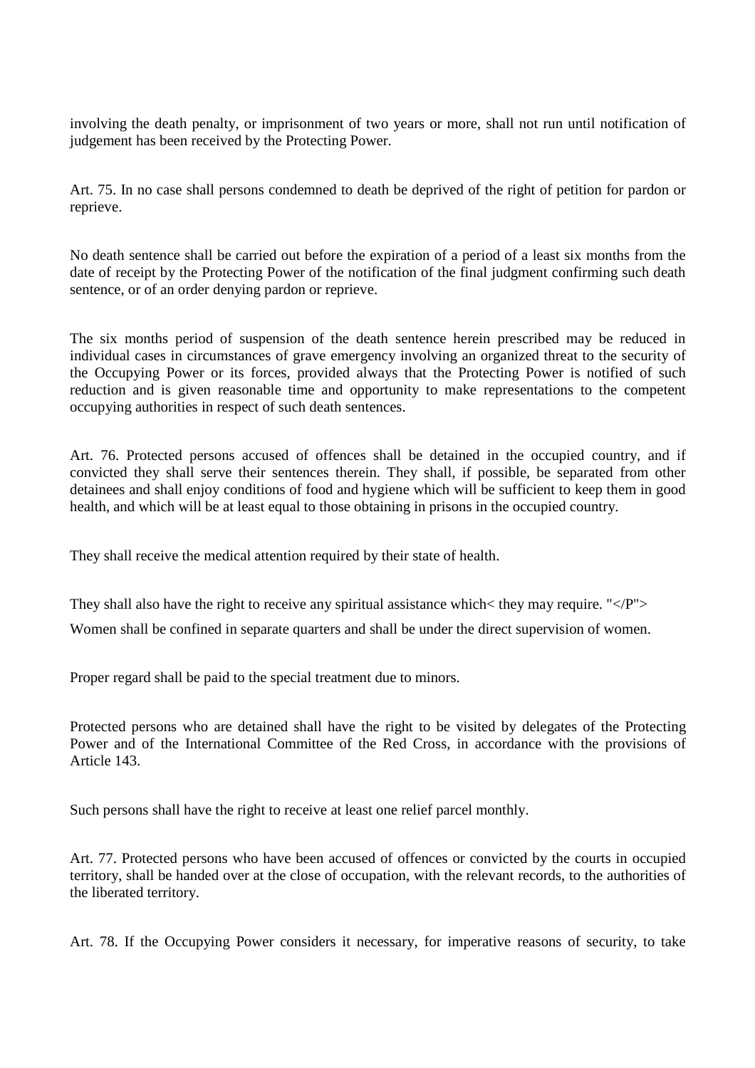involving the death penalty, or imprisonment of two years or more, shall not run until notification of judgement has been received by the Protecting Power.

Art. 75. In no case shall persons condemned to death be deprived of the right of petition for pardon or reprieve.

No death sentence shall be carried out before the expiration of a period of a least six months from the date of receipt by the Protecting Power of the notification of the final judgment confirming such death sentence, or of an order denying pardon or reprieve.

The six months period of suspension of the death sentence herein prescribed may be reduced in individual cases in circumstances of grave emergency involving an organized threat to the security of the Occupying Power or its forces, provided always that the Protecting Power is notified of such reduction and is given reasonable time and opportunity to make representations to the competent occupying authorities in respect of such death sentences.

Art. 76. Protected persons accused of offences shall be detained in the occupied country, and if convicted they shall serve their sentences therein. They shall, if possible, be separated from other detainees and shall enjoy conditions of food and hygiene which will be sufficient to keep them in good health, and which will be at least equal to those obtaining in prisons in the occupied country.

They shall receive the medical attention required by their state of health.

They shall also have the right to receive any spiritual assistance which< they may require. "</P">

Women shall be confined in separate quarters and shall be under the direct supervision of women.

Proper regard shall be paid to the special treatment due to minors.

Protected persons who are detained shall have the right to be visited by delegates of the Protecting Power and of the International Committee of the Red Cross, in accordance with the provisions of Article 143.

Such persons shall have the right to receive at least one relief parcel monthly.

Art. 77. Protected persons who have been accused of offences or convicted by the courts in occupied territory, shall be handed over at the close of occupation, with the relevant records, to the authorities of the liberated territory.

Art. 78. If the Occupying Power considers it necessary, for imperative reasons of security, to take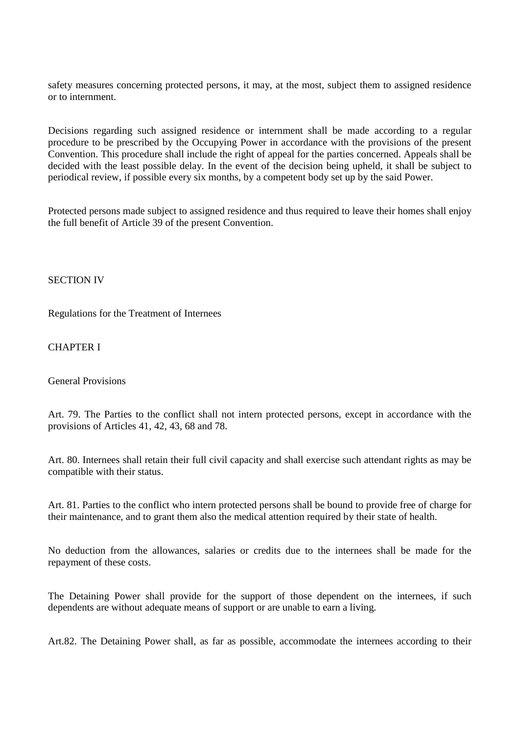safety measures concerning protected persons, it may, at the most, subject them to assigned residence or to internment.

Decisions regarding such assigned residence or internment shall be made according to a regular procedure to be prescribed by the Occupying Power in accordance with the provisions of the present Convention. This procedure shall include the right of appeal for the parties concerned. Appeals shall be decided with the least possible delay. In the event of the decision being upheld, it shall be subject to periodical review, if possible every six months, by a competent body set up by the said Power.

Protected persons made subject to assigned residence and thus required to leave their homes shall enjoy the full benefit of Article 39 of the present Convention.

## SECTION IV

## Regulations for the Treatment of Internees

### CHAPTER I

### General Provisions

Art. 79. The Parties to the conflict shall not intern protected persons, except in accordance with the provisions of Articles 41, 42, 43, 68 and 78.

Art. 80. Internees shall retain their full civil capacity and shall exercise such attendant rights as may be compatible with their status.

Art. 81. Parties to the conflict who intern protected persons shall be bound to provide free of charge for their maintenance, and to grant them also the medical attention required by their state of health.

No deduction from the allowances, salaries or credits due to the internees shall be made for the repayment of these costs.

The Detaining Power shall provide for the support of those dependent on the internees, if such dependents are without adequate means of support or are unable to earn a living.

Art.82. The Detaining Power shall, as far as possible, accommodate the internees according to their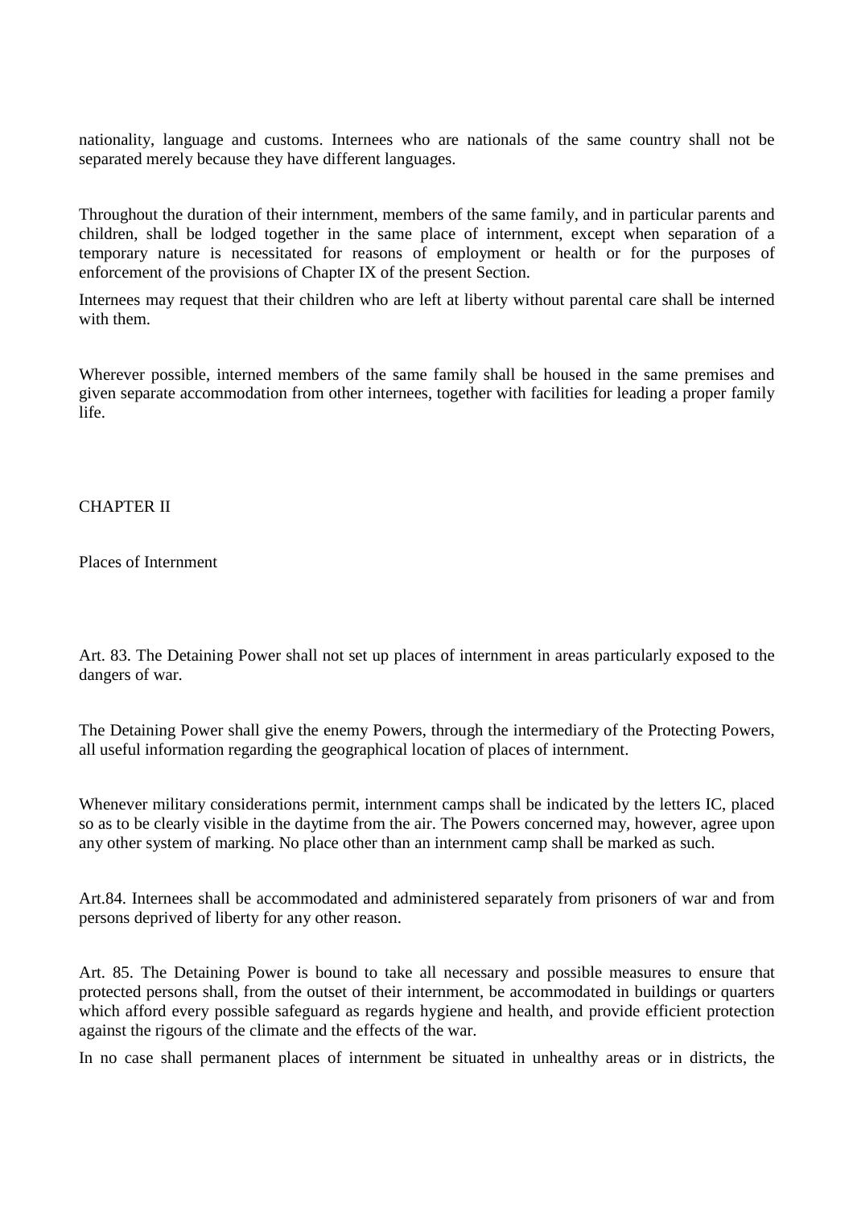nationality, language and customs. Internees who are nationals of the same country shall not be separated merely because they have different languages.

Throughout the duration of their internment, members of the same family, and in particular parents and children, shall be lodged together in the same place of internment, except when separation of a temporary nature is necessitated for reasons of employment or health or for the purposes of enforcement of the provisions of Chapter IX of the present Section.

Internees may request that their children who are left at liberty without parental care shall be interned with them.

Wherever possible, interned members of the same family shall be housed in the same premises and given separate accommodation from other internees, together with facilities for leading a proper family life.

## CHAPTER II

## Places of Internment

Art. 83. The Detaining Power shall not set up places of internment in areas particularly exposed to the dangers of war.

The Detaining Power shall give the enemy Powers, through the intermediary of the Protecting Powers, all useful information regarding the geographical location of places of internment.

Whenever military considerations permit, internment camps shall be indicated by the letters IC, placed so as to be clearly visible in the daytime from the air. The Powers concerned may, however, agree upon any other system of marking. No place other than an internment camp shall be marked as such.

Art.84. Internees shall be accommodated and administered separately from prisoners of war and from persons deprived of liberty for any other reason.

Art. 85. The Detaining Power is bound to take all necessary and possible measures to ensure that protected persons shall, from the outset of their internment, be accommodated in buildings or quarters which afford every possible safeguard as regards hygiene and health, and provide efficient protection against the rigours of the climate and the effects of the war.

In no case shall permanent places of internment be situated in unhealthy areas or in districts, the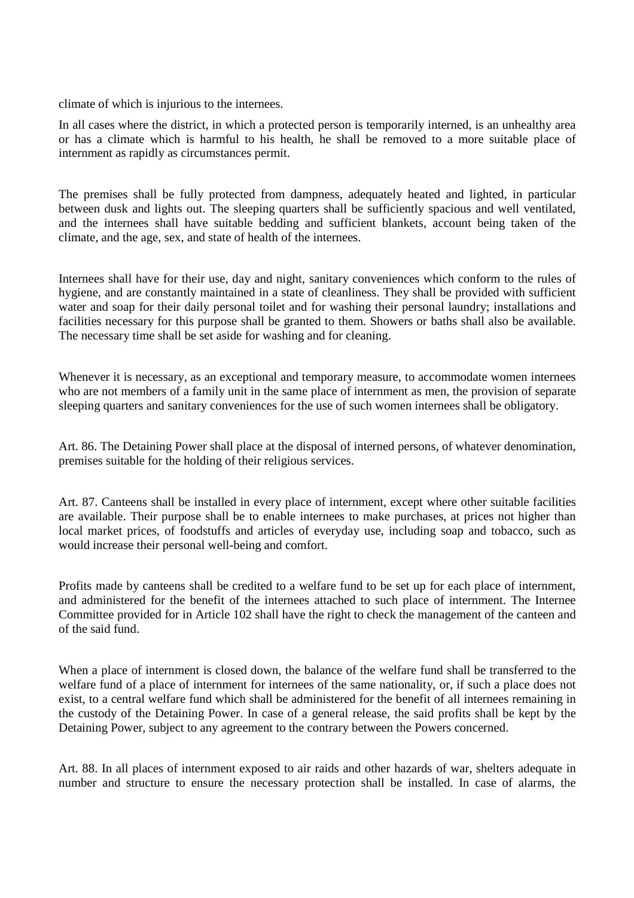climate of which is injurious to the internees.

In all cases where the district, in which a protected person is temporarily interned, is an unhealthy area or has a climate which is harmful to his health, he shall be removed to a more suitable place of internment as rapidly as circumstances permit.

The premises shall be fully protected from dampness, adequately heated and lighted, in particular between dusk and lights out. The sleeping quarters shall be sufficiently spacious and well ventilated, and the internees shall have suitable bedding and sufficient blankets, account being taken of the climate, and the age, sex, and state of health of the internees.

Internees shall have for their use, day and night, sanitary conveniences which conform to the rules of hygiene, and are constantly maintained in a state of cleanliness. They shall be provided with sufficient water and soap for their daily personal toilet and for washing their personal laundry; installations and facilities necessary for this purpose shall be granted to them. Showers or baths shall also be available. The necessary time shall be set aside for washing and for cleaning.

Whenever it is necessary, as an exceptional and temporary measure, to accommodate women internees who are not members of a family unit in the same place of internment as men, the provision of separate sleeping quarters and sanitary conveniences for the use of such women internees shall be obligatory.

Art. 86. The Detaining Power shall place at the disposal of interned persons, of whatever denomination, premises suitable for the holding of their religious services.

Art. 87. Canteens shall be installed in every place of internment, except where other suitable facilities are available. Their purpose shall be to enable internees to make purchases, at prices not higher than local market prices, of foodstuffs and articles of everyday use, including soap and tobacco, such as would increase their personal well-being and comfort.

Profits made by canteens shall be credited to a welfare fund to be set up for each place of internment, and administered for the benefit of the internees attached to such place of internment. The Internee Committee provided for in Article 102 shall have the right to check the management of the canteen and of the said fund.

When a place of internment is closed down, the balance of the welfare fund shall be transferred to the welfare fund of a place of internment for internees of the same nationality, or, if such a place does not exist, to a central welfare fund which shall be administered for the benefit of all internees remaining in the custody of the Detaining Power. In case of a general release, the said profits shall be kept by the Detaining Power, subject to any agreement to the contrary between the Powers concerned.

Art. 88. In all places of internment exposed to air raids and other hazards of war, shelters adequate in number and structure to ensure the necessary protection shall be installed. In case of alarms, the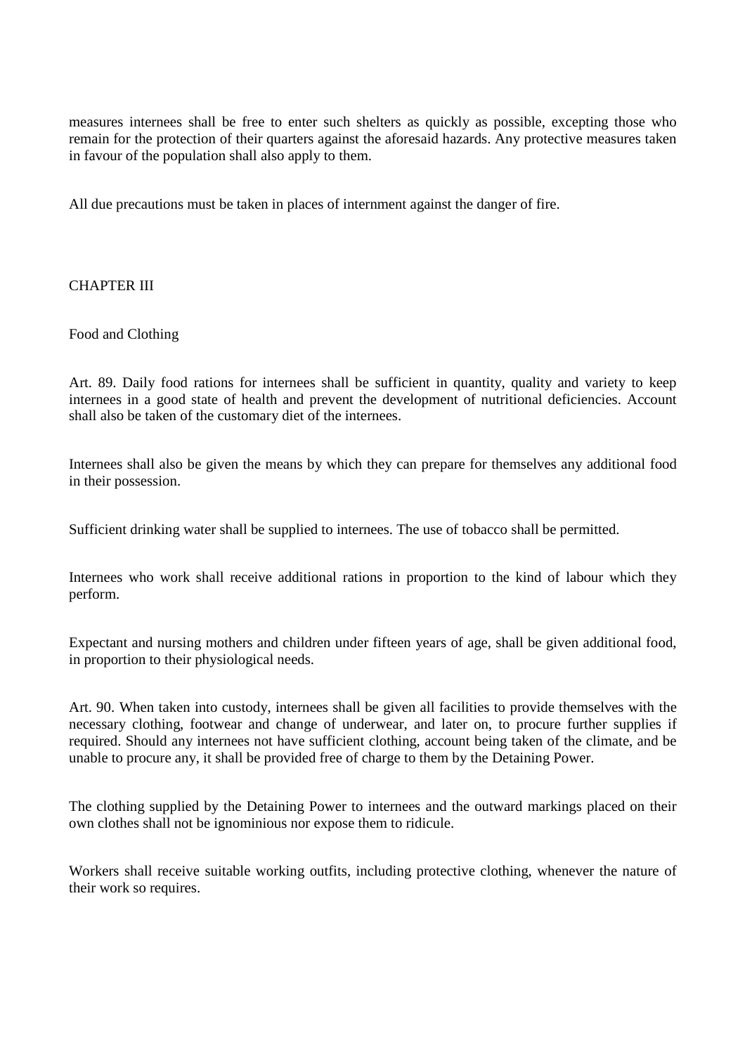measures internees shall be free to enter such shelters as quickly as possible, excepting those who remain for the protection of their quarters against the aforesaid hazards. Any protective measures taken in favour of the population shall also apply to them.

All due precautions must be taken in places of internment against the danger of fire.

## CHAPTER III

### Food and Clothing

Art. 89. Daily food rations for internees shall be sufficient in quantity, quality and variety to keep internees in a good state of health and prevent the development of nutritional deficiencies. Account shall also be taken of the customary diet of the internees.

Internees shall also be given the means by which they can prepare for themselves any additional food in their possession.

Sufficient drinking water shall be supplied to internees. The use of tobacco shall be permitted.

Internees who work shall receive additional rations in proportion to the kind of labour which they perform.

Expectant and nursing mothers and children under fifteen years of age, shall be given additional food, in proportion to their physiological needs.

Art. 90. When taken into custody, internees shall be given all facilities to provide themselves with the necessary clothing, footwear and change of underwear, and later on, to procure further supplies if required. Should any internees not have sufficient clothing, account being taken of the climate, and be unable to procure any, it shall be provided free of charge to them by the Detaining Power.

The clothing supplied by the Detaining Power to internees and the outward markings placed on their own clothes shall not be ignominious nor expose them to ridicule.

Workers shall receive suitable working outfits, including protective clothing, whenever the nature of their work so requires.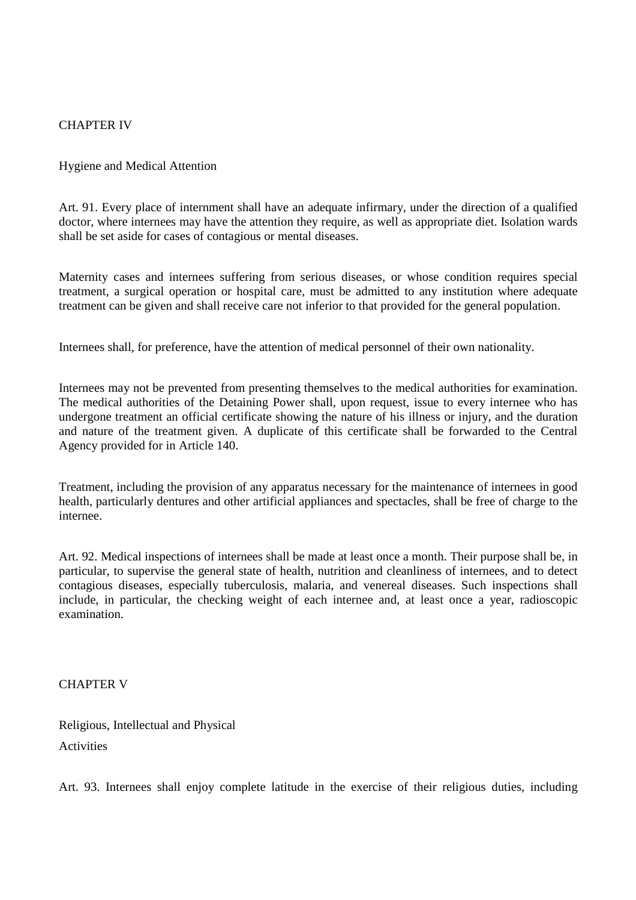## CHAPTER IV

### Hygiene and Medical Attention

Art. 91. Every place of internment shall have an adequate infirmary, under the direction of a qualified doctor, where internees may have the attention they require, as well as appropriate diet. Isolation wards shall be set aside for cases of contagious or mental diseases.

Maternity cases and internees suffering from serious diseases, or whose condition requires special treatment, a surgical operation or hospital care, must be admitted to any institution where adequate treatment can be given and shall receive care not inferior to that provided for the general population.

Internees shall, for preference, have the attention of medical personnel of their own nationality.

Internees may not be prevented from presenting themselves to the medical authorities for examination. The medical authorities of the Detaining Power shall, upon request, issue to every internee who has undergone treatment an official certificate showing the nature of his illness or injury, and the duration and nature of the treatment given. A duplicate of this certificate shall be forwarded to the Central Agency provided for in Article 140.

Treatment, including the provision of any apparatus necessary for the maintenance of internees in good health, particularly dentures and other artificial appliances and spectacles, shall be free of charge to the internee.

Art. 92. Medical inspections of internees shall be made at least once a month. Their purpose shall be, in particular, to supervise the general state of health, nutrition and cleanliness of internees, and to detect contagious diseases, especially tuberculosis, malaria, and venereal diseases. Such inspections shall include, in particular, the checking weight of each internee and, at least once a year, radioscopic examination.

## CHAPTER V

### Religious, Intellectual and Physical Activities

Art. 93. Internees shall enjoy complete latitude in the exercise of their religious duties, including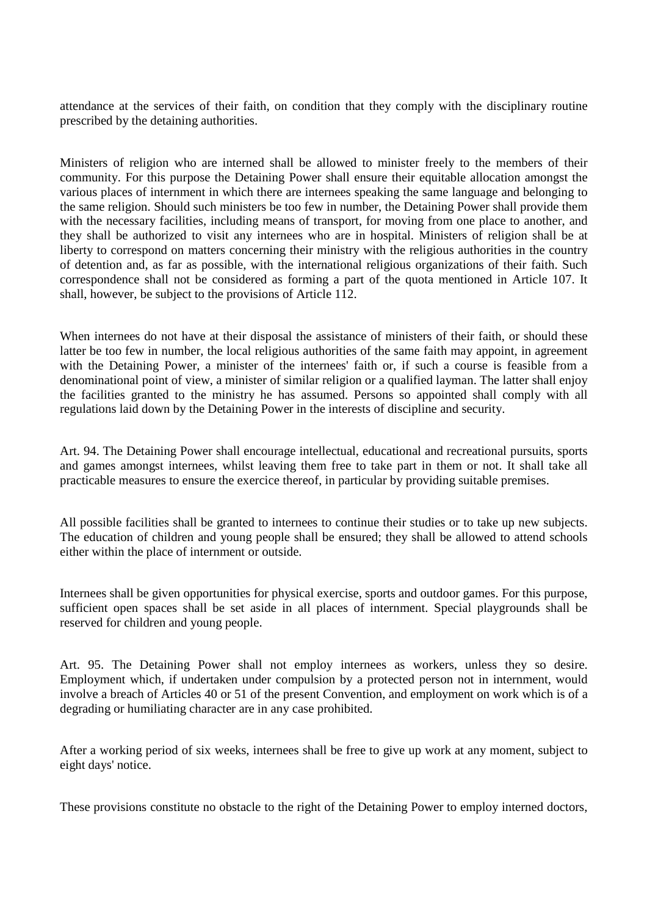attendance at the services of their faith, on condition that they comply with the disciplinary routine prescribed by the detaining authorities.

Ministers of religion who are interned shall be allowed to minister freely to the members of their community. For this purpose the Detaining Power shall ensure their equitable allocation amongst the various places of internment in which there are internees speaking the same language and belonging to the same religion. Should such ministers be too few in number, the Detaining Power shall provide them with the necessary facilities, including means of transport, for moving from one place to another, and they shall be authorized to visit any internees who are in hospital. Ministers of religion shall be at liberty to correspond on matters concerning their ministry with the religious authorities in the country of detention and, as far as possible, with the international religious organizations of their faith. Such correspondence shall not be considered as forming a part of the quota mentioned in Article 107. It shall, however, be subject to the provisions of Article 112.

When internees do not have at their disposal the assistance of ministers of their faith, or should these latter be too few in number, the local religious authorities of the same faith may appoint, in agreement with the Detaining Power, a minister of the internees' faith or, if such a course is feasible from a denominational point of view, a minister of similar religion or a qualified layman. The latter shall enjoy the facilities granted to the ministry he has assumed. Persons so appointed shall comply with all regulations laid down by the Detaining Power in the interests of discipline and security.

Art. 94. The Detaining Power shall encourage intellectual, educational and recreational pursuits, sports and games amongst internees, whilst leaving them free to take part in them or not. It shall take all practicable measures to ensure the exercice thereof, in particular by providing suitable premises.

All possible facilities shall be granted to internees to continue their studies or to take up new subjects. The education of children and young people shall be ensured; they shall be allowed to attend schools either within the place of internment or outside.

Internees shall be given opportunities for physical exercise, sports and outdoor games. For this purpose, sufficient open spaces shall be set aside in all places of internment. Special playgrounds shall be reserved for children and young people.

Art. 95. The Detaining Power shall not employ internees as workers, unless they so desire. Employment which, if undertaken under compulsion by a protected person not in internment, would involve a breach of Articles 40 or 51 of the present Convention, and employment on work which is of a degrading or humiliating character are in any case prohibited.

After a working period of six weeks, internees shall be free to give up work at any moment, subject to eight days' notice.

These provisions constitute no obstacle to the right of the Detaining Power to employ interned doctors,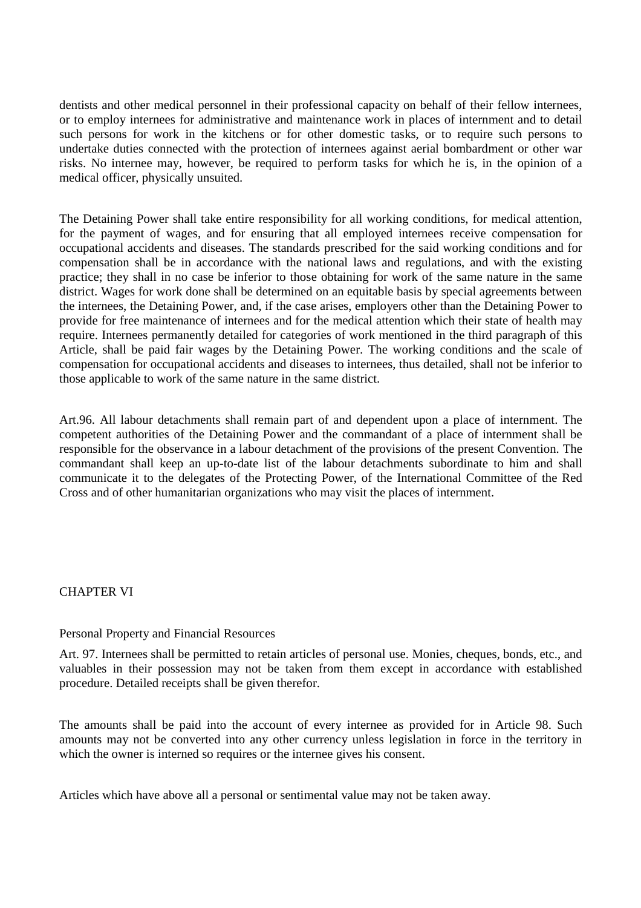dentists and other medical personnel in their professional capacity on behalf of their fellow internees, or to employ internees for administrative and maintenance work in places of internment and to detail such persons for work in the kitchens or for other domestic tasks, or to require such persons to undertake duties connected with the protection of internees against aerial bombardment or other war risks. No internee may, however, be required to perform tasks for which he is, in the opinion of a medical officer, physically unsuited.

The Detaining Power shall take entire responsibility for all working conditions, for medical attention, for the payment of wages, and for ensuring that all employed internees receive compensation for occupational accidents and diseases. The standards prescribed for the said working conditions and for compensation shall be in accordance with the national laws and regulations, and with the existing practice; they shall in no case be inferior to those obtaining for work of the same nature in the same district. Wages for work done shall be determined on an equitable basis by special agreements between the internees, the Detaining Power, and, if the case arises, employers other than the Detaining Power to provide for free maintenance of internees and for the medical attention which their state of health may require. Internees permanently detailed for categories of work mentioned in the third paragraph of this Article, shall be paid fair wages by the Detaining Power. The working conditions and the scale of compensation for occupational accidents and diseases to internees, thus detailed, shall not be inferior to those applicable to work of the same nature in the same district.

Art.96. All labour detachments shall remain part of and dependent upon a place of internment. The competent authorities of the Detaining Power and the commandant of a place of internment shall be responsible for the observance in a labour detachment of the provisions of the present Convention. The commandant shall keep an up-to-date list of the labour detachments subordinate to him and shall communicate it to the delegates of the Protecting Power, of the International Committee of the Red Cross and of other humanitarian organizations who may visit the places of internment.

## CHAPTER VI

### Personal Property and Financial Resources

Art. 97. Internees shall be permitted to retain articles of personal use. Monies, cheques, bonds, etc., and valuables in their possession may not be taken from them except in accordance with established procedure. Detailed receipts shall be given therefor.

The amounts shall be paid into the account of every internee as provided for in Article 98. Such amounts may not be converted into any other currency unless legislation in force in the territory in which the owner is interned so requires or the internee gives his consent.

Articles which have above all a personal or sentimental value may not be taken away.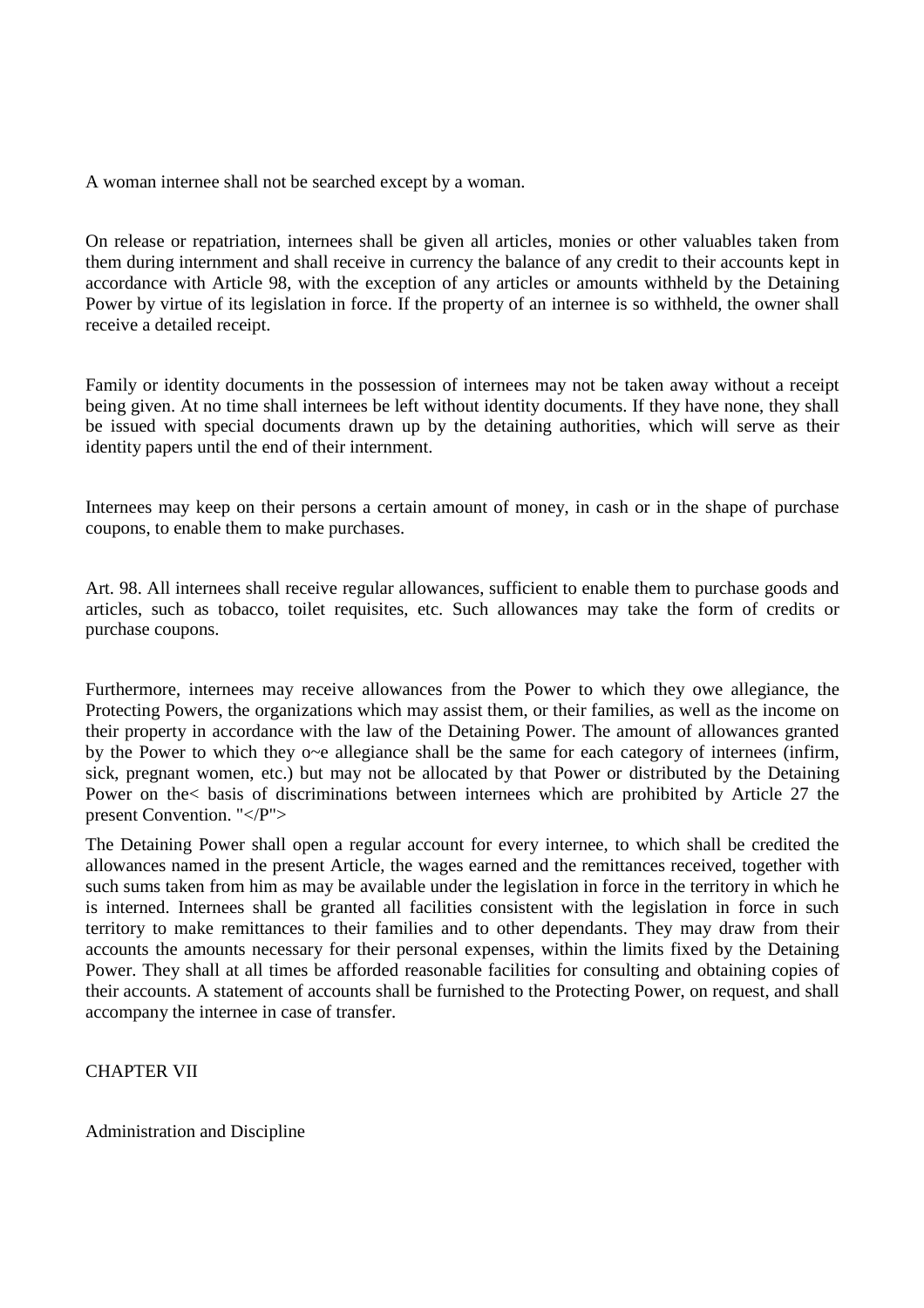A woman internee shall not be searched except by a woman.

On release or repatriation, internees shall be given all articles, monies or other valuables taken from them during internment and shall receive in currency the balance of any credit to their accounts kept in accordance with Article 98, with the exception of any articles or amounts withheld by the Detaining Power by virtue of its legislation in force. If the property of an internee is so withheld, the owner shall receive a detailed receipt.

Family or identity documents in the possession of internees may not be taken away without a receipt being given. At no time shall internees be left without identity documents. If they have none, they shall be issued with special documents drawn up by the detaining authorities, which will serve as their identity papers until the end of their internment.

Internees may keep on their persons a certain amount of money, in cash or in the shape of purchase coupons, to enable them to make purchases.

Art. 98. All internees shall receive regular allowances, sufficient to enable them to purchase goods and articles, such as tobacco, toilet requisites, etc. Such allowances may take the form of credits or purchase coupons.

Furthermore, internees may receive allowances from the Power to which they owe allegiance, the Protecting Powers, the organizations which may assist them, or their families, as well as the income on their property in accordance with the law of the Detaining Power. The amount of allowances granted by the Power to which they o~e allegiance shall be the same for each category of internees (infirm, sick, pregnant women, etc.) but may not be allocated by that Power or distributed by the Detaining Power on the< basis of discriminations between internees which are prohibited by Article 27 the present Convention. "</P">

The Detaining Power shall open a regular account for every internee, to which shall be credited the allowances named in the present Article, the wages earned and the remittances received, together with such sums taken from him as may be available under the legislation in force in the territory in which he is interned. Internees shall be granted all facilities consistent with the legislation in force in such territory to make remittances to their families and to other dependants. They may draw from their accounts the amounts necessary for their personal expenses, within the limits fixed by the Detaining Power. They shall at all times be afforded reasonable facilities for consulting and obtaining copies of their accounts. A statement of accounts shall be furnished to the Protecting Power, on request, and shall accompany the internee in case of transfer.

## CHAPTER VII

### Administration and Discipline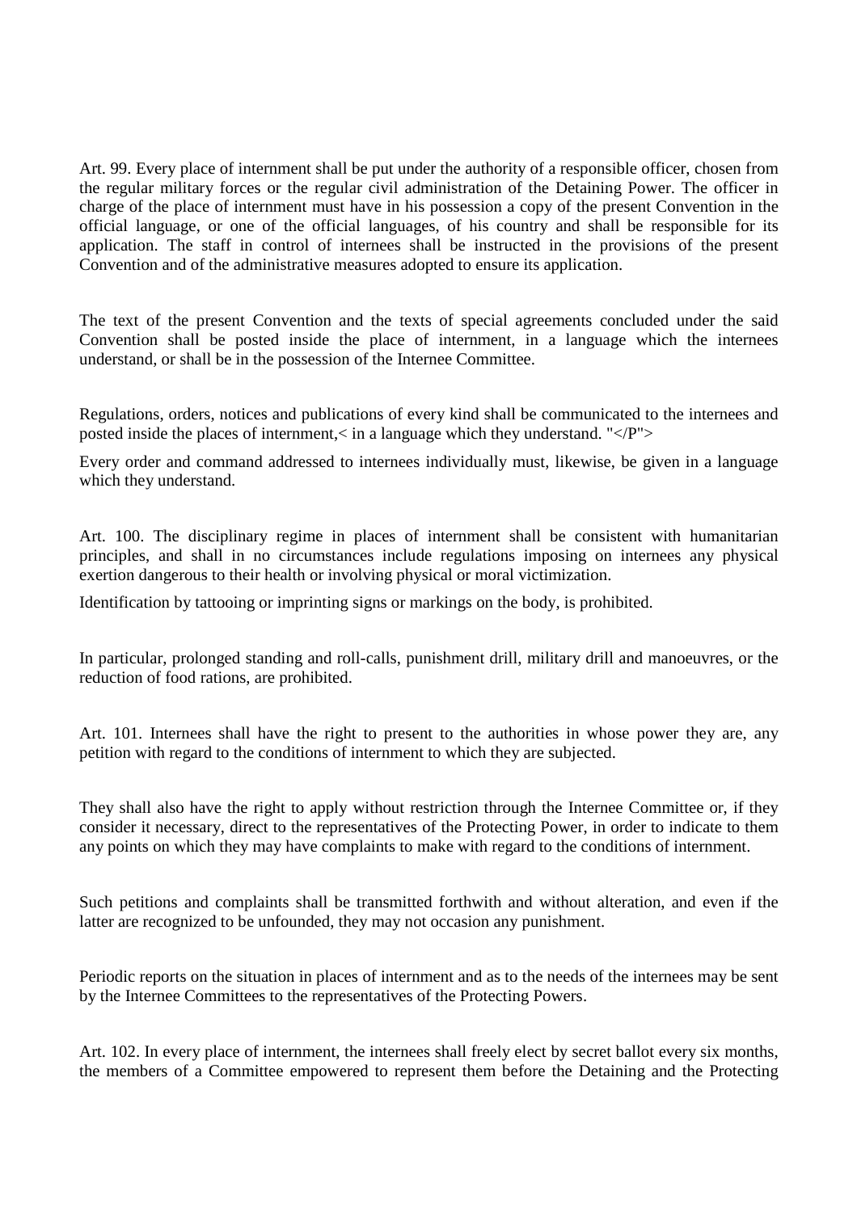Art. 99. Every place of internment shall be put under the authority of a responsible officer, chosen from the regular military forces or the regular civil administration of the Detaining Power. The officer in charge of the place of internment must have in his possession a copy of the present Convention in the official language, or one of the official languages, of his country and shall be responsible for its application. The staff in control of internees shall be instructed in the provisions of the present Convention and of the administrative measures adopted to ensure its application.

The text of the present Convention and the texts of special agreements concluded under the said Convention shall be posted inside the place of internment, in a language which the internees understand, or shall be in the possession of the Internee Committee.

Regulations, orders, notices and publications of every kind shall be communicated to the internees and posted inside the places of internment,< in a language which they understand. "</P">

Every order and command addressed to internees individually must, likewise, be given in a language which they understand.

Art. 100. The disciplinary regime in places of internment shall be consistent with humanitarian principles, and shall in no circumstances include regulations imposing on internees any physical exertion dangerous to their health or involving physical or moral victimization.

Identification by tattooing or imprinting signs or markings on the body, is prohibited.

In particular, prolonged standing and roll-calls, punishment drill, military drill and manoeuvres, or the reduction of food rations, are prohibited.

Art. 101. Internees shall have the right to present to the authorities in whose power they are, any petition with regard to the conditions of internment to which they are subjected.

They shall also have the right to apply without restriction through the Internee Committee or, if they consider it necessary, direct to the representatives of the Protecting Power, in order to indicate to them any points on which they may have complaints to make with regard to the conditions of internment.

Such petitions and complaints shall be transmitted forthwith and without alteration, and even if the latter are recognized to be unfounded, they may not occasion any punishment.

Periodic reports on the situation in places of internment and as to the needs of the internees may be sent by the Internee Committees to the representatives of the Protecting Powers.

Art. 102. In every place of internment, the internees shall freely elect by secret ballot every six months, the members of a Committee empowered to represent them before the Detaining and the Protecting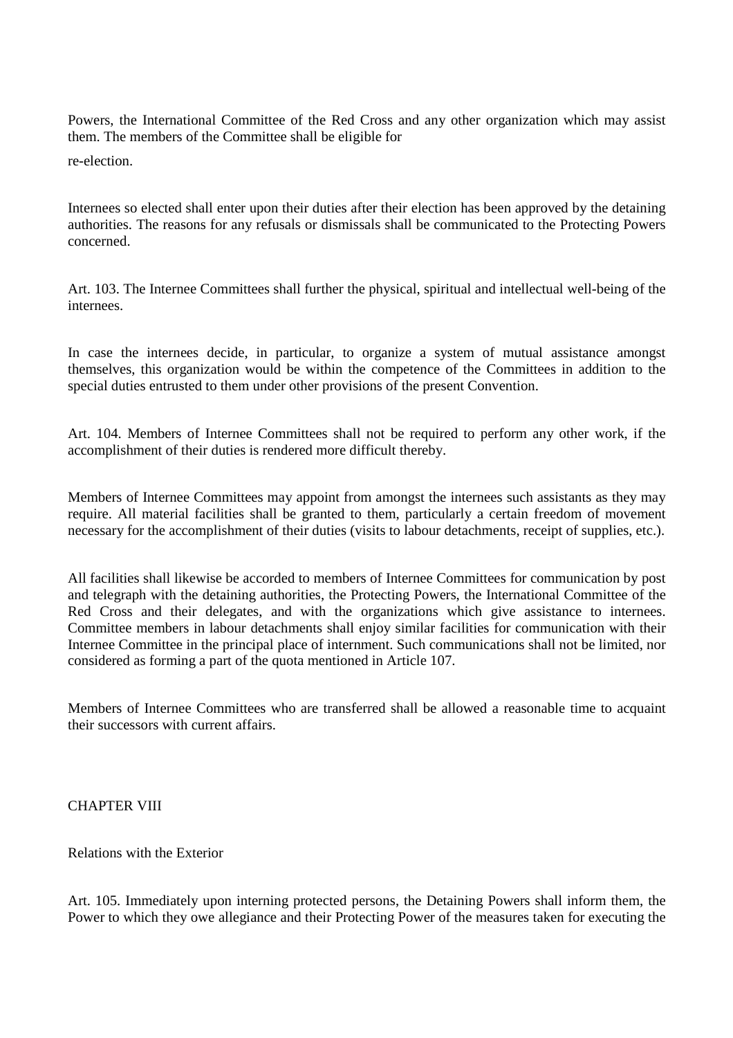Powers, the International Committee of the Red Cross and any other organization which may assist them. The members of the Committee shall be eligible for

re-election.

Internees so elected shall enter upon their duties after their election has been approved by the detaining authorities. The reasons for any refusals or dismissals shall be communicated to the Protecting Powers concerned.

Art. 103. The Internee Committees shall further the physical, spiritual and intellectual well-being of the internees.

In case the internees decide, in particular, to organize a system of mutual assistance amongst themselves, this organization would be within the competence of the Committees in addition to the special duties entrusted to them under other provisions of the present Convention.

Art. 104. Members of Internee Committees shall not be required to perform any other work, if the accomplishment of their duties is rendered more difficult thereby.

Members of Internee Committees may appoint from amongst the internees such assistants as they may require. All material facilities shall be granted to them, particularly a certain freedom of movement necessary for the accomplishment of their duties (visits to labour detachments, receipt of supplies, etc.).

All facilities shall likewise be accorded to members of Internee Committees for communication by post and telegraph with the detaining authorities, the Protecting Powers, the International Committee of the Red Cross and their delegates, and with the organizations which give assistance to internees. Committee members in labour detachments shall enjoy similar facilities for communication with their Internee Committee in the principal place of internment. Such communications shall not be limited, nor considered as forming a part of the quota mentioned in Article 107.

Members of Internee Committees who are transferred shall be allowed a reasonable time to acquaint their successors with current affairs.

## CHAPTER VIII

### Relations with the Exterior

Art. 105. Immediately upon interning protected persons, the Detaining Powers shall inform them, the Power to which they owe allegiance and their Protecting Power of the measures taken for executing the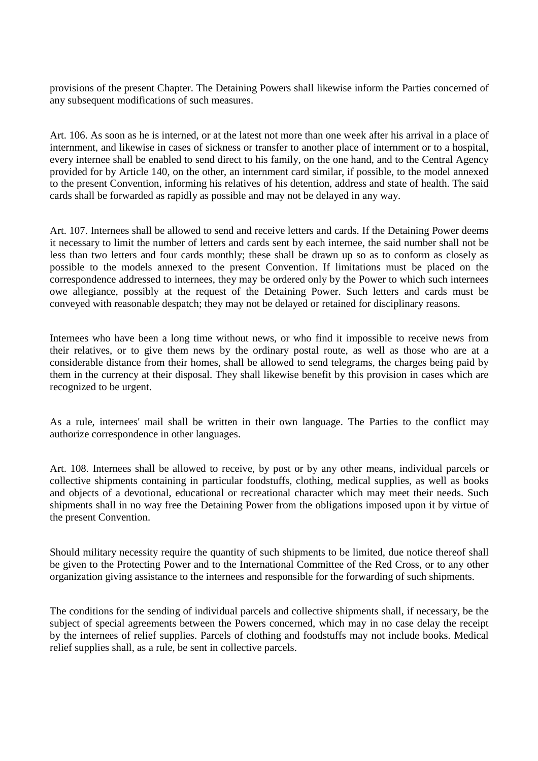provisions of the present Chapter. The Detaining Powers shall likewise inform the Parties concerned of any subsequent modifications of such measures.

Art. 106. As soon as he is interned, or at the latest not more than one week after his arrival in a place of internment, and likewise in cases of sickness or transfer to another place of internment or to a hospital, every internee shall be enabled to send direct to his family, on the one hand, and to the Central Agency provided for by Article 140, on the other, an internment card similar, if possible, to the model annexed to the present Convention, informing his relatives of his detention, address and state of health. The said cards shall be forwarded as rapidly as possible and may not be delayed in any way.

Art. 107. Internees shall be allowed to send and receive letters and cards. If the Detaining Power deems it necessary to limit the number of letters and cards sent by each internee, the said number shall not be less than two letters and four cards monthly; these shall be drawn up so as to conform as closely as possible to the models annexed to the present Convention. If limitations must be placed on the correspondence addressed to internees, they may be ordered only by the Power to which such internees owe allegiance, possibly at the request of the Detaining Power. Such letters and cards must be conveyed with reasonable despatch; they may not be delayed or retained for disciplinary reasons.

Internees who have been a long time without news, or who find it impossible to receive news from their relatives, or to give them news by the ordinary postal route, as well as those who are at a considerable distance from their homes, shall be allowed to send telegrams, the charges being paid by them in the currency at their disposal. They shall likewise benefit by this provision in cases which are recognized to be urgent.

As a rule, internees' mail shall be written in their own language. The Parties to the conflict may authorize correspondence in other languages.

Art. 108. Internees shall be allowed to receive, by post or by any other means, individual parcels or collective shipments containing in particular foodstuffs, clothing, medical supplies, as well as books and objects of a devotional, educational or recreational character which may meet their needs. Such shipments shall in no way free the Detaining Power from the obligations imposed upon it by virtue of the present Convention.

Should military necessity require the quantity of such shipments to be limited, due notice thereof shall be given to the Protecting Power and to the International Committee of the Red Cross, or to any other organization giving assistance to the internees and responsible for the forwarding of such shipments.

The conditions for the sending of individual parcels and collective shipments shall, if necessary, be the subject of special agreements between the Powers concerned, which may in no case delay the receipt by the internees of relief supplies. Parcels of clothing and foodstuffs may not include books. Medical relief supplies shall, as a rule, be sent in collective parcels.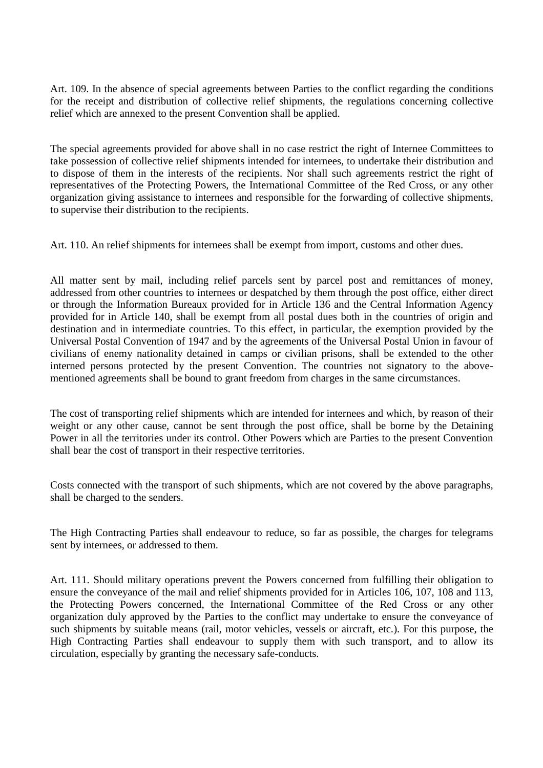Art. 109. In the absence of special agreements between Parties to the conflict regarding the conditions for the receipt and distribution of collective relief shipments, the regulations concerning collective relief which are annexed to the present Convention shall be applied.

The special agreements provided for above shall in no case restrict the right of Internee Committees to take possession of collective relief shipments intended for internees, to undertake their distribution and to dispose of them in the interests of the recipients. Nor shall such agreements restrict the right of representatives of the Protecting Powers, the International Committee of the Red Cross, or any other organization giving assistance to internees and responsible for the forwarding of collective shipments, to supervise their distribution to the recipients.

Art. 110. An relief shipments for internees shall be exempt from import, customs and other dues.

All matter sent by mail, including relief parcels sent by parcel post and remittances of money, addressed from other countries to internees or despatched by them through the post office, either direct or through the Information Bureaux provided for in Article 136 and the Central Information Agency provided for in Article 140, shall be exempt from all postal dues both in the countries of origin and destination and in intermediate countries. To this effect, in particular, the exemption provided by the Universal Postal Convention of 1947 and by the agreements of the Universal Postal Union in favour of civilians of enemy nationality detained in camps or civilian prisons, shall be extended to the other interned persons protected by the present Convention. The countries not signatory to the above-mentioned agreements shall be bound to grant freedom from charges in the same circumstances.

The cost of transporting relief shipments which are intended for internees and which, by reason of their weight or any other cause, cannot be sent through the post office, shall be borne by the Detaining Power in all the territories under its control. Other Powers which are Parties to the present Convention shall bear the cost of transport in their respective territories.

Costs connected with the transport of such shipments, which are not covered by the above paragraphs, shall be charged to the senders.

The High Contracting Parties shall endeavour to reduce, so far as possible, the charges for telegrams sent by internees, or addressed to them.

Art. 111. Should military operations prevent the Powers concerned from fulfilling their obligation to ensure the conveyance of the mail and relief shipments provided for in Articles 106, 107, 108 and 113, the Protecting Powers concerned, the International Committee of the Red Cross or any other organization duly approved by the Parties to the conflict may undertake to ensure the conveyance of such shipments by suitable means (rail, motor vehicles, vessels or aircraft, etc.). For this purpose, the High Contracting Parties shall endeavour to supply them with such transport, and to allow its circulation, especially by granting the necessary safe-conducts.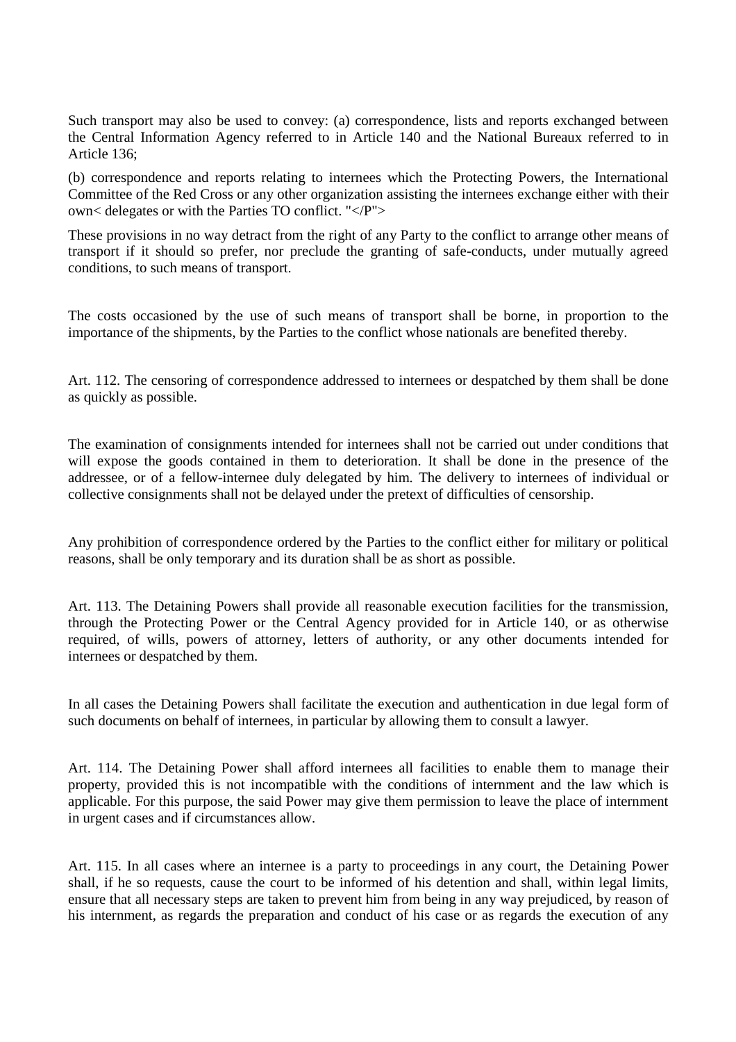Such transport may also be used to convey: (a) correspondence, lists and reports exchanged between the Central Information Agency referred to in Article 140 and the National Bureaux referred to in Article 136;

(b) correspondence and reports relating to internees which the Protecting Powers, the International Committee of the Red Cross or any other organization assisting the internees exchange either with their own< delegates or with the Parties TO conflict. "</P">

These provisions in no way detract from the right of any Party to the conflict to arrange other means of transport if it should so prefer, nor preclude the granting of safe-conducts, under mutually agreed conditions, to such means of transport.

The costs occasioned by the use of such means of transport shall be borne, in proportion to the importance of the shipments, by the Parties to the conflict whose nationals are benefited thereby.

Art. 112. The censoring of correspondence addressed to internees or despatched by them shall be done as quickly as possible.

The examination of consignments intended for internees shall not be carried out under conditions that will expose the goods contained in them to deterioration. It shall be done in the presence of the addressee, or of a fellow-internee duly delegated by him. The delivery to internees of individual or collective consignments shall not be delayed under the pretext of difficulties of censorship.

Any prohibition of correspondence ordered by the Parties to the conflict either for military or political reasons, shall be only temporary and its duration shall be as short as possible.

Art. 113. The Detaining Powers shall provide all reasonable execution facilities for the transmission, through the Protecting Power or the Central Agency provided for in Article 140, or as otherwise required, of wills, powers of attorney, letters of authority, or any other documents intended for internees or despatched by them.

In all cases the Detaining Powers shall facilitate the execution and authentication in due legal form of such documents on behalf of internees, in particular by allowing them to consult a lawyer.

Art. 114. The Detaining Power shall afford internees all facilities to enable them to manage their property, provided this is not incompatible with the conditions of internment and the law which is applicable. For this purpose, the said Power may give them permission to leave the place of internment in urgent cases and if circumstances allow.

Art. 115. In all cases where an internee is a party to proceedings in any court, the Detaining Power shall, if he so requests, cause the court to be informed of his detention and shall, within legal limits, ensure that all necessary steps are taken to prevent him from being in any way prejudiced, by reason of his internment, as regards the preparation and conduct of his case or as regards the execution of any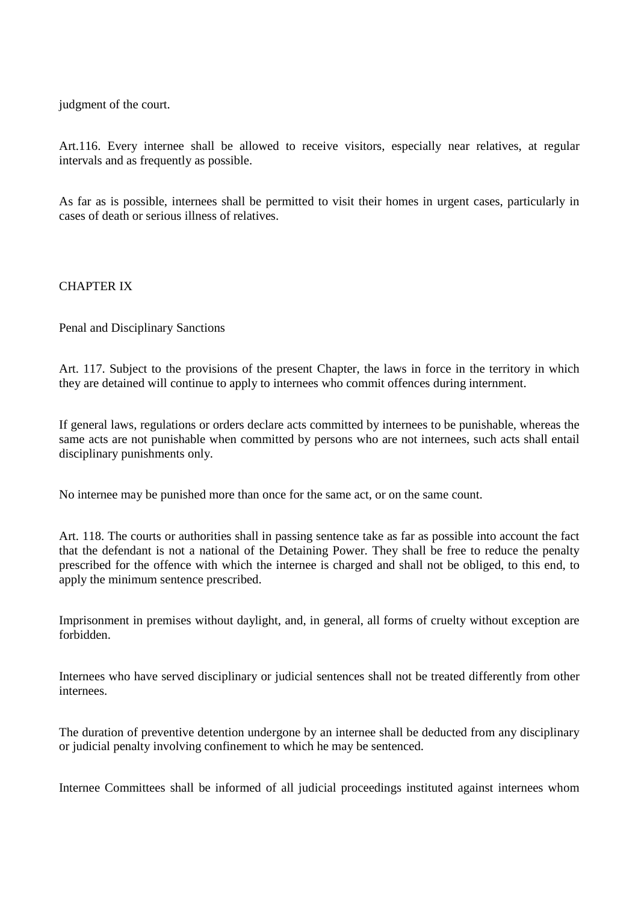judgment of the court.

Art.116. Every internee shall be allowed to receive visitors, especially near relatives, at regular intervals and as frequently as possible.

As far as is possible, internees shall be permitted to visit their homes in urgent cases, particularly in cases of death or serious illness of relatives.

## CHAPTER IX

### Penal and Disciplinary Sanctions

Art. 117. Subject to the provisions of the present Chapter, the laws in force in the territory in which they are detained will continue to apply to internees who commit offences during internment.

If general laws, regulations or orders declare acts committed by internees to be punishable, whereas the same acts are not punishable when committed by persons who are not internees, such acts shall entail disciplinary punishments only.

No internee may be punished more than once for the same act, or on the same count.

Art. 118. The courts or authorities shall in passing sentence take as far as possible into account the fact that the defendant is not a national of the Detaining Power. They shall be free to reduce the penalty prescribed for the offence with which the internee is charged and shall not be obliged, to this end, to apply the minimum sentence prescribed.

Imprisonment in premises without daylight, and, in general, all forms of cruelty without exception are forbidden.

Internees who have served disciplinary or judicial sentences shall not be treated differently from other internees.

The duration of preventive detention undergone by an internee shall be deducted from any disciplinary or judicial penalty involving confinement to which he may be sentenced.

Internee Committees shall be informed of all judicial proceedings instituted against internees whom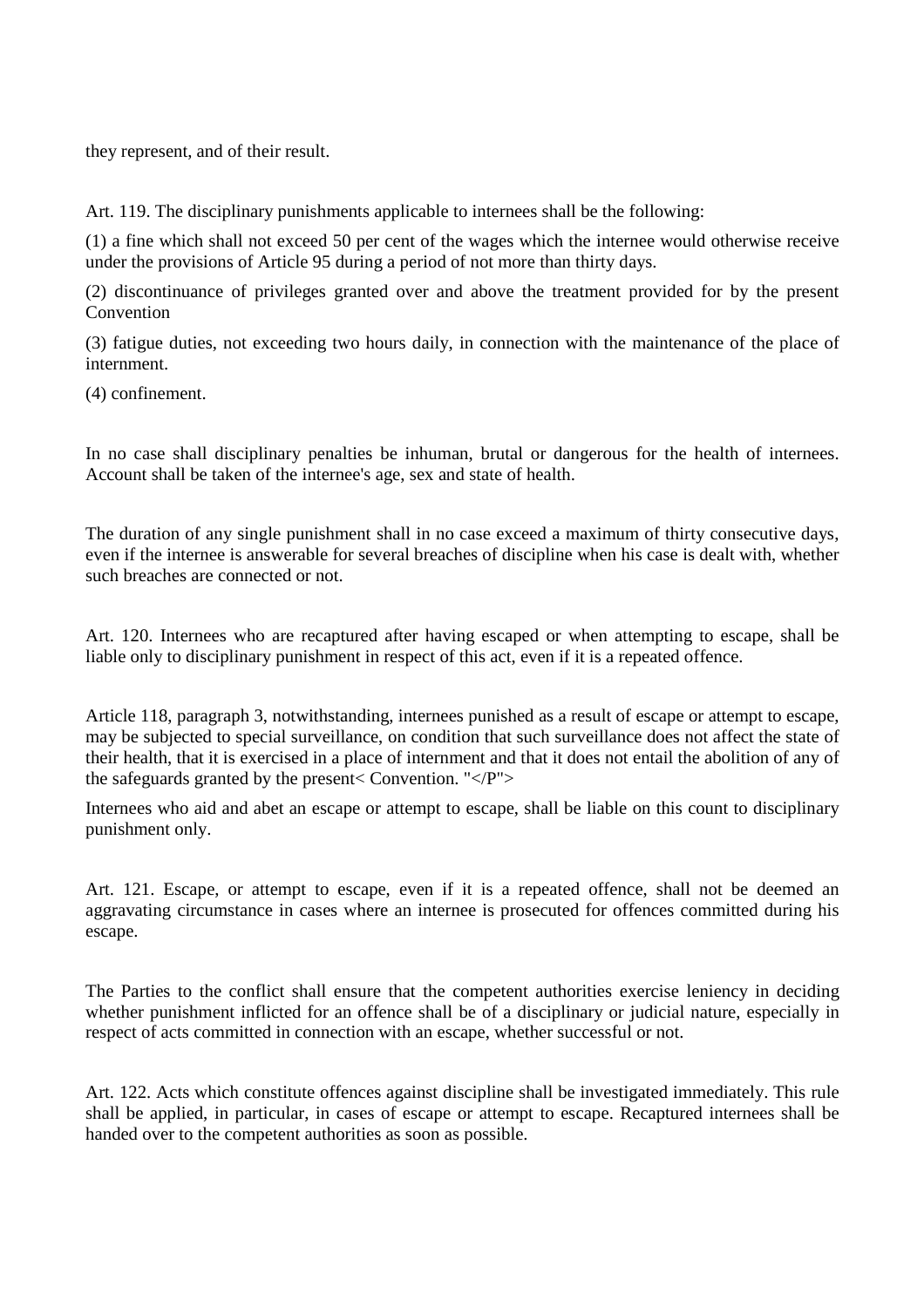they represent, and of their result.

Art. 119. The disciplinary punishments applicable to internees shall be the following:

(1) a fine which shall not exceed 50 per cent of the wages which the internee would otherwise receive under the provisions of Article 95 during a period of not more than thirty days.

(2) discontinuance of privileges granted over and above the treatment provided for by the present Convention

(3) fatigue duties, not exceeding two hours daily, in connection with the maintenance of the place of internment.

(4) confinement.

In no case shall disciplinary penalties be inhuman, brutal or dangerous for the health of internees. Account shall be taken of the internee's age, sex and state of health.

The duration of any single punishment shall in no case exceed a maximum of thirty consecutive days, even if the internee is answerable for several breaches of discipline when his case is dealt with, whether such breaches are connected or not.

Art. 120. Internees who are recaptured after having escaped or when attempting to escape, shall be liable only to disciplinary punishment in respect of this act, even if it is a repeated offence.

Article 118, paragraph 3, notwithstanding, internees punished as a result of escape or attempt to escape, may be subjected to special surveillance, on condition that such surveillance does not affect the state of their health, that it is exercised in a place of internment and that it does not entail the abolition of any of the safeguards granted by the present< Convention. "</P">

Internees who aid and abet an escape or attempt to escape, shall be liable on this count to disciplinary punishment only.

Art. 121. Escape, or attempt to escape, even if it is a repeated offence, shall not be deemed an aggravating circumstance in cases where an internee is prosecuted for offences committed during his escape.

The Parties to the conflict shall ensure that the competent authorities exercise leniency in deciding whether punishment inflicted for an offence shall be of a disciplinary or judicial nature, especially in respect of acts committed in connection with an escape, whether successful or not.

Art. 122. Acts which constitute offences against discipline shall be investigated immediately. This rule shall be applied, in particular, in cases of escape or attempt to escape. Recaptured internees shall be handed over to the competent authorities as soon as possible.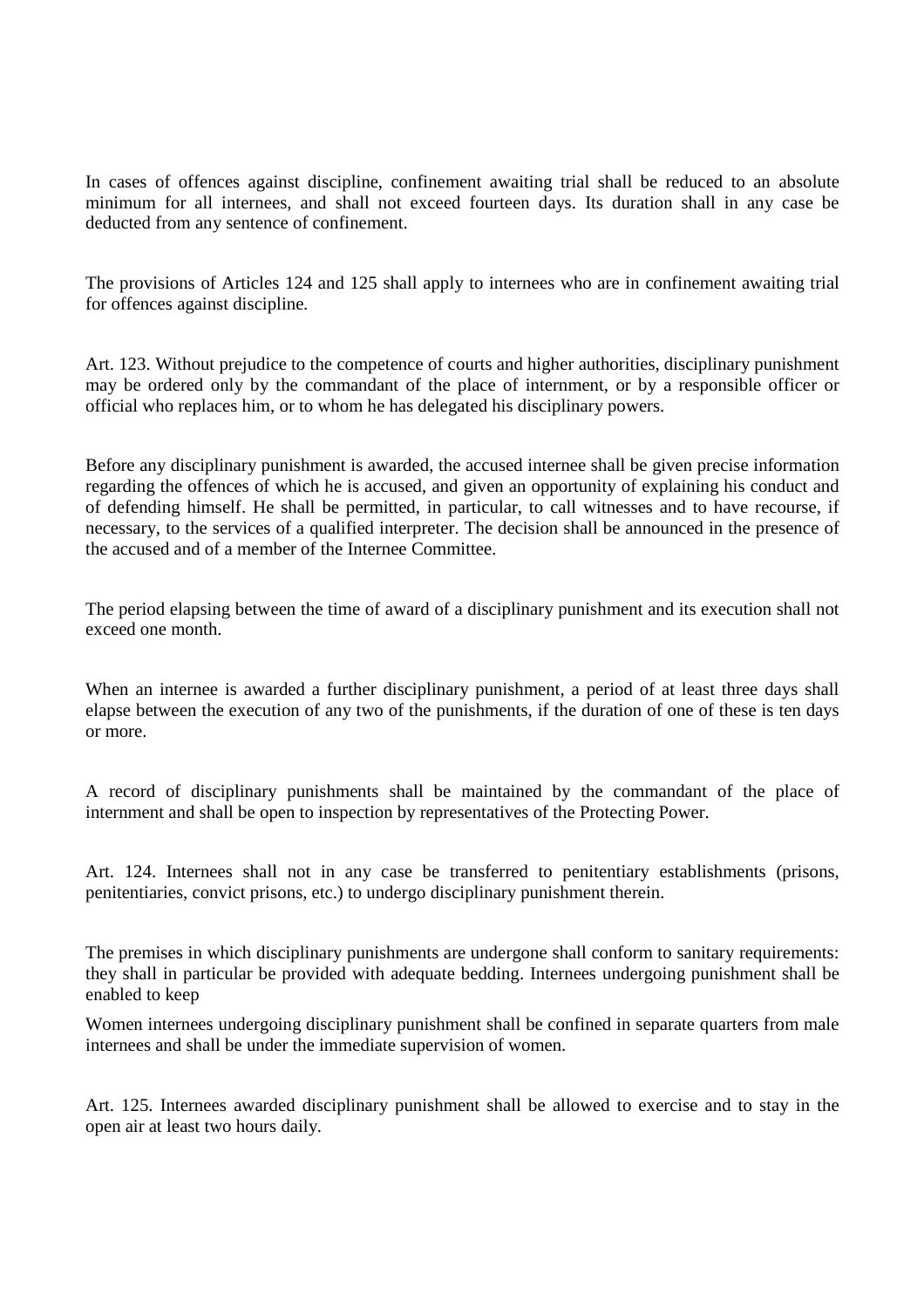In cases of offences against discipline, confinement awaiting trial shall be reduced to an absolute minimum for all internees, and shall not exceed fourteen days. Its duration shall in any case be deducted from any sentence of confinement.

The provisions of Articles 124 and 125 shall apply to internees who are in confinement awaiting trial for offences against discipline.

Art. 123. Without prejudice to the competence of courts and higher authorities, disciplinary punishment may be ordered only by the commandant of the place of internment, or by a responsible officer or official who replaces him, or to whom he has delegated his disciplinary powers.

Before any disciplinary punishment is awarded, the accused internee shall be given precise information regarding the offences of which he is accused, and given an opportunity of explaining his conduct and of defending himself. He shall be permitted, in particular, to call witnesses and to have recourse, if necessary, to the services of a qualified interpreter. The decision shall be announced in the presence of the accused and of a member of the Internee Committee.

The period elapsing between the time of award of a disciplinary punishment and its execution shall not exceed one month.

When an internee is awarded a further disciplinary punishment, a period of at least three days shall elapse between the execution of any two of the punishments, if the duration of one of these is ten days or more.

A record of disciplinary punishments shall be maintained by the commandant of the place of internment and shall be open to inspection by representatives of the Protecting Power.

Art. 124. Internees shall not in any case be transferred to penitentiary establishments (prisons, penitentiaries, convict prisons, etc.) to undergo disciplinary punishment therein.

The premises in which disciplinary punishments are undergone shall conform to sanitary requirements: they shall in particular be provided with adequate bedding. Internees undergoing punishment shall be enabled to keep

Women internees undergoing disciplinary punishment shall be confined in separate quarters from male internees and shall be under the immediate supervision of women.

Art. 125. Internees awarded disciplinary punishment shall be allowed to exercise and to stay in the open air at least two hours daily.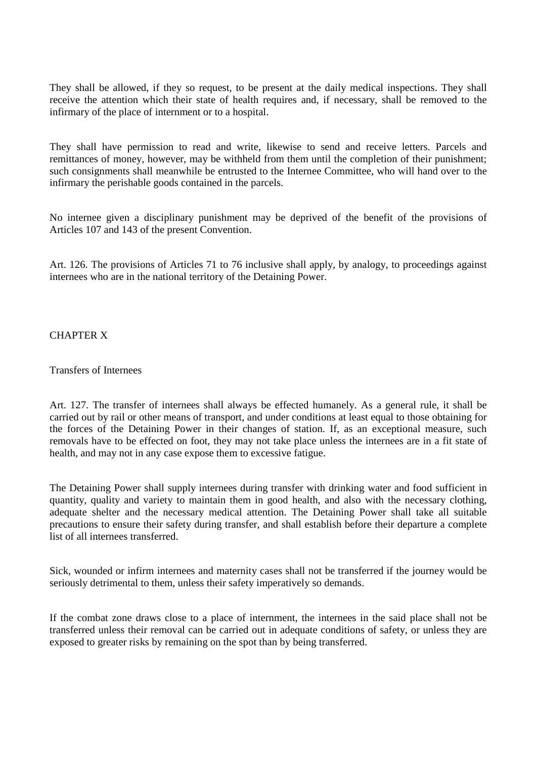They shall be allowed, if they so request, to be present at the daily medical inspections. They shall receive the attention which their state of health requires and, if necessary, shall be removed to the infirmary of the place of internment or to a hospital.

They shall have permission to read and write, likewise to send and receive letters. Parcels and remittances of money, however, may be withheld from them until the completion of their punishment; such consignments shall meanwhile be entrusted to the Internee Committee, who will hand over to the infirmary the perishable goods contained in the parcels.

No internee given a disciplinary punishment may be deprived of the benefit of the provisions of Articles 107 and 143 of the present Convention.

Art. 126. The provisions of Articles 71 to 76 inclusive shall apply, by analogy, to proceedings against internees who are in the national territory of the Detaining Power.

## CHAPTER X

### Transfers of Internees

Art. 127. The transfer of internees shall always be effected humanely. As a general rule, it shall be carried out by rail or other means of transport, and under conditions at least equal to those obtaining for the forces of the Detaining Power in their changes of station. If, as an exceptional measure, such removals have to be effected on foot, they may not take place unless the internees are in a fit state of health, and may not in any case expose them to excessive fatigue.

The Detaining Power shall supply internees during transfer with drinking water and food sufficient in quantity, quality and variety to maintain them in good health, and also with the necessary clothing, adequate shelter and the necessary medical attention. The Detaining Power shall take all suitable precautions to ensure their safety during transfer, and shall establish before their departure a complete list of all internees transferred.

Sick, wounded or infirm internees and maternity cases shall not be transferred if the journey would be seriously detrimental to them, unless their safety imperatively so demands.

If the combat zone draws close to a place of internment, the internees in the said place shall not be transferred unless their removal can be carried out in adequate conditions of safety, or unless they are exposed to greater risks by remaining on the spot than by being transferred.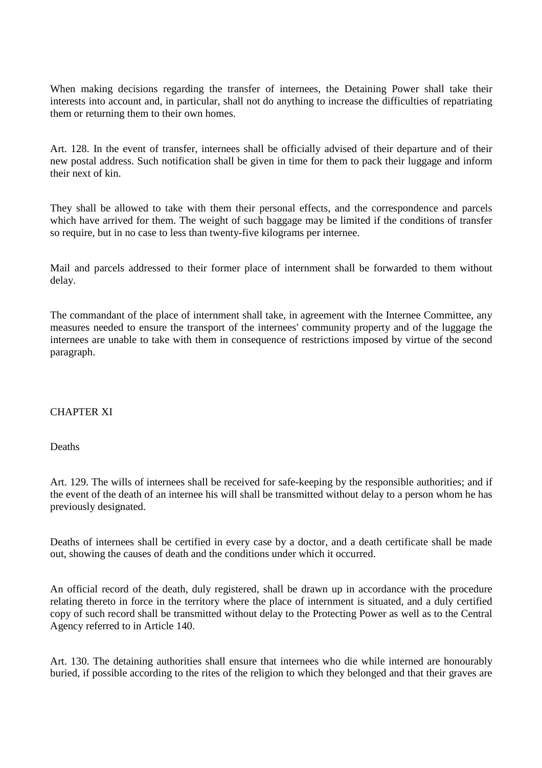When making decisions regarding the transfer of internees, the Detaining Power shall take their interests into account and, in particular, shall not do anything to increase the difficulties of repatriating them or returning them to their own homes.

Art. 128. In the event of transfer, internees shall be officially advised of their departure and of their new postal address. Such notification shall be given in time for them to pack their luggage and inform their next of kin.

They shall be allowed to take with them their personal effects, and the correspondence and parcels which have arrived for them. The weight of such baggage may be limited if the conditions of transfer so require, but in no case to less than twenty-five kilograms per internee.

Mail and parcels addressed to their former place of internment shall be forwarded to them without delay.

The commandant of the place of internment shall take, in agreement with the Internee Committee, any measures needed to ensure the transport of the internees' community property and of the luggage the internees are unable to take with them in consequence of restrictions imposed by virtue of the second paragraph.

## CHAPTER XI

### Deaths

Art. 129. The wills of internees shall be received for safe-keeping by the responsible authorities; and if the event of the death of an internee his will shall be transmitted without delay to a person whom he has previously designated.

Deaths of internees shall be certified in every case by a doctor, and a death certificate shall be made out, showing the causes of death and the conditions under which it occurred.

An official record of the death, duly registered, shall be drawn up in accordance with the procedure relating thereto in force in the territory where the place of internment is situated, and a duly certified copy of such record shall be transmitted without delay to the Protecting Power as well as to the Central Agency referred to in Article 140.

Art. 130. The detaining authorities shall ensure that internees who die while interned are honourably buried, if possible according to the rites of the religion to which they belonged and that their graves are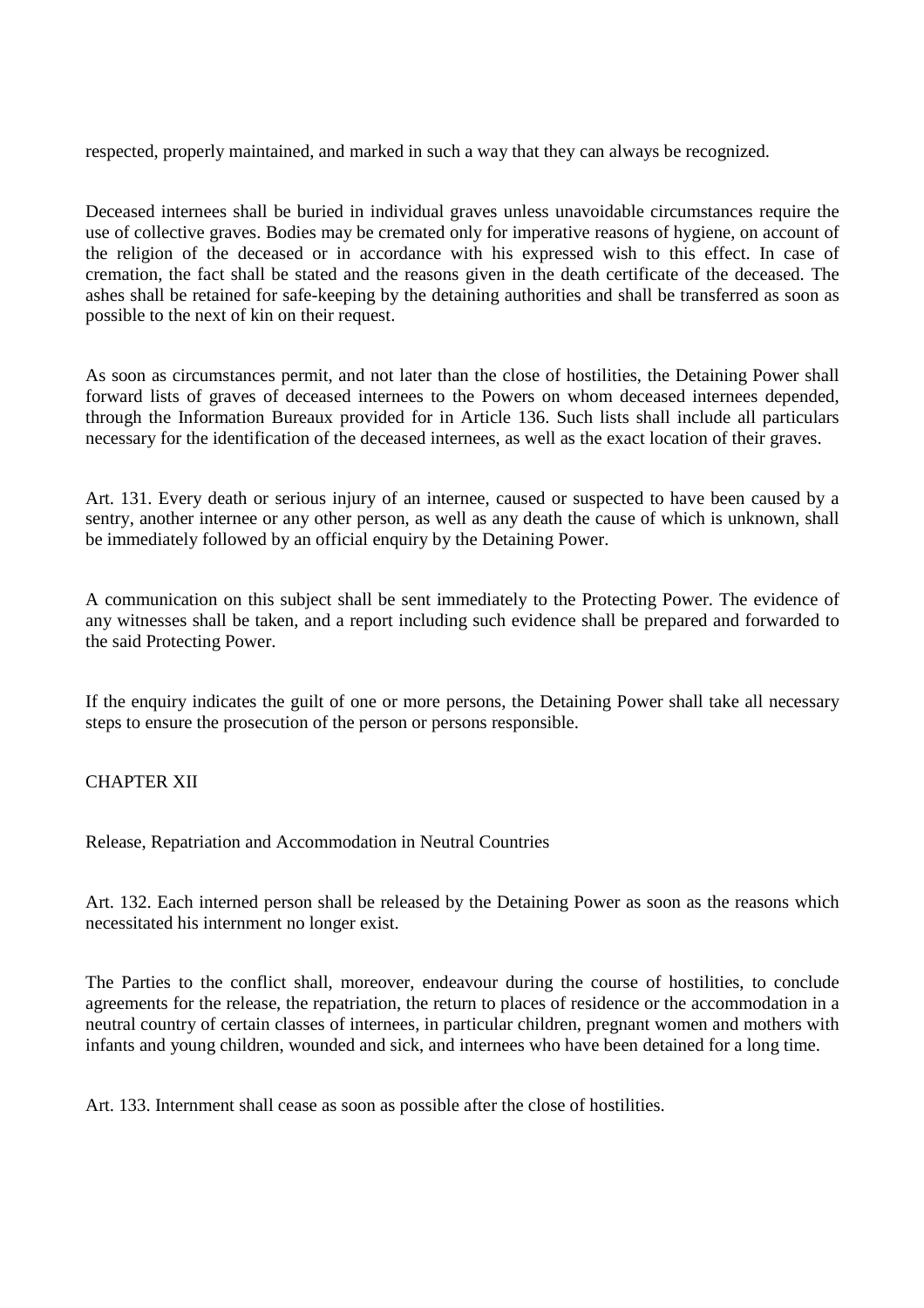respected, properly maintained, and marked in such a way that they can always be recognized.

Deceased internees shall be buried in individual graves unless unavoidable circumstances require the use of collective graves. Bodies may be cremated only for imperative reasons of hygiene, on account of the religion of the deceased or in accordance with his expressed wish to this effect. In case of cremation, the fact shall be stated and the reasons given in the death certificate of the deceased. The ashes shall be retained for safe-keeping by the detaining authorities and shall be transferred as soon as possible to the next of kin on their request.

As soon as circumstances permit, and not later than the close of hostilities, the Detaining Power shall forward lists of graves of deceased internees to the Powers on whom deceased internees depended, through the Information Bureaux provided for in Article 136. Such lists shall include all particulars necessary for the identification of the deceased internees, as well as the exact location of their graves.

Art. 131. Every death or serious injury of an internee, caused or suspected to have been caused by a sentry, another internee or any other person, as well as any death the cause of which is unknown, shall be immediately followed by an official enquiry by the Detaining Power.

A communication on this subject shall be sent immediately to the Protecting Power. The evidence of any witnesses shall be taken, and a report including such evidence shall be prepared and forwarded to the said Protecting Power.

If the enquiry indicates the guilt of one or more persons, the Detaining Power shall take all necessary steps to ensure the prosecution of the person or persons responsible.

## CHAPTER XII

### Release, Repatriation and Accommodation in Neutral Countries

Art. 132. Each interned person shall be released by the Detaining Power as soon as the reasons which necessitated his internment no longer exist.

The Parties to the conflict shall, moreover, endeavour during the course of hostilities, to conclude agreements for the release, the repatriation, the return to places of residence or the accommodation in a neutral country of certain classes of internees, in particular children, pregnant women and mothers with infants and young children, wounded and sick, and internees who have been detained for a long time.

Art. 133. Internment shall cease as soon as possible after the close of hostilities.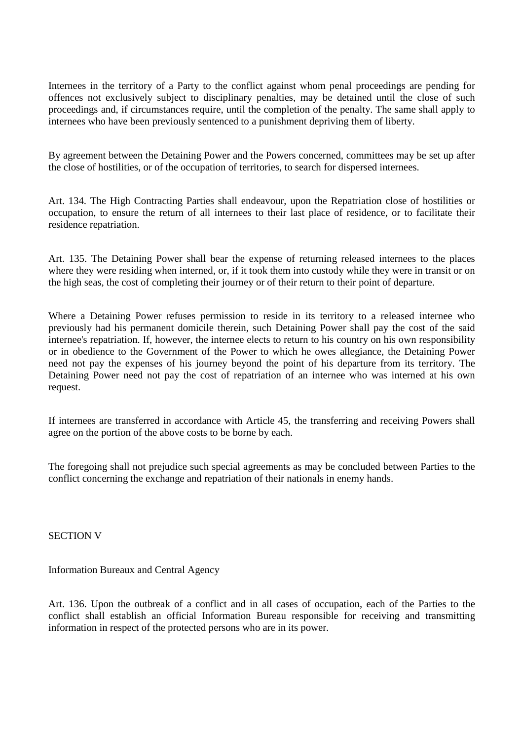Internees in the territory of a Party to the conflict against whom penal proceedings are pending for offences not exclusively subject to disciplinary penalties, may be detained until the close of such proceedings and, if circumstances require, until the completion of the penalty. The same shall apply to internees who have been previously sentenced to a punishment depriving them of liberty.

By agreement between the Detaining Power and the Powers concerned, committees may be set up after the close of hostilities, or of the occupation of territories, to search for dispersed internees.

Art. 134. The High Contracting Parties shall endeavour, upon the Repatriation close of hostilities or occupation, to ensure the return of all internees to their last place of residence, or to facilitate their residence repatriation.

Art. 135. The Detaining Power shall bear the expense of returning released internees to the places where they were residing when interned, or, if it took them into custody while they were in transit or on the high seas, the cost of completing their journey or of their return to their point of departure.

Where a Detaining Power refuses permission to reside in its territory to a released internee who previously had his permanent domicile therein, such Detaining Power shall pay the cost of the said internee's repatriation. If, however, the internee elects to return to his country on his own responsibility or in obedience to the Government of the Power to which he owes allegiance, the Detaining Power need not pay the expenses of his journey beyond the point of his departure from its territory. The Detaining Power need not pay the cost of repatriation of an internee who was interned at his own request.

If internees are transferred in accordance with Article 45, the transferring and receiving Powers shall agree on the portion of the above costs to be borne by each.

The foregoing shall not prejudice such special agreements as may be concluded between Parties to the conflict concerning the exchange and repatriation of their nationals in enemy hands.

## SECTION V

### Information Bureaux and Central Agency

Art. 136. Upon the outbreak of a conflict and in all cases of occupation, each of the Parties to the conflict shall establish an official Information Bureau responsible for receiving and transmitting information in respect of the protected persons who are in its power.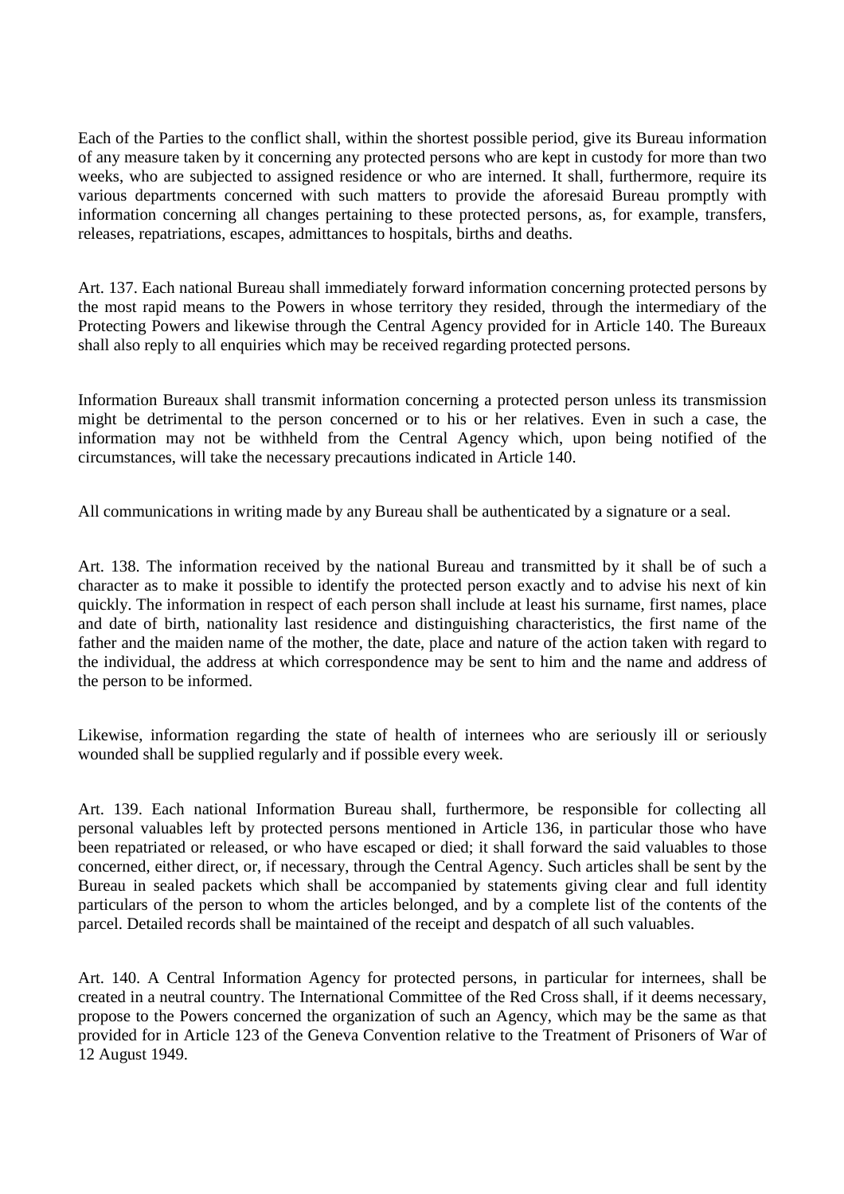Each of the Parties to the conflict shall, within the shortest possible period, give its Bureau information of any measure taken by it concerning any protected persons who are kept in custody for more than two weeks, who are subjected to assigned residence or who are interned. It shall, furthermore, require its various departments concerned with such matters to provide the aforesaid Bureau promptly with information concerning all changes pertaining to these protected persons, as, for example, transfers, releases, repatriations, escapes, admittances to hospitals, births and deaths.

Art. 137. Each national Bureau shall immediately forward information concerning protected persons by the most rapid means to the Powers in whose territory they resided, through the intermediary of the Protecting Powers and likewise through the Central Agency provided for in Article 140. The Bureaux shall also reply to all enquiries which may be received regarding protected persons.

Information Bureaux shall transmit information concerning a protected person unless its transmission might be detrimental to the person concerned or to his or her relatives. Even in such a case, the information may not be withheld from the Central Agency which, upon being notified of the circumstances, will take the necessary precautions indicated in Article 140.

All communications in writing made by any Bureau shall be authenticated by a signature or a seal.

Art. 138. The information received by the national Bureau and transmitted by it shall be of such a character as to make it possible to identify the protected person exactly and to advise his next of kin quickly. The information in respect of each person shall include at least his surname, first names, place and date of birth, nationality last residence and distinguishing characteristics, the first name of the father and the maiden name of the mother, the date, place and nature of the action taken with regard to the individual, the address at which correspondence may be sent to him and the name and address of the person to be informed.

Likewise, information regarding the state of health of internees who are seriously ill or seriously wounded shall be supplied regularly and if possible every week.

Art. 139. Each national Information Bureau shall, furthermore, be responsible for collecting all personal valuables left by protected persons mentioned in Article 136, in particular those who have been repatriated or released, or who have escaped or died; it shall forward the said valuables to those concerned, either direct, or, if necessary, through the Central Agency. Such articles shall be sent by the Bureau in sealed packets which shall be accompanied by statements giving clear and full identity particulars of the person to whom the articles belonged, and by a complete list of the contents of the parcel. Detailed records shall be maintained of the receipt and despatch of all such valuables.

Art. 140. A Central Information Agency for protected persons, in particular for internees, shall be created in a neutral country. The International Committee of the Red Cross shall, if it deems necessary, propose to the Powers concerned the organization of such an Agency, which may be the same as that provided for in Article 123 of the Geneva Convention relative to the Treatment of Prisoners of War of 12 August 1949.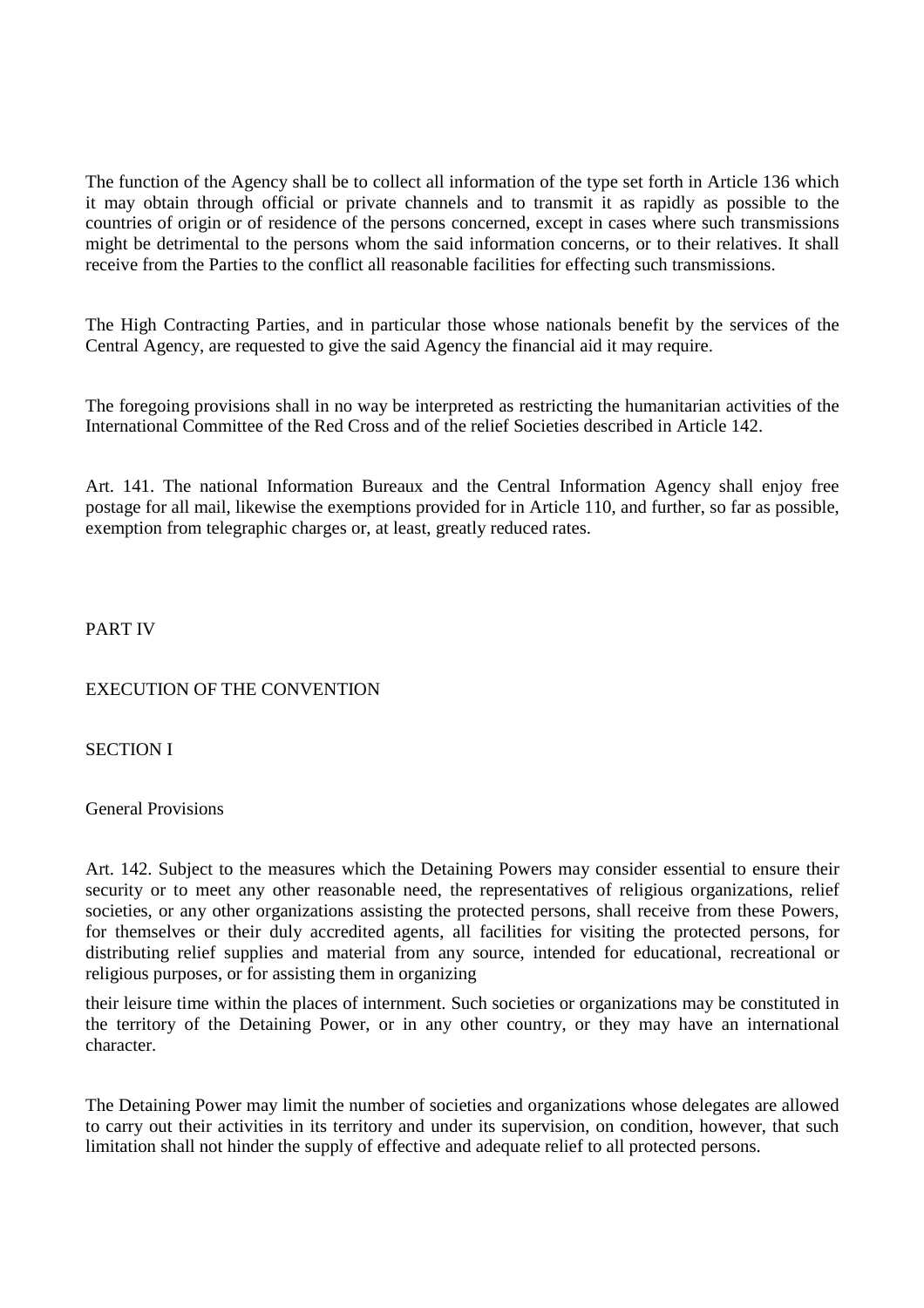The function of the Agency shall be to collect all information of the type set forth in Article 136 which it may obtain through official or private channels and to transmit it as rapidly as possible to the countries of origin or of residence of the persons concerned, except in cases where such transmissions might be detrimental to the persons whom the said information concerns, or to their relatives. It shall receive from the Parties to the conflict all reasonable facilities for effecting such transmissions.

The High Contracting Parties, and in particular those whose nationals benefit by the services of the Central Agency, are requested to give the said Agency the financial aid it may require.

The foregoing provisions shall in no way be interpreted as restricting the humanitarian activities of the International Committee of the Red Cross and of the relief Societies described in Article 142.

Art. 141. The national Information Bureaux and the Central Information Agency shall enjoy free postage for all mail, likewise the exemptions provided for in Article 110, and further, so far as possible, exemption from telegraphic charges or, at least, greatly reduced rates.

# PART IV

# EXECUTION OF THE CONVENTION

## SECTION I

### General Provisions

Art. 142. Subject to the measures which the Detaining Powers may consider essential to ensure their security or to meet any other reasonable need, the representatives of religious organizations, relief societies, or any other organizations assisting the protected persons, shall receive from these Powers, for themselves or their duly accredited agents, all facilities for visiting the protected persons, for distributing relief supplies and material from any source, intended for educational, recreational or religious purposes, or for assisting them in organizing their leisure time within the places of internment. Such societies or organizations may be constituted in the territory of the Detaining Power, or in any other country, or they may have an international character.

The Detaining Power may limit the number of societies and organizations whose delegates are allowed to carry out their activities in its territory and under its supervision, on condition, however, that such limitation shall not hinder the supply of effective and adequate relief to all protected persons.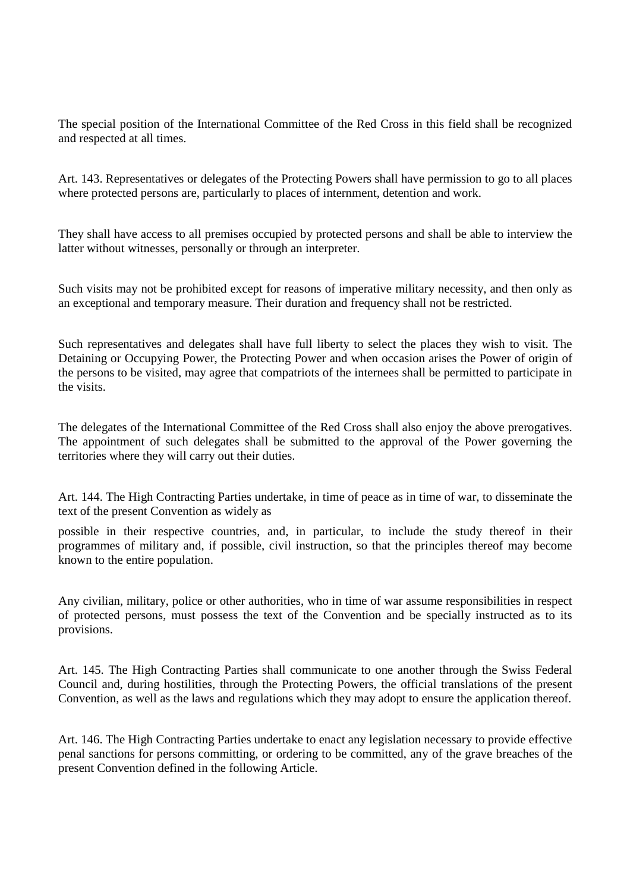The special position of the International Committee of the Red Cross in this field shall be recognized and respected at all times.

Art. 143. Representatives or delegates of the Protecting Powers shall have permission to go to all places where protected persons are, particularly to places of internment, detention and work.

They shall have access to all premises occupied by protected persons and shall be able to interview the latter without witnesses, personally or through an interpreter.

Such visits may not be prohibited except for reasons of imperative military necessity, and then only as an exceptional and temporary measure. Their duration and frequency shall not be restricted.

Such representatives and delegates shall have full liberty to select the places they wish to visit. The Detaining or Occupying Power, the Protecting Power and when occasion arises the Power of origin of the persons to be visited, may agree that compatriots of the internees shall be permitted to participate in the visits.

The delegates of the International Committee of the Red Cross shall also enjoy the above prerogatives. The appointment of such delegates shall be submitted to the approval of the Power governing the territories where they will carry out their duties.

Art. 144. The High Contracting Parties undertake, in time of peace as in time of war, to disseminate the text of the present Convention as widely as possible in their respective countries, and, in particular, to include the study thereof in their programmes of military and, if possible, civil instruction, so that the principles thereof may become known to the entire population.

Any civilian, military, police or other authorities, who in time of war assume responsibilities in respect of protected persons, must possess the text of the Convention and be specially instructed as to its provisions.

Art. 145. The High Contracting Parties shall communicate to one another through the Swiss Federal Council and, during hostilities, through the Protecting Powers, the official translations of the present Convention, as well as the laws and regulations which they may adopt to ensure the application thereof.

Art. 146. The High Contracting Parties undertake to enact any legislation necessary to provide effective penal sanctions for persons committing, or ordering to be committed, any of the grave breaches of the present Convention defined in the following Article.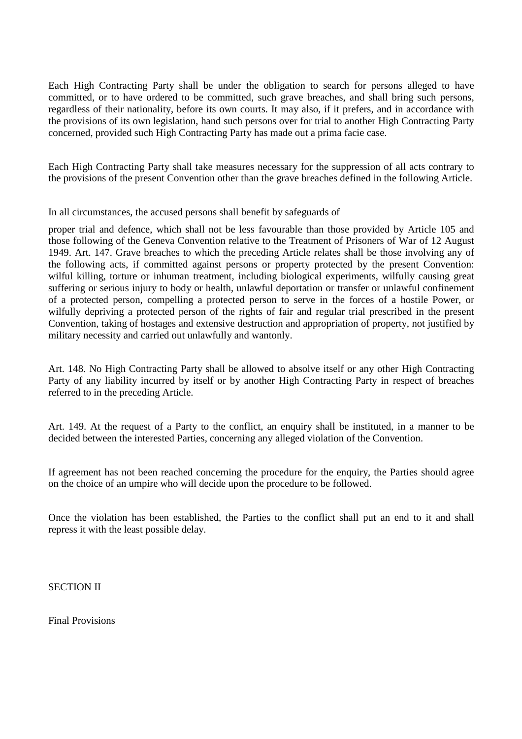Each High Contracting Party shall be under the obligation to search for persons alleged to have committed, or to have ordered to be committed, such grave breaches, and shall bring such persons, regardless of their nationality, before its own courts. It may also, if it prefers, and in accordance with the provisions of its own legislation, hand such persons over for trial to another High Contracting Party concerned, provided such High Contracting Party has made out a prima facie case.

Each High Contracting Party shall take measures necessary for the suppression of all acts contrary to the provisions of the present Convention other than the grave breaches defined in the following Article.

In all circumstances, the accused persons shall benefit by safeguards of

proper trial and defence, which shall not be less favourable than those provided by Article 105 and those following of the Geneva Convention relative to the Treatment of Prisoners of War of 12 August 1949. Art. 147. Grave breaches to which the preceding Article relates shall be those involving any of the following acts, if committed against persons or property protected by the present Convention: wilful killing, torture or inhuman treatment, including biological experiments, wilfully causing great suffering or serious injury to body or health, unlawful deportation or transfer or unlawful confinement of a protected person, compelling a protected person to serve in the forces of a hostile Power, or wilfully depriving a protected person of the rights of fair and regular trial prescribed in the present Convention, taking of hostages and extensive destruction and appropriation of property, not justified by military necessity and carried out unlawfully and wantonly.

Art. 148. No High Contracting Party shall be allowed to absolve itself or any other High Contracting Party of any liability incurred by itself or by another High Contracting Party in respect of breaches referred to in the preceding Article.

Art. 149. At the request of a Party to the conflict, an enquiry shall be instituted, in a manner to be decided between the interested Parties, concerning any alleged violation of the Convention.

If agreement has not been reached concerning the procedure for the enquiry, the Parties should agree on the choice of an umpire who will decide upon the procedure to be followed.

Once the violation has been established, the Parties to the conflict shall put an end to it and shall repress it with the least possible delay.

SECTION II

Final Provisions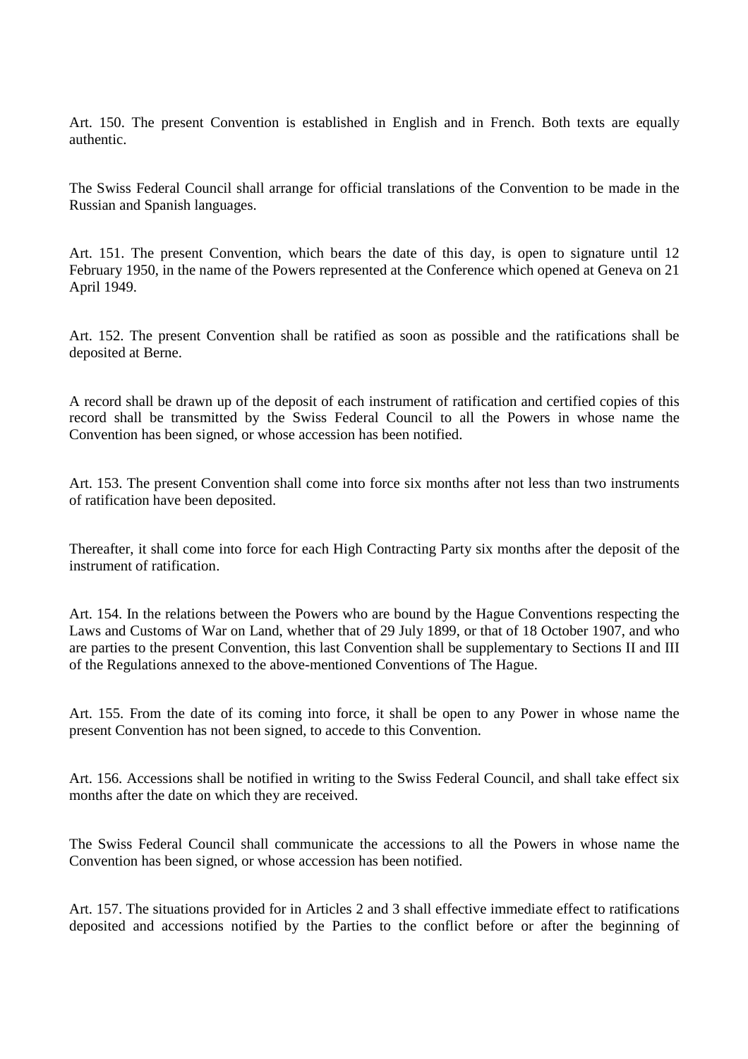Art. 150. The present Convention is established in English and in French. Both texts are equally authentic.

The Swiss Federal Council shall arrange for official translations of the Convention to be made in the Russian and Spanish languages.

Art. 151. The present Convention, which bears the date of this day, is open to signature until 12 February 1950, in the name of the Powers represented at the Conference which opened at Geneva on 21 April 1949.

Art. 152. The present Convention shall be ratified as soon as possible and the ratifications shall be deposited at Berne.

A record shall be drawn up of the deposit of each instrument of ratification and certified copies of this record shall be transmitted by the Swiss Federal Council to all the Powers in whose name the Convention has been signed, or whose accession has been notified.

Art. 153. The present Convention shall come into force six months after not less than two instruments of ratification have been deposited.

Thereafter, it shall come into force for each High Contracting Party six months after the deposit of the instrument of ratification.

Art. 154. In the relations between the Powers who are bound by the Hague Conventions respecting the Laws and Customs of War on Land, whether that of 29 July 1899, or that of 18 October 1907, and who are parties to the present Convention, this last Convention shall be supplementary to Sections II and III of the Regulations annexed to the above-mentioned Conventions of The Hague.

Art. 155. From the date of its coming into force, it shall be open to any Power in whose name the present Convention has not been signed, to accede to this Convention.

Art. 156. Accessions shall be notified in writing to the Swiss Federal Council, and shall take effect six months after the date on which they are received.

The Swiss Federal Council shall communicate the accessions to all the Powers in whose name the Convention has been signed, or whose accession has been notified.

Art. 157. The situations provided for in Articles 2 and 3 shall effective immediate effect to ratifications deposited and accessions notified by the Parties to the conflict before or after the beginning of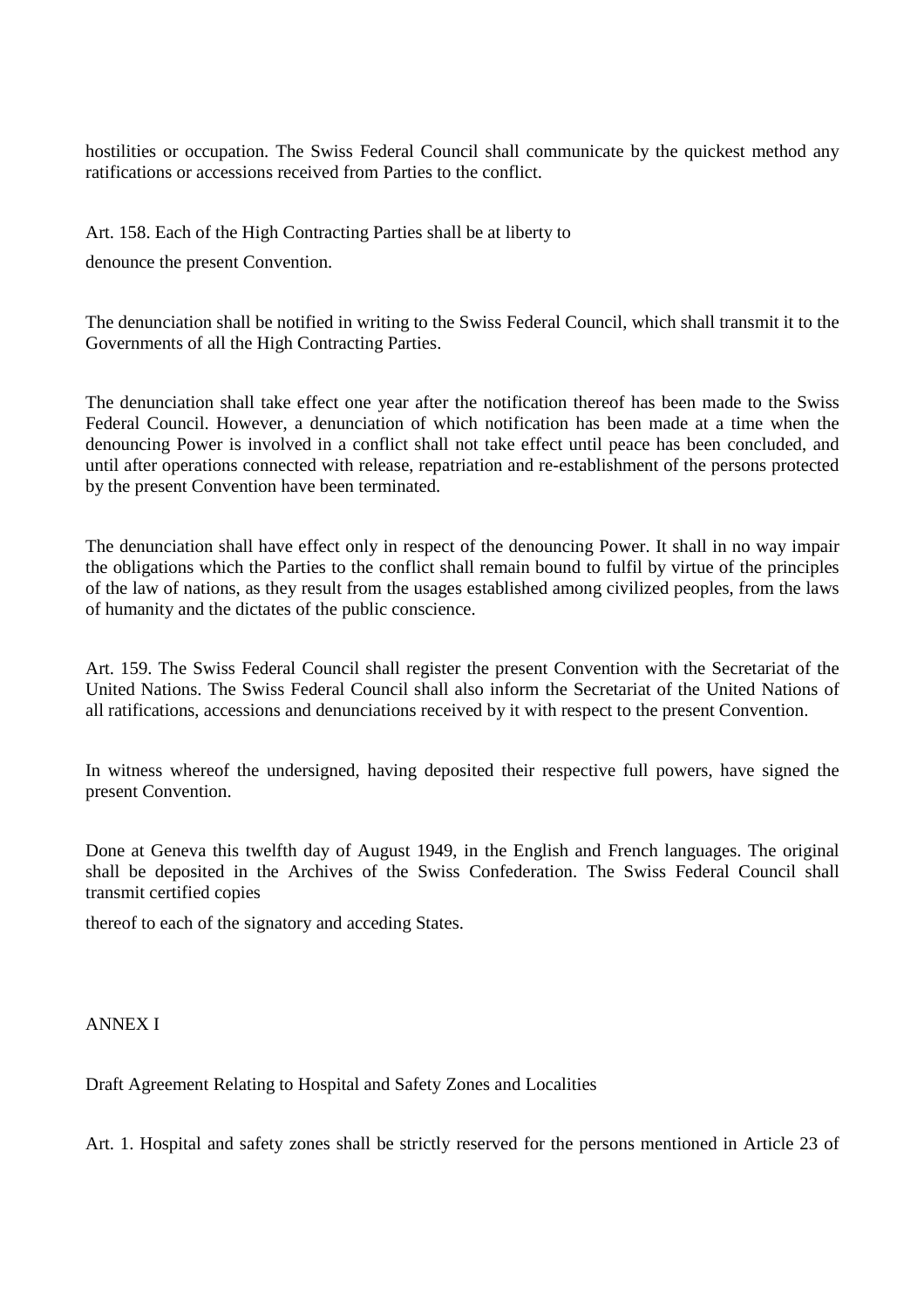hostilities or occupation. The Swiss Federal Council shall communicate by the quickest method any ratifications or accessions received from Parties to the conflict.

Art. 158. Each of the High Contracting Parties shall be at liberty to denounce the present Convention.

The denunciation shall be notified in writing to the Swiss Federal Council, which shall transmit it to the Governments of all the High Contracting Parties.

The denunciation shall take effect one year after the notification thereof has been made to the Swiss Federal Council. However, a denunciation of which notification has been made at a time when the denouncing Power is involved in a conflict shall not take effect until peace has been concluded, and until after operations connected with release, repatriation and re-establishment of the persons protected by the present Convention have been terminated.

The denunciation shall have effect only in respect of the denouncing Power. It shall in no way impair the obligations which the Parties to the conflict shall remain bound to fulfil by virtue of the principles of the law of nations, as they result from the usages established among civilized peoples, from the laws of humanity and the dictates of the public conscience.

Art. 159. The Swiss Federal Council shall register the present Convention with the Secretariat of the United Nations. The Swiss Federal Council shall also inform the Secretariat of the United Nations of all ratifications, accessions and denunciations received by it with respect to the present Convention.

In witness whereof the undersigned, having deposited their respective full powers, have signed the present Convention.

Done at Geneva this twelfth day of August 1949, in the English and French languages. The original shall be deposited in the Archives of the Swiss Confederation. The Swiss Federal Council shall transmit certified copies thereof to each of the signatory and acceding States.

## ANNEX I

### Draft Agreement Relating to Hospital and Safety Zones and Localities

Art. 1. Hospital and safety zones shall be strictly reserved for the persons mentioned in Article 23 of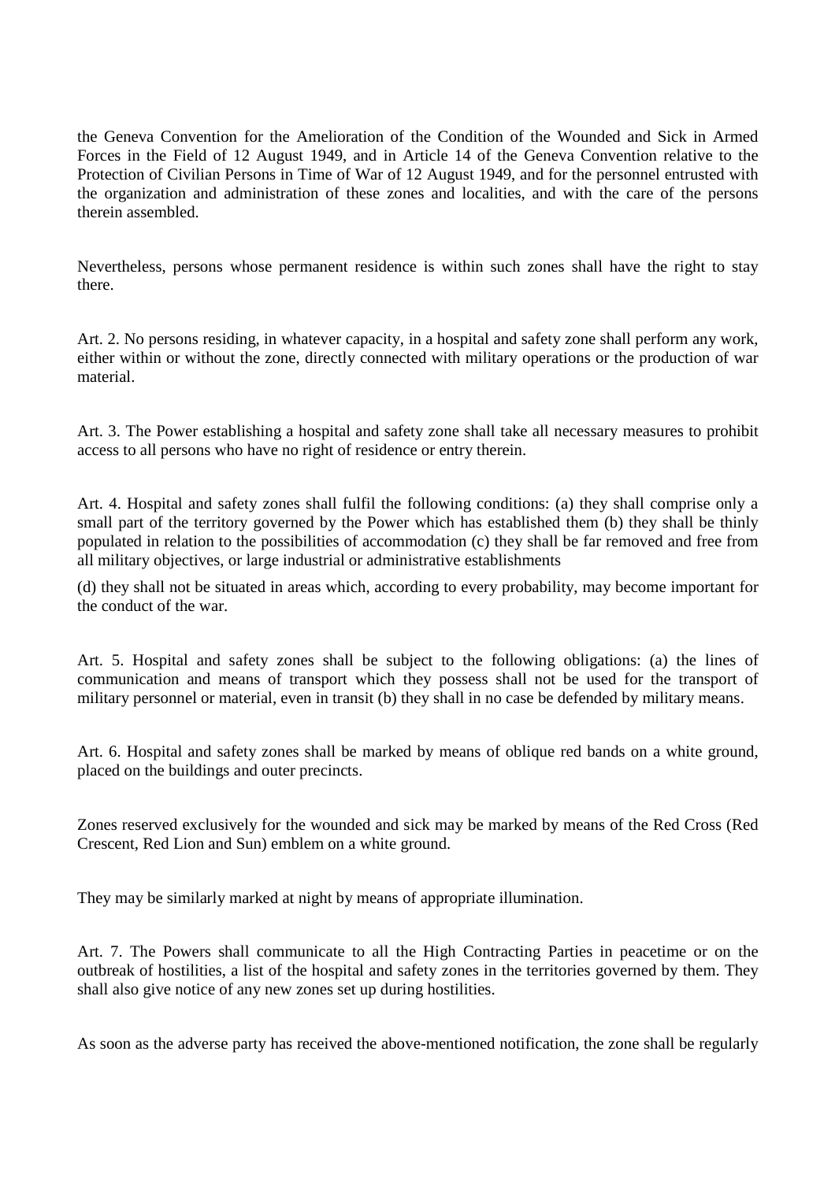the Geneva Convention for the Amelioration of the Condition of the Wounded and Sick in Armed Forces in the Field of 12 August 1949, and in Article 14 of the Geneva Convention relative to the Protection of Civilian Persons in Time of War of 12 August 1949, and for the personnel entrusted with the organization and administration of these zones and localities, and with the care of the persons therein assembled.

Nevertheless, persons whose permanent residence is within such zones shall have the right to stay there.

Art. 2. No persons residing, in whatever capacity, in a hospital and safety zone shall perform any work, either within or without the zone, directly connected with military operations or the production of war material.

Art. 3. The Power establishing a hospital and safety zone shall take all necessary measures to prohibit access to all persons who have no right of residence or entry therein.

Art. 4. Hospital and safety zones shall fulfil the following conditions: (a) they shall comprise only a small part of the territory governed by the Power which has established them (b) they shall be thinly populated in relation to the possibilities of accommodation (c) they shall be far removed and free from all military objectives, or large industrial or administrative establishments

(d) they shall not be situated in areas which, according to every probability, may become important for the conduct of the war.

Art. 5. Hospital and safety zones shall be subject to the following obligations: (a) the lines of communication and means of transport which they possess shall not be used for the transport of military personnel or material, even in transit (b) they shall in no case be defended by military means.

Art. 6. Hospital and safety zones shall be marked by means of oblique red bands on a white ground, placed on the buildings and outer precincts.

Zones reserved exclusively for the wounded and sick may be marked by means of the Red Cross (Red Crescent, Red Lion and Sun) emblem on a white ground.

They may be similarly marked at night by means of appropriate illumination.

Art. 7. The Powers shall communicate to all the High Contracting Parties in peacetime or on the outbreak of hostilities, a list of the hospital and safety zones in the territories governed by them. They shall also give notice of any new zones set up during hostilities.

As soon as the adverse party has received the above-mentioned notification, the zone shall be regularly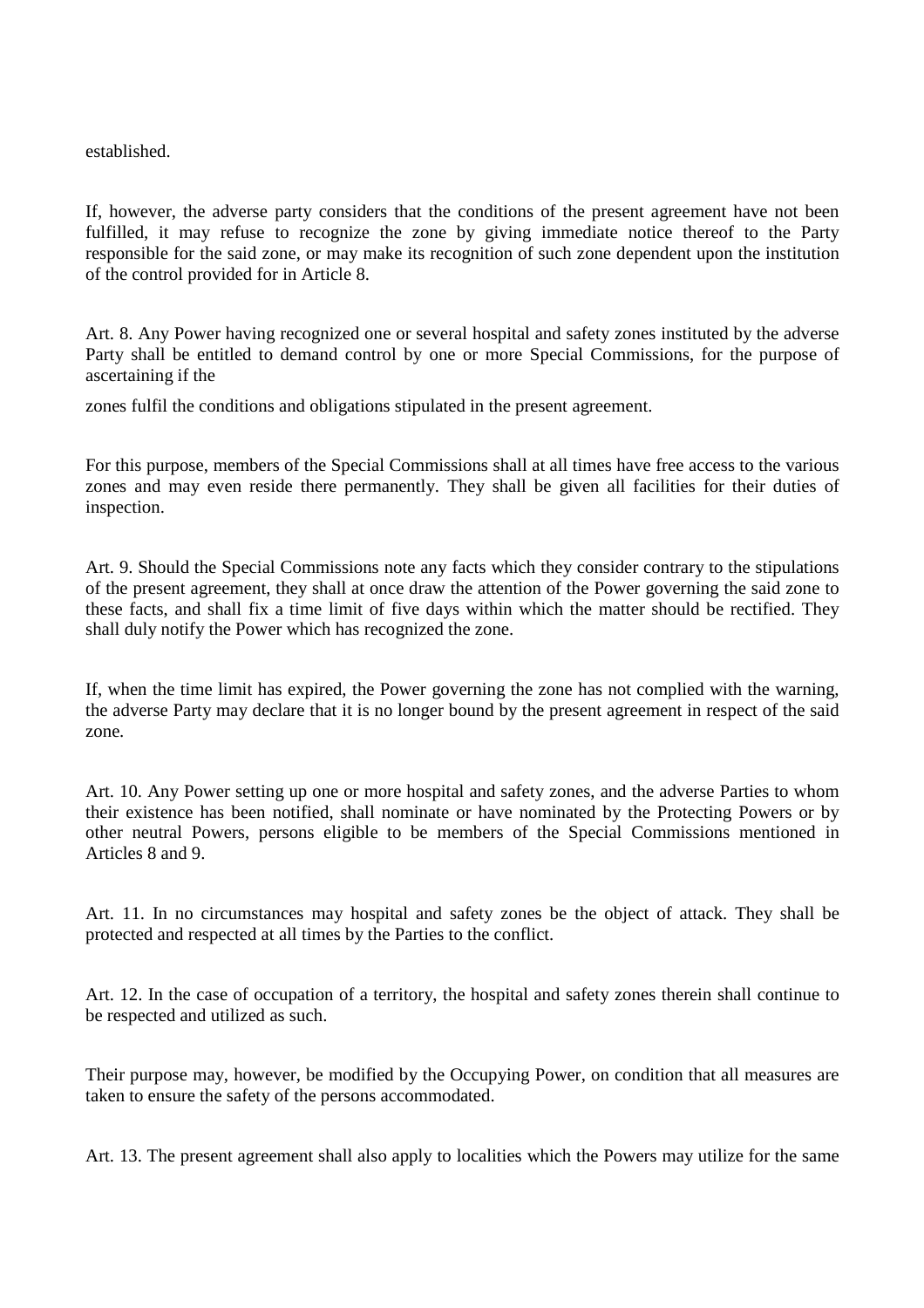established.

If, however, the adverse party considers that the conditions of the present agreement have not been fulfilled, it may refuse to recognize the zone by giving immediate notice thereof to the Party responsible for the said zone, or may make its recognition of such zone dependent upon the institution of the control provided for in Article 8.

Art. 8. Any Power having recognized one or several hospital and safety zones instituted by the adverse Party shall be entitled to demand control by one or more Special Commissions, for the purpose of ascertaining if the

zones fulfil the conditions and obligations stipulated in the present agreement.

For this purpose, members of the Special Commissions shall at all times have free access to the various zones and may even reside there permanently. They shall be given all facilities for their duties of inspection.

Art. 9. Should the Special Commissions note any facts which they consider contrary to the stipulations of the present agreement, they shall at once draw the attention of the Power governing the said zone to these facts, and shall fix a time limit of five days within which the matter should be rectified. They shall duly notify the Power which has recognized the zone.

If, when the time limit has expired, the Power governing the zone has not complied with the warning, the adverse Party may declare that it is no longer bound by the present agreement in respect of the said zone.

Art. 10. Any Power setting up one or more hospital and safety zones, and the adverse Parties to whom their existence has been notified, shall nominate or have nominated by the Protecting Powers or by other neutral Powers, persons eligible to be members of the Special Commissions mentioned in Articles 8 and 9.

Art. 11. In no circumstances may hospital and safety zones be the object of attack. They shall be protected and respected at all times by the Parties to the conflict.

Art. 12. In the case of occupation of a territory, the hospital and safety zones therein shall continue to be respected and utilized as such.

Their purpose may, however, be modified by the Occupying Power, on condition that all measures are taken to ensure the safety of the persons accommodated.

Art. 13. The present agreement shall also apply to localities which the Powers may utilize for the same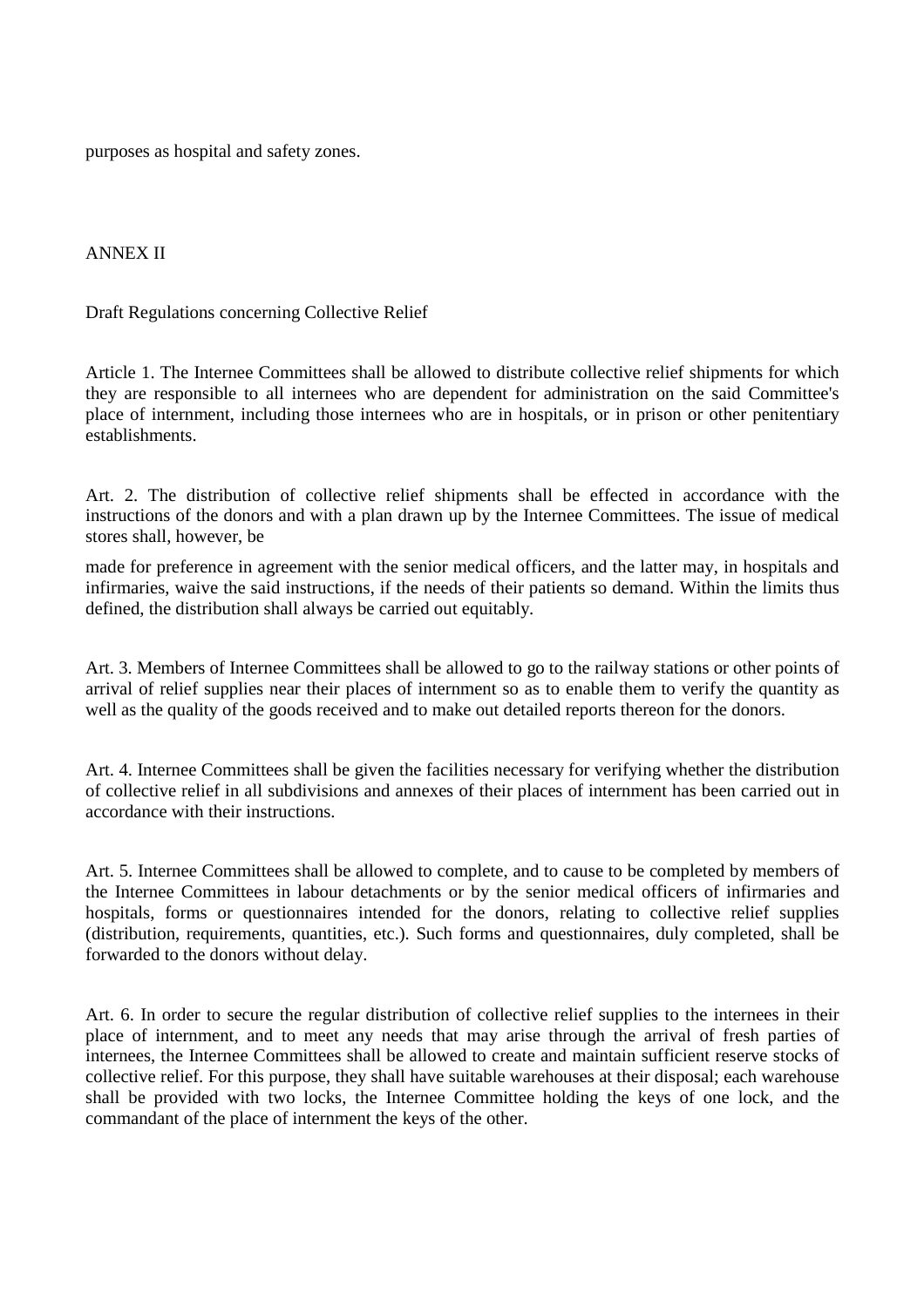purposes as hospital and safety zones.

## ANNEX II

### Draft Regulations concerning Collective Relief

Article 1. The Internee Committees shall be allowed to distribute collective relief shipments for which they are responsible to all internees who are dependent for administration on the said Committee's place of internment, including those internees who are in hospitals, or in prison or other penitentiary establishments.

Art. 2. The distribution of collective relief shipments shall be effected in accordance with the instructions of the donors and with a plan drawn up by the Internee Committees. The issue of medical stores shall, however, be made for preference in agreement with the senior medical officers, and the latter may, in hospitals and infirmaries, waive the said instructions, if the needs of their patients so demand. Within the limits thus defined, the distribution shall always be carried out equitably.

Art. 3. Members of Internee Committees shall be allowed to go to the railway stations or other points of arrival of relief supplies near their places of internment so as to enable them to verify the quantity as well as the quality of the goods received and to make out detailed reports thereon for the donors.

Art. 4. Internee Committees shall be given the facilities necessary for verifying whether the distribution of collective relief in all subdivisions and annexes of their places of internment has been carried out in accordance with their instructions.

Art. 5. Internee Committees shall be allowed to complete, and to cause to be completed by members of the Internee Committees in labour detachments or by the senior medical officers of infirmaries and hospitals, forms or questionnaires intended for the donors, relating to collective relief supplies (distribution, requirements, quantities, etc.). Such forms and questionnaires, duly completed, shall be forwarded to the donors without delay.

Art. 6. In order to secure the regular distribution of collective relief supplies to the internees in their place of internment, and to meet any needs that may arise through the arrival of fresh parties of internees, the Internee Committees shall be allowed to create and maintain sufficient reserve stocks of collective relief. For this purpose, they shall have suitable warehouses at their disposal; each warehouse shall be provided with two locks, the Internee Committee holding the keys of one lock, and the commandant of the place of internment the keys of the other.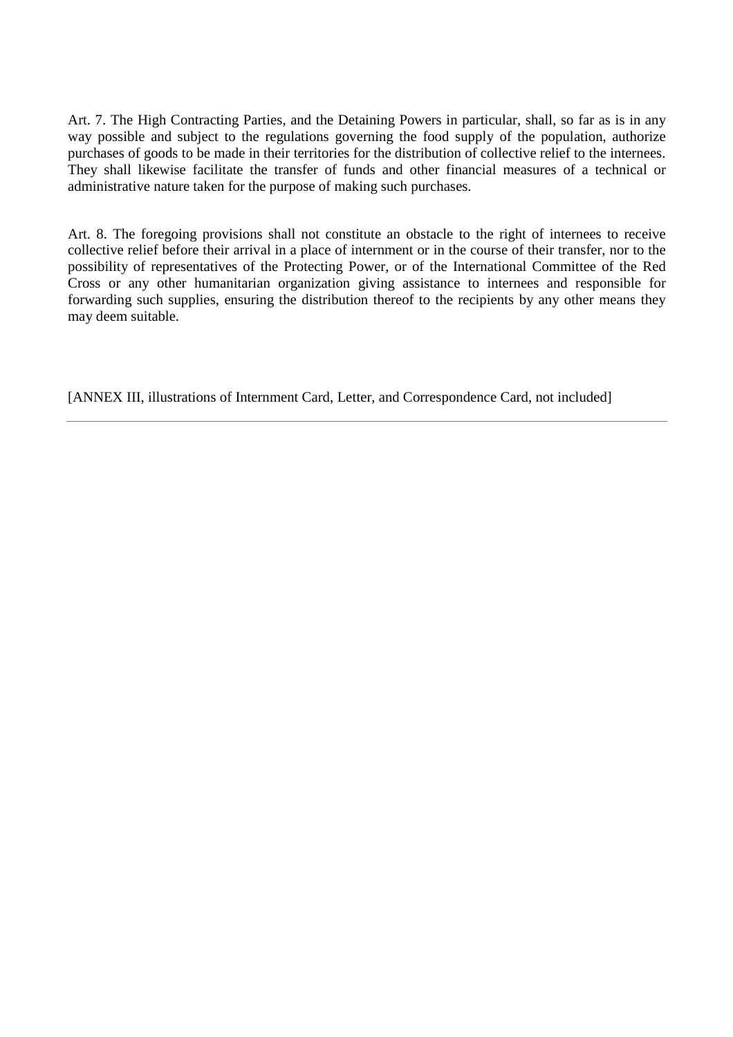Art. 7. The High Contracting Parties, and the Detaining Powers in particular, shall, so far as is in any way possible and subject to the regulations governing the food supply of the population, authorize purchases of goods to be made in their territories for the distribution of collective relief to the internees. They shall likewise facilitate the transfer of funds and other financial measures of a technical or administrative nature taken for the purpose of making such purchases.

Art. 8. The foregoing provisions shall not constitute an obstacle to the right of internees to receive collective relief before their arrival in a place of internment or in the course of their transfer, nor to the possibility of representatives of the Protecting Power, or of the International Committee of the Red Cross or any other humanitarian organization giving assistance to internees and responsible for forwarding such supplies, ensuring the distribution thereof to the recipients by any other means they may deem suitable.

[ANNEX III, illustrations of Internment Card, Letter, and Correspondence Card, not included]

---